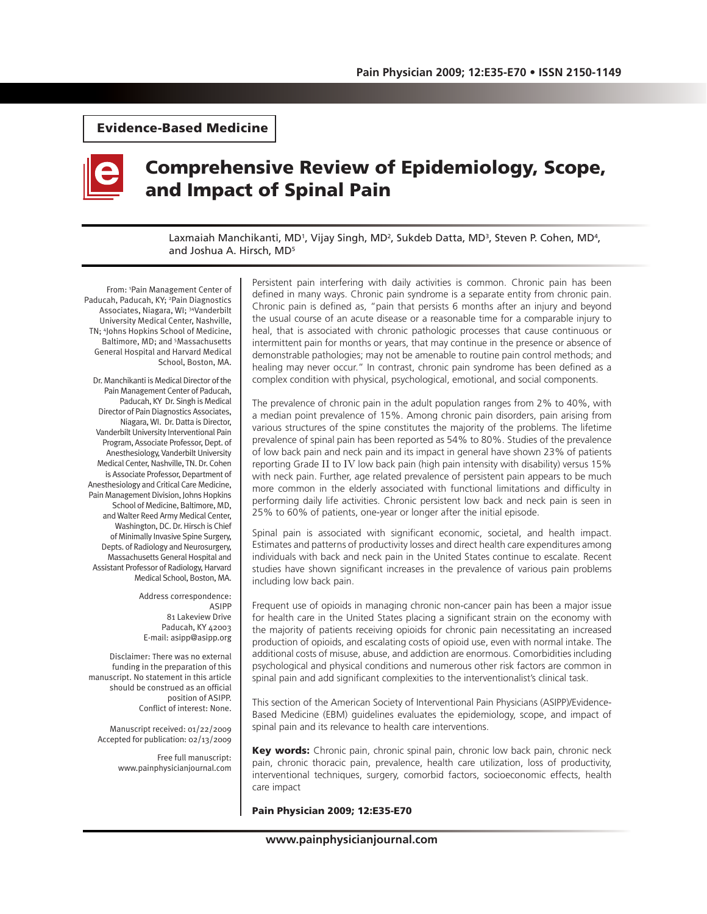Evidence-Based Medicine

# Comprehensive Review of Epidemiology, Scope, and Impact of Spinal Pain

Laxmaiah Manchikanti, MD[1], Vijay Singh, MD[2], Sukdeb Datta, MD[3], Steven P. Cohen, MD[4], and Joshua A. Hirsch, MD[5]

From: [1]Pain Management Center of Paducah, Paducah, KY; [2]Pain Diagnostics Associates, Niagara, WI; [3]Vanderbilt University Medical Center, Nashville, TN; [4]Johns Hopkins School of Medicine, Baltimore, MD; and [5]Massachusetts General Hospital and Harvard Medical School, Boston, MA.

Dr. Manchikanti is Medical Director of the Pain Management Center of Paducah, Paducah, KY Dr. Singh is Medical Director of Pain Diagnostics Associates, Niagara, WI. Dr. Datta is Director, Vanderbilt University Interventional Pain Program, Associate Professor, Dept. of Anesthesiology, Vanderbilt University Medical Center, Nashville, TN. Dr. Cohen is Associate Professor, Department of Anesthesiology and Critical Care Medicine, Pain Management Division, Johns Hopkins School of Medicine, Baltimore, MD, and Walter Reed Army Medical Center, Washington, DC. Dr. Hirsch is Chief of Minimally Invasive Spine Surgery, Depts. of Radiology and Neurosurgery, Massachusetts General Hospital and Assistant Professor of Radiology, Harvard Medical School, Boston, MA.

Address correspondence:
ASIPP
81 Lakeview Drive
Paducah, KY 42003
E-mail: asipp@asipp.org

Disclaimer: There was no external funding in the preparation of this manuscript. No statement in this article should be construed as an official position of ASIPP.
Conflict of interest: None.

Manuscript received: 01/22/2009
Accepted for publication: 02/13/2009

Free full manuscript:
www.painphysicianjournal.com

Persistent pain interfering with daily activities is common. Chronic pain has been defined in many ways. Chronic pain syndrome is a separate entity from chronic pain. Chronic pain is defined as, "pain that persists 6 months after an injury and beyond the usual course of an acute disease or a reasonable time for a comparable injury to heal, that is associated with chronic pathologic processes that cause continuous or intermittent pain for months or years, that may continue in the presence or absence of demonstrable pathologies; may not be amenable to routine pain control methods; and healing may never occur." In contrast, chronic pain syndrome has been defined as a complex condition with physical, psychological, emotional, and social components.

The prevalence of chronic pain in the adult population ranges from 2% to 40%, with a median point prevalence of 15%. Among chronic pain disorders, pain arising from various structures of the spine constitutes the majority of the problems. The lifetime prevalence of spinal pain has been reported as 54% to 80%. Studies of the prevalence of low back pain and neck pain and its impact in general have shown 23% of patients reporting Grade II to IV low back pain (high pain intensity with disability) versus 15% with neck pain. Further, age related prevalence of persistent pain appears to be much more common in the elderly associated with functional limitations and difficulty in performing daily life activities. Chronic persistent low back and neck pain is seen in 25% to 60% of patients, one-year or longer after the initial episode.

Spinal pain is associated with significant economic, societal, and health impact. Estimates and patterns of productivity losses and direct health care expenditures among individuals with back and neck pain in the United States continue to escalate. Recent studies have shown significant increases in the prevalence of various pain problems including low back pain.

Frequent use of opioids in managing chronic non-cancer pain has been a major issue for health care in the United States placing a significant strain on the economy with the majority of patients receiving opioids for chronic pain necessitating an increased production of opioids, and escalating costs of opioid use, even with normal intake. The additional costs of misuse, abuse, and addiction are enormous. Comorbidities including psychological and physical conditions and numerous other risk factors are common in spinal pain and add significant complexities to the interventionalist's clinical task.

This section of the American Society of Interventional Pain Physicians (ASIPP)/Evidence-Based Medicine (EBM) guidelines evaluates the epidemiology, scope, and impact of spinal pain and its relevance to health care interventions.

**Key words:** Chronic pain, chronic spinal pain, chronic low back pain, chronic neck pain, chronic thoracic pain, prevalence, health care utilization, loss of productivity, interventional techniques, surgery, comorbid factors, socioeconomic effects, health care impact

**Pain Physician 2009; 12:E35-E70**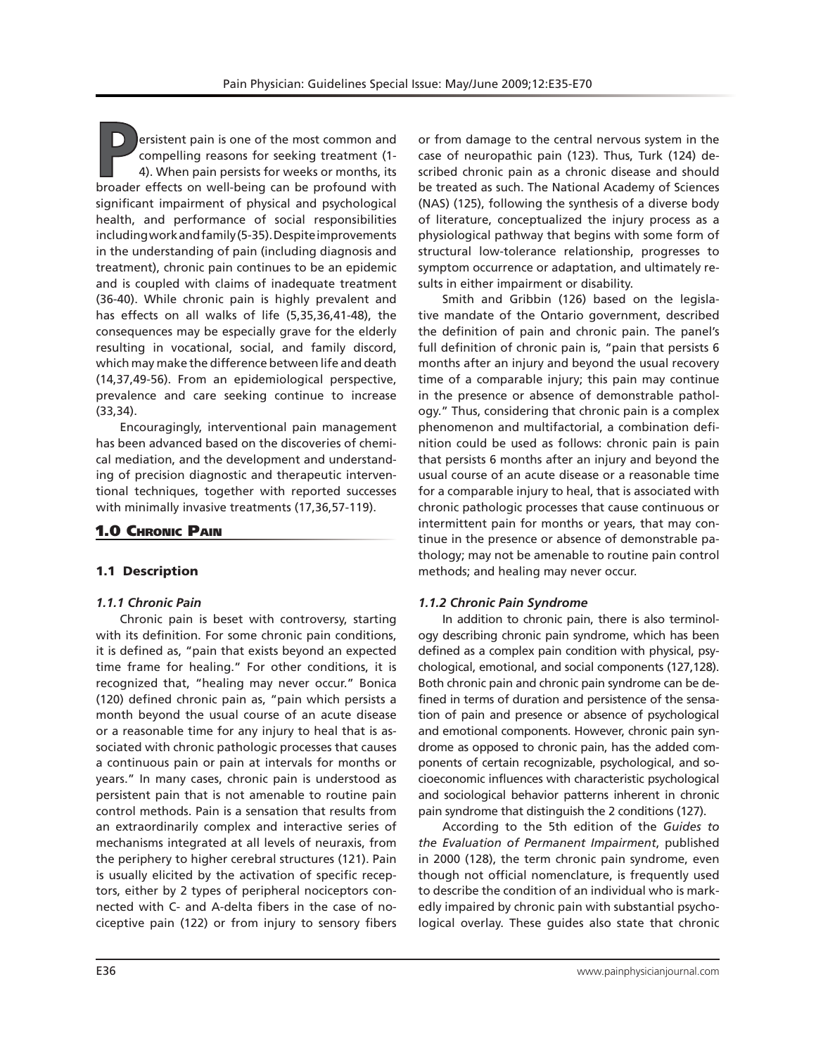Persistent pain is one of the most common and compelling reasons for seeking treatment (1-4). When pain persists for weeks or months, its broader effects on well-being can be profound with significant impairment of physical and psychological health, and performance of social responsibilities including work and family (5-35). Despite improvements in the understanding of pain (including diagnosis and treatment), chronic pain continues to be an epidemic and is coupled with claims of inadequate treatment (36-40). While chronic pain is highly prevalent and has effects on all walks of life (5,35,36,41-48), the consequences may be especially grave for the elderly resulting in vocational, social, and family discord, which may make the difference between life and death (14,37,49-56). From an epidemiological perspective, prevalence and care seeking continue to increase (33,34).

Encouragingly, interventional pain management has been advanced based on the discoveries of chemical mediation, and the development and understanding of precision diagnostic and therapeutic interventional techniques, together with reported successes with minimally invasive treatments (17,36,57-119).

## 1.0 Chronic Pain

### 1.1 Description

#### *1.1.1 Chronic Pain*

Chronic pain is beset with controversy, starting with its definition. For some chronic pain conditions, it is defined as, "pain that exists beyond an expected time frame for healing." For other conditions, it is recognized that, "healing may never occur." Bonica (120) defined chronic pain as, "pain which persists a month beyond the usual course of an acute disease or a reasonable time for any injury to heal that is associated with chronic pathologic processes that causes a continuous pain or pain at intervals for months or years." In many cases, chronic pain is understood as persistent pain that is not amenable to routine pain control methods. Pain is a sensation that results from an extraordinarily complex and interactive series of mechanisms integrated at all levels of neuraxis, from the periphery to higher cerebral structures (121). Pain is usually elicited by the activation of specific receptors, either by 2 types of peripheral nociceptors connected with C- and A-delta fibers in the case of nociceptive pain (122) or from injury to sensory fibers or from damage to the central nervous system in the case of neuropathic pain (123). Thus, Turk (124) described chronic pain as a chronic disease and should be treated as such. The National Academy of Sciences (NAS) (125), following the synthesis of a diverse body of literature, conceptualized the injury process as a physiological pathway that begins with some form of structural low-tolerance relationship, progresses to symptom occurrence or adaptation, and ultimately results in either impairment or disability.

Smith and Gribbin (126) based on the legislative mandate of the Ontario government, described the definition of pain and chronic pain. The panel's full definition of chronic pain is, "pain that persists 6 months after an injury and beyond the usual recovery time of a comparable injury; this pain may continue in the presence or absence of demonstrable pathology." Thus, considering that chronic pain is a complex phenomenon and multifactorial, a combination definition could be used as follows: chronic pain is pain that persists 6 months after an injury and beyond the usual course of an acute disease or a reasonable time for a comparable injury to heal, that is associated with chronic pathologic processes that cause continuous or intermittent pain for months or years, that may continue in the presence or absence of demonstrable pathology; may not be amenable to routine pain control methods; and healing may never occur.

#### *1.1.2 Chronic Pain Syndrome*

In addition to chronic pain, there is also terminology describing chronic pain syndrome, which has been defined as a complex pain condition with physical, psychological, emotional, and social components (127,128). Both chronic pain and chronic pain syndrome can be defined in terms of duration and persistence of the sensation of pain and presence or absence of psychological and emotional components. However, chronic pain syndrome as opposed to chronic pain, has the added components of certain recognizable, psychological, and socioeconomic influences with characteristic psychological and sociological behavior patterns inherent in chronic pain syndrome that distinguish the 2 conditions (127).

According to the 5th edition of the *Guides to the Evaluation of Permanent Impairment*, published in 2000 (128), the term chronic pain syndrome, even though not official nomenclature, is frequently used to describe the condition of an individual who is markedly impaired by chronic pain with substantial psychological overlay. These guides also state that chronic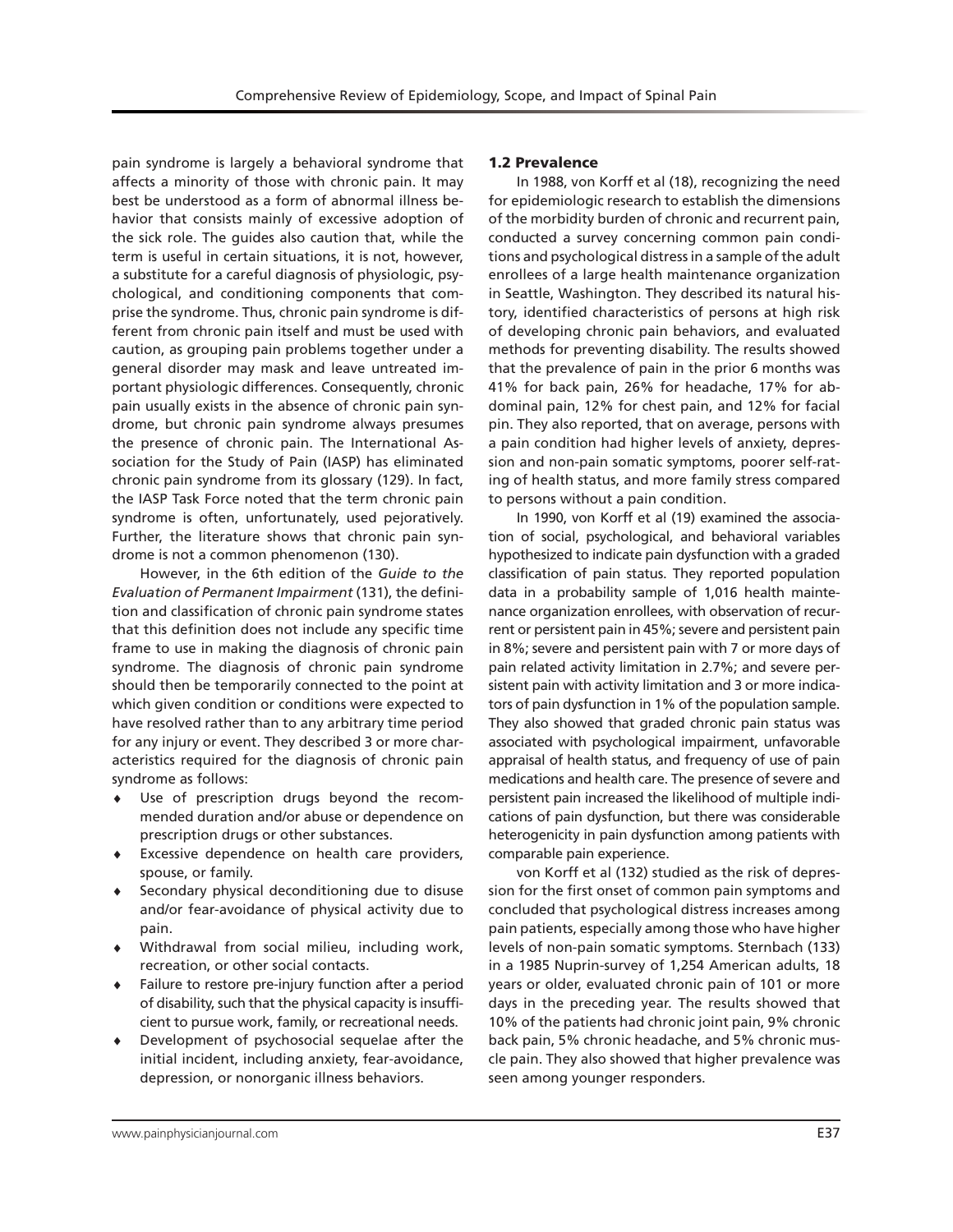pain syndrome is largely a behavioral syndrome that affects a minority of those with chronic pain. It may best be understood as a form of abnormal illness behavior that consists mainly of excessive adoption of the sick role. The guides also caution that, while the term is useful in certain situations, it is not, however, a substitute for a careful diagnosis of physiologic, psychological, and conditioning components that comprise the syndrome. Thus, chronic pain syndrome is different from chronic pain itself and must be used with caution, as grouping pain problems together under a general disorder may mask and leave untreated important physiologic differences. Consequently, chronic pain usually exists in the absence of chronic pain syndrome, but chronic pain syndrome always presumes the presence of chronic pain. The International Association for the Study of Pain (IASP) has eliminated chronic pain syndrome from its glossary (129). In fact, the IASP Task Force noted that the term chronic pain syndrome is often, unfortunately, used pejoratively. Further, the literature shows that chronic pain syndrome is not a common phenomenon (130).

However, in the 6th edition of the *Guide to the Evaluation of Permanent Impairment* (131), the definition and classification of chronic pain syndrome states that this definition does not include any specific time frame to use in making the diagnosis of chronic pain syndrome. The diagnosis of chronic pain syndrome should then be temporarily connected to the point at which given condition or conditions were expected to have resolved rather than to any arbitrary time period for any injury or event. They described 3 or more characteristics required for the diagnosis of chronic pain syndrome as follows:

- Use of prescription drugs beyond the recommended duration and/or abuse or dependence on prescription drugs or other substances.
- Excessive dependence on health care providers, spouse, or family.
- Secondary physical deconditioning due to disuse and/or fear-avoidance of physical activity due to pain.
- Withdrawal from social milieu, including work, recreation, or other social contacts.
- Failure to restore pre-injury function after a period of disability, such that the physical capacity is insufficient to pursue work, family, or recreational needs.
- Development of psychosocial sequelae after the initial incident, including anxiety, fear-avoidance, depression, or nonorganic illness behaviors.

### 1.2 Prevalence

In 1988, von Korff et al (18), recognizing the need for epidemiologic research to establish the dimensions of the morbidity burden of chronic and recurrent pain, conducted a survey concerning common pain conditions and psychological distress in a sample of the adult enrollees of a large health maintenance organization in Seattle, Washington. They described its natural history, identified characteristics of persons at high risk of developing chronic pain behaviors, and evaluated methods for preventing disability. The results showed that the prevalence of pain in the prior 6 months was 41% for back pain, 26% for headache, 17% for abdominal pain, 12% for chest pain, and 12% for facial pin. They also reported, that on average, persons with a pain condition had higher levels of anxiety, depression and non-pain somatic symptoms, poorer self-rating of health status, and more family stress compared to persons without a pain condition.

In 1990, von Korff et al (19) examined the association of social, psychological, and behavioral variables hypothesized to indicate pain dysfunction with a graded classification of pain status. They reported population data in a probability sample of 1,016 health maintenance organization enrollees, with observation of recurrent or persistent pain in 45%; severe and persistent pain in 8%; severe and persistent pain with 7 or more days of pain related activity limitation in 2.7%; and severe persistent pain with activity limitation and 3 or more indicators of pain dysfunction in 1% of the population sample. They also showed that graded chronic pain status was associated with psychological impairment, unfavorable appraisal of health status, and frequency of use of pain medications and health care. The presence of severe and persistent pain increased the likelihood of multiple indications of pain dysfunction, but there was considerable heterogenicity in pain dysfunction among patients with comparable pain experience.

von Korff et al (132) studied as the risk of depression for the first onset of common pain symptoms and concluded that psychological distress increases among pain patients, especially among those who have higher levels of non-pain somatic symptoms. Sternbach (133) in a 1985 Nuprin-survey of 1,254 American adults, 18 years or older, evaluated chronic pain of 101 or more days in the preceding year. The results showed that 10% of the patients had chronic joint pain, 9% chronic back pain, 5% chronic headache, and 5% chronic muscle pain. They also showed that higher prevalence was seen among younger responders.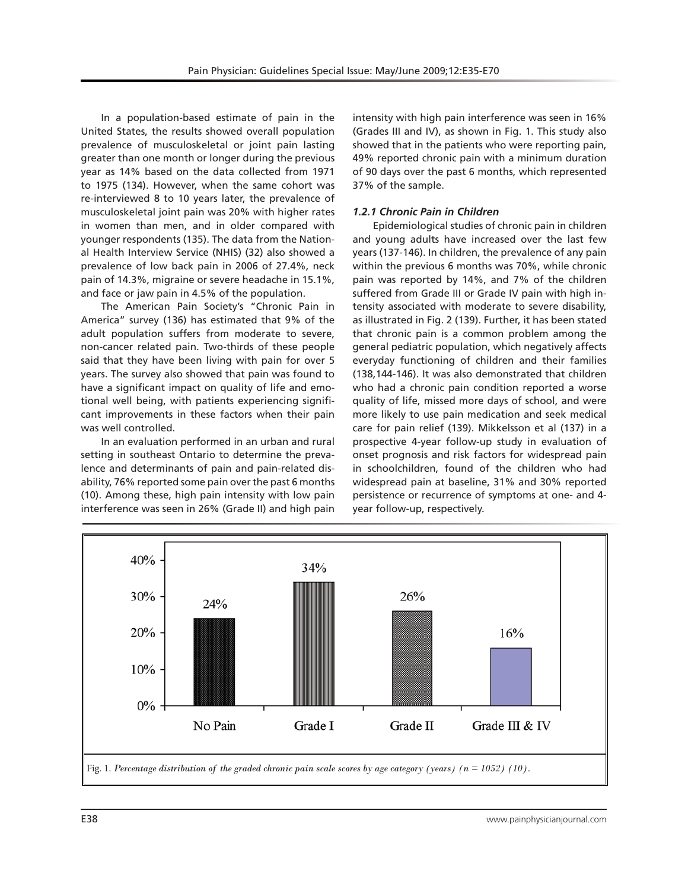In a population-based estimate of pain in the United States, the results showed overall population prevalence of musculoskeletal or joint pain lasting greater than one month or longer during the previous year as 14% based on the data collected from 1971 to 1975 (134). However, when the same cohort was re-interviewed 8 to 10 years later, the prevalence of musculoskeletal joint pain was 20% with higher rates in women than men, and in older compared with younger respondents (135). The data from the National Health Interview Service (NHIS) (32) also showed a prevalence of low back pain in 2006 of 27.4%, neck pain of 14.3%, migraine or severe headache in 15.1%, and face or jaw pain in 4.5% of the population.

The American Pain Society's "Chronic Pain in America" survey (136) has estimated that 9% of the adult population suffers from moderate to severe, non-cancer related pain. Two-thirds of these people said that they have been living with pain for over 5 years. The survey also showed that pain was found to have a significant impact on quality of life and emotional well being, with patients experiencing significant improvements in these factors when their pain was well controlled.

In an evaluation performed in an urban and rural setting in southeast Ontario to determine the prevalence and determinants of pain and pain-related disability, 76% reported some pain over the past 6 months (10). Among these, high pain intensity with low pain interference was seen in 26% (Grade II) and high pain intensity with high pain interference was seen in 16% (Grades III and IV), as shown in Fig. 1. This study also showed that in the patients who were reporting pain, 49% reported chronic pain with a minimum duration of 90 days over the past 6 months, which represented 37% of the sample.

### *1.2.1 Chronic Pain in Children*

Epidemiological studies of chronic pain in children and young adults have increased over the last few years (137-146). In children, the prevalence of any pain within the previous 6 months was 70%, while chronic pain was reported by 14%, and 7% of the children suffered from Grade III or Grade IV pain with high intensity associated with moderate to severe disability, as illustrated in Fig. 2 (139). Further, it has been stated that chronic pain is a common problem among the general pediatric population, which negatively affects everyday functioning of children and their families (138,144-146). It was also demonstrated that children who had a chronic pain condition reported a worse quality of life, missed more days of school, and were more likely to use pain medication and seek medical care for pain relief (139). Mikkelsson et al (137) in a prospective 4-year follow-up study in evaluation of onset prognosis and risk factors for widespread pain in schoolchildren, found of the children who had widespread pain at baseline, 31% and 30% reported persistence or recurrence of symptoms at one- and 4-year follow-up, respectively.

| No Pain | Grade I | Grade II | Grade III & IV |
|---|---|---|---|
| 24% | 34% | 26% | 16% |

Fig. 1. *Percentage distribution of the graded chronic pain scale scores by age category (years) (n = 1052) (10).*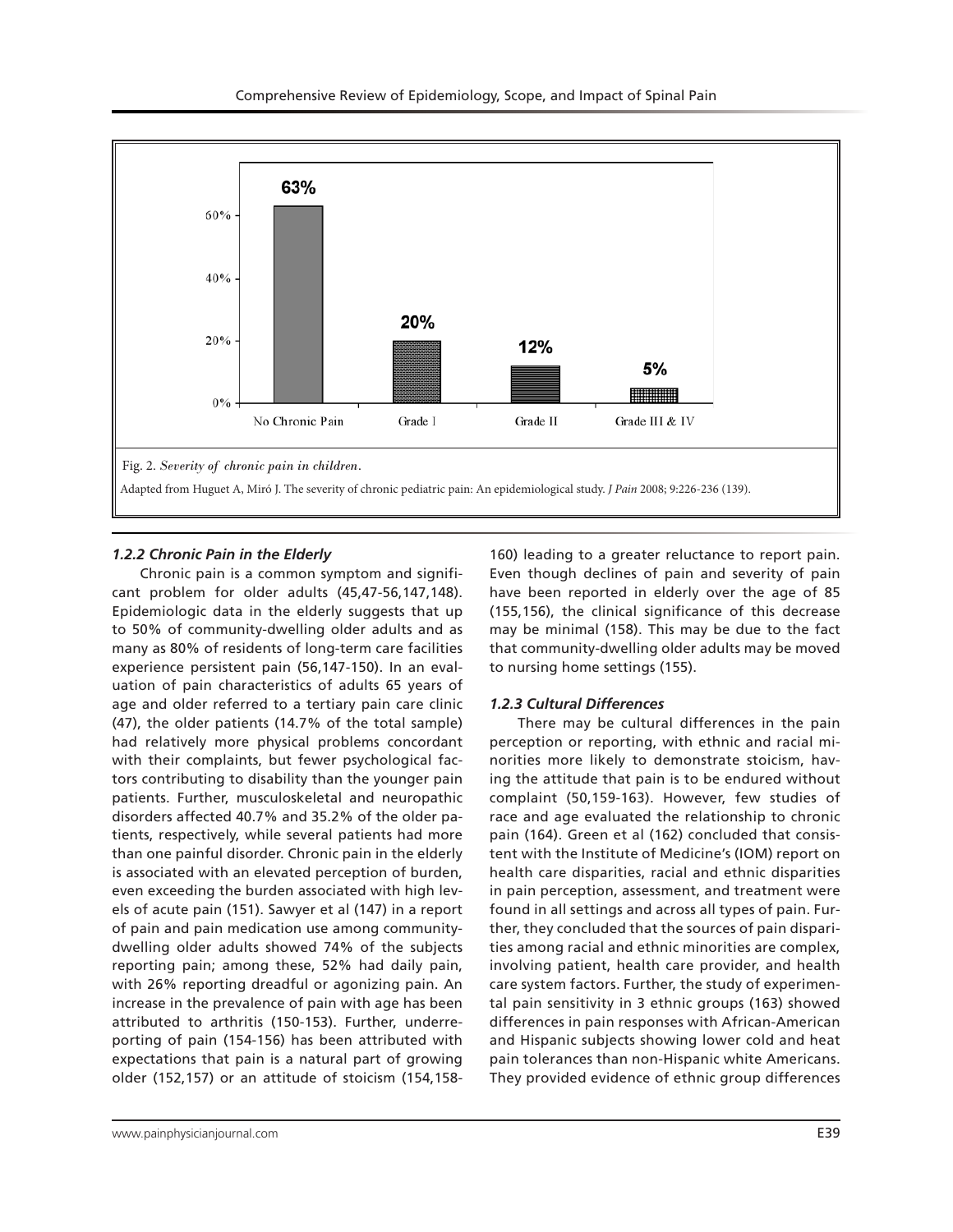Fig. 2. *Severity of chronic pain in children.*

Adapted from Huguet A, Miró J. The severity of chronic pediatric pain: An epidemiological study. *J Pain* 2008; 9:226-236 (139).

### *1.2.2 Chronic Pain in the Elderly*

Chronic pain is a common symptom and significant problem for older adults (45,47-56,147,148). Epidemiologic data in the elderly suggests that up to 50% of community-dwelling older adults and as many as 80% of residents of long-term care facilities experience persistent pain (56,147-150). In an evaluation of pain characteristics of adults 65 years of age and older referred to a tertiary pain care clinic (47), the older patients (14.7% of the total sample) had relatively more physical problems concordant with their complaints, but fewer psychological factors contributing to disability than the younger pain patients. Further, musculoskeletal and neuropathic disorders affected 40.7% and 35.2% of the older patients, respectively, while several patients had more than one painful disorder. Chronic pain in the elderly is associated with an elevated perception of burden, even exceeding the burden associated with high levels of acute pain (151). Sawyer et al (147) in a report of pain and pain medication use among community-dwelling older adults showed 74% of the subjects reporting pain; among these, 52% had daily pain, with 26% reporting dreadful or agonizing pain. An increase in the prevalence of pain with age has been attributed to arthritis (150-153). Further, underreporting of pain (154-156) has been attributed with expectations that pain is a natural part of growing older (152,157) or an attitude of stoicism (154,158-160) leading to a greater reluctance to report pain. Even though declines of pain and severity of pain have been reported in elderly over the age of 85 (155,156), the clinical significance of this decrease may be minimal (158). This may be due to the fact that community-dwelling older adults may be moved to nursing home settings (155).

### *1.2.3 Cultural Differences*

There may be cultural differences in the pain perception or reporting, with ethnic and racial minorities more likely to demonstrate stoicism, having the attitude that pain is to be endured without complaint (50,159-163). However, few studies of race and age evaluated the relationship to chronic pain (164). Green et al (162) concluded that consistent with the Institute of Medicine's (IOM) report on health care disparities, racial and ethnic disparities in pain perception, assessment, and treatment were found in all settings and across all types of pain. Further, they concluded that the sources of pain disparities among racial and ethnic minorities are complex, involving patient, health care provider, and health care system factors. Further, the study of experimental pain sensitivity in 3 ethnic groups (163) showed differences in pain responses with African-American and Hispanic subjects showing lower cold and heat pain tolerances than non-Hispanic white Americans. They provided evidence of ethnic group differences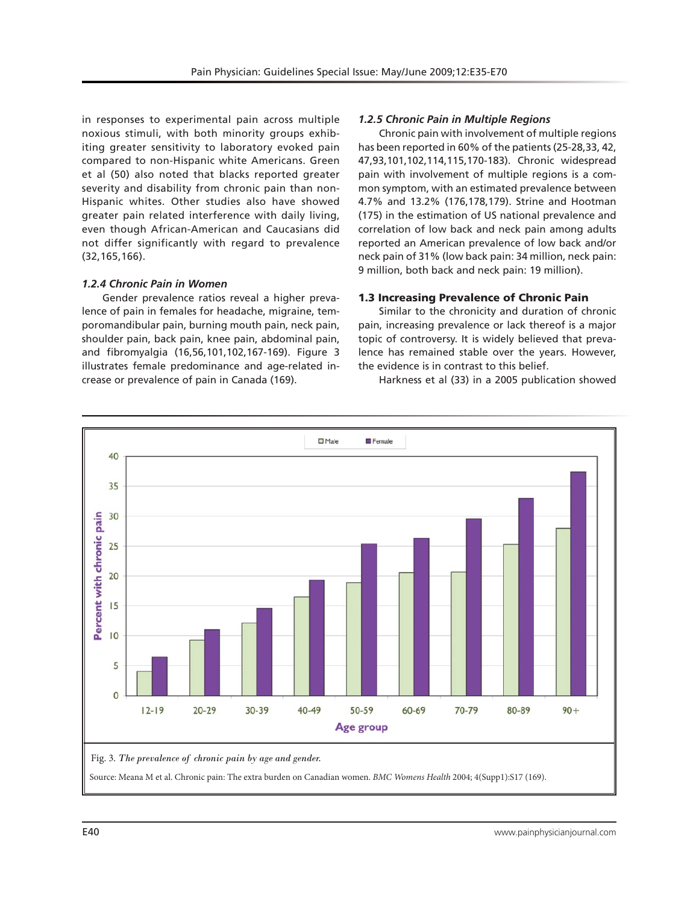in responses to experimental pain across multiple noxious stimuli, with both minority groups exhibiting greater sensitivity to laboratory evoked pain compared to non-Hispanic white Americans. Green et al (50) also noted that blacks reported greater severity and disability from chronic pain than non-Hispanic whites. Other studies also have showed greater pain related interference with daily living, even though African-American and Caucasians did not differ significantly with regard to prevalence (32,165,166).

### *1.2.4 Chronic Pain in Women*

Gender prevalence ratios reveal a higher prevalence of pain in females for headache, migraine, temporomandibular pain, burning mouth pain, neck pain, shoulder pain, back pain, knee pain, abdominal pain, and fibromyalgia (16,56,101,102,167-169). Figure 3 illustrates female predominance and age-related increase or prevalence of pain in Canada (169).

### *1.2.5 Chronic Pain in Multiple Regions*

Chronic pain with involvement of multiple regions has been reported in 60% of the patients (25-28,33, 42, 47,93,101,102,114,115,170-183). Chronic widespread pain with involvement of multiple regions is a common symptom, with an estimated prevalence between 4.7% and 13.2% (176,178,179). Strine and Hootman (175) in the estimation of US national prevalence and correlation of low back and neck pain among adults reported an American prevalence of low back and/or neck pain of 31% (low back pain: 34 million, neck pain: 9 million, both back and neck pain: 19 million).

## 1.3 Increasing Prevalence of Chronic Pain

Similar to the chronicity and duration of chronic pain, increasing prevalence or lack thereof is a major topic of controversy. It is widely believed that prevalence has remained stable over the years. However, the evidence is in contrast to this belief.

Harkness et al (33) in a 2005 publication showed

Fig. 3. *The prevalence of chronic pain by age and gender.*

Source: Meana M et al. Chronic pain: The extra burden on Canadian women. *BMC Womens Health* 2004; 4(Supp1):S17 (169).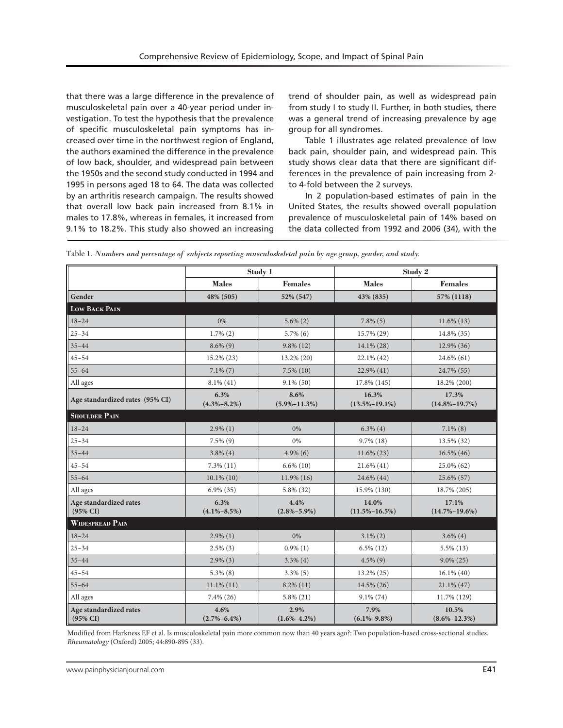that there was a large difference in the prevalence of musculoskeletal pain over a 40-year period under investigation. To test the hypothesis that the prevalence of specific musculoskeletal pain symptoms has increased over time in the northwest region of England, the authors examined the difference in the prevalence of low back, shoulder, and widespread pain between the 1950s and the second study conducted in 1994 and 1995 in persons aged 18 to 64. The data was collected by an arthritis research campaign. The results showed that overall low back pain increased from 8.1% in males to 17.8%, whereas in females, it increased from 9.1% to 18.2%. This study also showed an increasing trend of shoulder pain, as well as widespread pain from study I to study II. Further, in both studies, there was a general trend of increasing prevalence by age group for all syndromes.

Table 1 illustrates age related prevalence of low back pain, shoulder pain, and widespread pain. This study shows clear data that there are significant differences in the prevalence of pain increasing from 2- to 4-fold between the 2 surveys.

In 2 population-based estimates of pain in the United States, the results showed overall population prevalence of musculoskeletal pain of 14% based on the data collected from 1992 and 2006 (34), with the

Table 1. *Numbers and percentage of subjects reporting musculoskeletal pain by age group, gender, and study.*

| | Study 1 | | Study 2 | |
|---|---|---|---|---|
| | **Males** | **Females** | **Males** | **Females** |
| **Gender** | **48% (505)** | **52% (547)** | **43% (835)** | **57% (1118)** |
| **Low Back Pain** | | | | |
| 18–24 | 0% | 5.6% (2) | 7.8% (5) | 11.6% (13) |
| 25–34 | 1.7% (2) | 5.7% (6) | 15.7% (29) | 14.8% (35) |
| 35–44 | 8.6% (9) | 9.8% (12) | 14.1% (28) | 12.9% (36) |
| 45–54 | 15.2% (23) | 13.2% (20) | 22.1% (42) | 24.6% (61) |
| 55–64 | 7.1% (7) | 7.5% (10) | 22.9% (41) | 24.7% (55) |
| All ages | 8.1% (41) | 9.1% (50) | 17.8% (145) | 18.2% (200) |
| **Age standardized rates (95% CI)** | **6.3% (4.3%–8.2%)** | **8.6% (5.9%–11.3%)** | **16.3% (13.5%–19.1%)** | **17.3% (14.8%–19.7%)** |
| **Shoulder Pain** | | | | |
| 18–24 | 2.9% (1) | 0% | 6.3% (4) | 7.1% (8) |
| 25–34 | 7.5% (9) | 0% | 9.7% (18) | 13.5% (32) |
| 35–44 | 3.8% (4) | 4.9% (6) | 11.6% (23) | 16.5% (46) |
| 45–54 | 7.3% (11) | 6.6% (10) | 21.6% (41) | 25.0% (62) |
| 55–64 | 10.1% (10) | 11.9% (16) | 24.6% (44) | 25.6% (57) |
| All ages | 6.9% (35) | 5.8% (32) | 15.9% (130) | 18.7% (205) |
| **Age standardized rates (95% CI)** | **6.3% (4.1%–8.5%)** | **4.4% (2.8%–5.9%)** | **14.0% (11.5%–16.5%)** | **17.1% (14.7%–19.6%)** |
| **Widespread Pain** | | | | |
| 18–24 | 2.9% (1) | 0% | 3.1% (2) | 3.6% (4) |
| 25–34 | 2.5% (3) | 0.9% (1) | 6.5% (12) | 5.5% (13) |
| 35–44 | 2.9% (3) | 3.3% (4) | 4.5% (9) | 9.0% (25) |
| 45–54 | 5.3% (8) | 3.3% (5) | 13.2% (25) | 16.1% (40) |
| 55–64 | 11.1% (11) | 8.2% (11) | 14.5% (26) | 21.1% (47) |
| All ages | 7.4% (26) | 5.8% (21) | 9.1% (74) | 11.7% (129) |
| **Age standardized rates (95% CI)** | **4.6% (2.7%–6.4%)** | **2.9% (1.6%–4.2%)** | **7.9% (6.1%–9.8%)** | **10.5% (8.6%–12.3%)** |

Modified from Harkness EF et al. Is musculoskeletal pain more common now than 40 years ago?: Two population-based cross-sectional studies. *Rheumatology* (Oxford) 2005; 44:890-895 (33).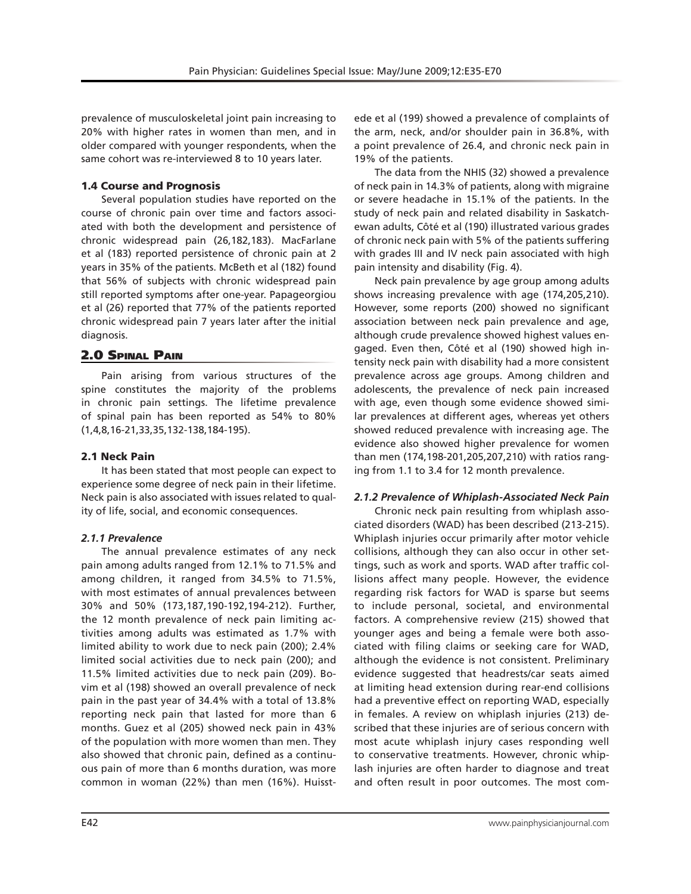prevalence of musculoskeletal joint pain increasing to 20% with higher rates in women than men, and in older compared with younger respondents, when the same cohort was re-interviewed 8 to 10 years later.

### 1.4 Course and Prognosis

Several population studies have reported on the course of chronic pain over time and factors associated with both the development and persistence of chronic widespread pain (26,182,183). MacFarlane et al (183) reported persistence of chronic pain at 2 years in 35% of the patients. McBeth et al (182) found that 56% of subjects with chronic widespread pain still reported symptoms after one-year. Papageorgiou et al (26) reported that 77% of the patients reported chronic widespread pain 7 years later after the initial diagnosis.

## 2.0 Spinal Pain

Pain arising from various structures of the spine constitutes the majority of the problems in chronic pain settings. The lifetime prevalence of spinal pain has been reported as 54% to 80% (1,4,8,16-21,33,35,132-138,184-195).

### 2.1 Neck Pain

It has been stated that most people can expect to experience some degree of neck pain in their lifetime. Neck pain is also associated with issues related to quality of life, social, and economic consequences.

#### *2.1.1 Prevalence*

The annual prevalence estimates of any neck pain among adults ranged from 12.1% to 71.5% and among children, it ranged from 34.5% to 71.5%, with most estimates of annual prevalences between 30% and 50% (173,187,190-192,194-212). Further, the 12 month prevalence of neck pain limiting activities among adults was estimated as 1.7% with limited ability to work due to neck pain (200); 2.4% limited social activities due to neck pain (200); and 11.5% limited activities due to neck pain (209). Bovim et al (198) showed an overall prevalence of neck pain in the past year of 34.4% with a total of 13.8% reporting neck pain that lasted for more than 6 months. Guez et al (205) showed neck pain in 43% of the population with more women than men. They also showed that chronic pain, defined as a continuous pain of more than 6 months duration, was more common in woman (22%) than men (16%). Huisstede et al (199) showed a prevalence of complaints of the arm, neck, and/or shoulder pain in 36.8%, with a point prevalence of 26.4, and chronic neck pain in 19% of the patients.

The data from the NHIS (32) showed a prevalence of neck pain in 14.3% of patients, along with migraine or severe headache in 15.1% of the patients. In the study of neck pain and related disability in Saskatchewan adults, Côté et al (190) illustrated various grades of chronic neck pain with 5% of the patients suffering with grades III and IV neck pain associated with high pain intensity and disability (Fig. 4).

Neck pain prevalence by age group among adults shows increasing prevalence with age (174,205,210). However, some reports (200) showed no significant association between neck pain prevalence and age, although crude prevalence showed highest values engaged. Even then, Côté et al (190) showed high intensity neck pain with disability had a more consistent prevalence across age groups. Among children and adolescents, the prevalence of neck pain increased with age, even though some evidence showed similar prevalences at different ages, whereas yet others showed reduced prevalence with increasing age. The evidence also showed higher prevalence for women than men (174,198-201,205,207,210) with ratios ranging from 1.1 to 3.4 for 12 month prevalence.

#### *2.1.2 Prevalence of Whiplash-Associated Neck Pain*

Chronic neck pain resulting from whiplash associated disorders (WAD) has been described (213-215). Whiplash injuries occur primarily after motor vehicle collisions, although they can also occur in other settings, such as work and sports. WAD after traffic collisions affect many people. However, the evidence regarding risk factors for WAD is sparse but seems to include personal, societal, and environmental factors. A comprehensive review (215) showed that younger ages and being a female were both associated with filing claims or seeking care for WAD, although the evidence is not consistent. Preliminary evidence suggested that headrests/car seats aimed at limiting head extension during rear-end collisions had a preventive effect on reporting WAD, especially in females. A review on whiplash injuries (213) described that these injuries are of serious concern with most acute whiplash injury cases responding well to conservative treatments. However, chronic whiplash injuries are often harder to diagnose and treat and often result in poor outcomes. The most com-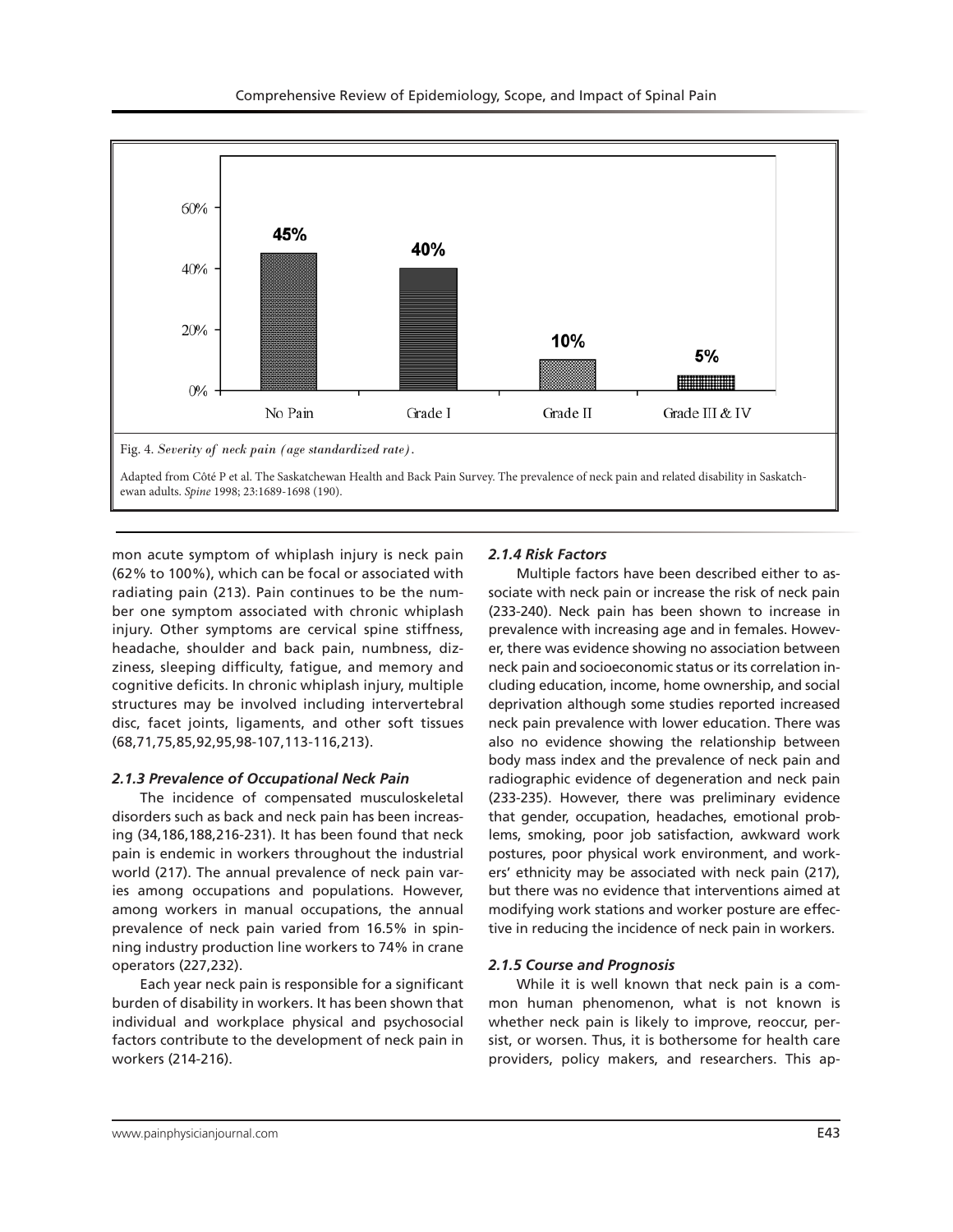Fig. 4. *Severity of neck pain (age standardized rate)*.

Adapted from Côté P et al. The Saskatchewan Health and Back Pain Survey. The prevalence of neck pain and related disability in Saskatchewan adults. *Spine* 1998; 23:1689-1698 (190).

mon acute symptom of whiplash injury is neck pain (62% to 100%), which can be focal or associated with radiating pain (213). Pain continues to be the number one symptom associated with chronic whiplash injury. Other symptoms are cervical spine stiffness, headache, shoulder and back pain, numbness, dizziness, sleeping difficulty, fatigue, and memory and cognitive deficits. In chronic whiplash injury, multiple structures may be involved including intervertebral disc, facet joints, ligaments, and other soft tissues (68,71,75,85,92,95,98-107,113-116,213).

### *2.1.3 Prevalence of Occupational Neck Pain*

The incidence of compensated musculoskeletal disorders such as back and neck pain has been increasing (34,186,188,216-231). It has been found that neck pain is endemic in workers throughout the industrial world (217). The annual prevalence of neck pain varies among occupations and populations. However, among workers in manual occupations, the annual prevalence of neck pain varied from 16.5% in spinning industry production line workers to 74% in crane operators (227,232).

Each year neck pain is responsible for a significant burden of disability in workers. It has been shown that individual and workplace physical and psychosocial factors contribute to the development of neck pain in workers (214-216).

### *2.1.4 Risk Factors*

Multiple factors have been described either to associate with neck pain or increase the risk of neck pain (233-240). Neck pain has been shown to increase in prevalence with increasing age and in females. However, there was evidence showing no association between neck pain and socioeconomic status or its correlation including education, income, home ownership, and social deprivation although some studies reported increased neck pain prevalence with lower education. There was also no evidence showing the relationship between body mass index and the prevalence of neck pain and radiographic evidence of degeneration and neck pain (233-235). However, there was preliminary evidence that gender, occupation, headaches, emotional problems, smoking, poor job satisfaction, awkward work postures, poor physical work environment, and workers' ethnicity may be associated with neck pain (217), but there was no evidence that interventions aimed at modifying work stations and worker posture are effective in reducing the incidence of neck pain in workers.

### *2.1.5 Course and Prognosis*

While it is well known that neck pain is a common human phenomenon, what is not known is whether neck pain is likely to improve, reoccur, persist, or worsen. Thus, it is bothersome for health care providers, policy makers, and researchers. This ap-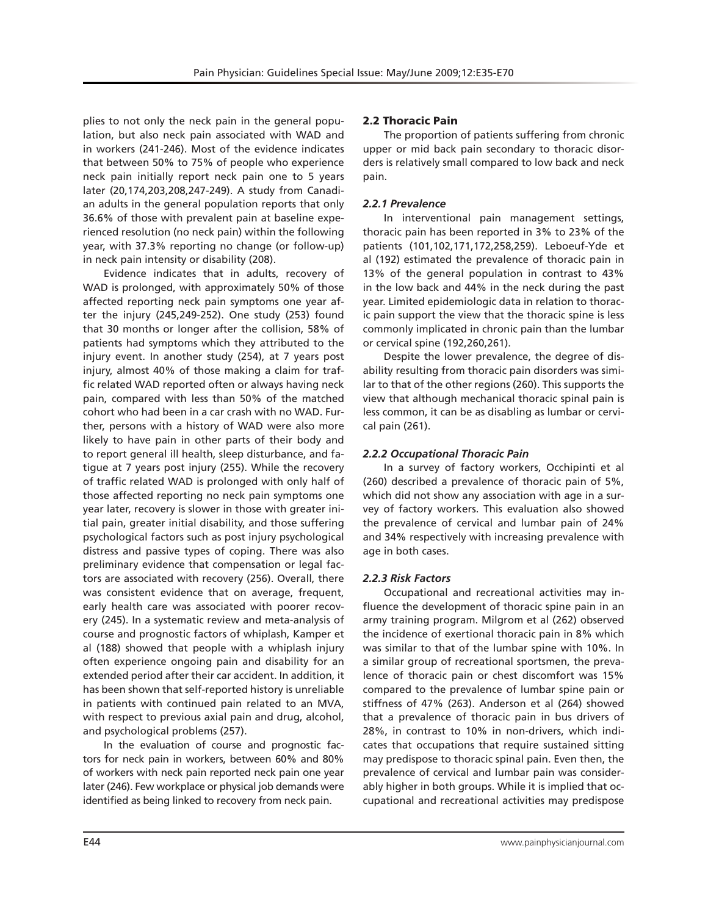plies to not only the neck pain in the general population, but also neck pain associated with WAD and in workers (241-246). Most of the evidence indicates that between 50% to 75% of people who experience neck pain initially report neck pain one to 5 years later (20,174,203,208,247-249). A study from Canadian adults in the general population reports that only 36.6% of those with prevalent pain at baseline experienced resolution (no neck pain) within the following year, with 37.3% reporting no change (or follow-up) in neck pain intensity or disability (208).

Evidence indicates that in adults, recovery of WAD is prolonged, with approximately 50% of those affected reporting neck pain symptoms one year after the injury (245,249-252). One study (253) found that 30 months or longer after the collision, 58% of patients had symptoms which they attributed to the injury event. In another study (254), at 7 years post injury, almost 40% of those making a claim for traffic related WAD reported often or always having neck pain, compared with less than 50% of the matched cohort who had been in a car crash with no WAD. Further, persons with a history of WAD were also more likely to have pain in other parts of their body and to report general ill health, sleep disturbance, and fatigue at 7 years post injury (255). While the recovery of traffic related WAD is prolonged with only half of those affected reporting no neck pain symptoms one year later, recovery is slower in those with greater initial pain, greater initial disability, and those suffering psychological factors such as post injury psychological distress and passive types of coping. There was also preliminary evidence that compensation or legal factors are associated with recovery (256). Overall, there was consistent evidence that on average, frequent, early health care was associated with poorer recovery (245). In a systematic review and meta-analysis of course and prognostic factors of whiplash, Kamper et al (188) showed that people with a whiplash injury often experience ongoing pain and disability for an extended period after their car accident. In addition, it has been shown that self-reported history is unreliable in patients with continued pain related to an MVA, with respect to previous axial pain and drug, alcohol, and psychological problems (257).

In the evaluation of course and prognostic factors for neck pain in workers, between 60% and 80% of workers with neck pain reported neck pain one year later (246). Few workplace or physical job demands were identified as being linked to recovery from neck pain.

## 2.2 Thoracic Pain

The proportion of patients suffering from chronic upper or mid back pain secondary to thoracic disorders is relatively small compared to low back and neck pain.

### *2.2.1 Prevalence*

In interventional pain management settings, thoracic pain has been reported in 3% to 23% of the patients (101,102,171,172,258,259). Leboeuf-Yde et al (192) estimated the prevalence of thoracic pain in 13% of the general population in contrast to 43% in the low back and 44% in the neck during the past year. Limited epidemiologic data in relation to thoracic pain support the view that the thoracic spine is less commonly implicated in chronic pain than the lumbar or cervical spine (192,260,261).

Despite the lower prevalence, the degree of disability resulting from thoracic pain disorders was similar to that of the other regions (260). This supports the view that although mechanical thoracic spinal pain is less common, it can be as disabling as lumbar or cervical pain (261).

### *2.2.2 Occupational Thoracic Pain*

In a survey of factory workers, Occhipinti et al (260) described a prevalence of thoracic pain of 5%, which did not show any association with age in a survey of factory workers. This evaluation also showed the prevalence of cervical and lumbar pain of 24% and 34% respectively with increasing prevalence with age in both cases.

### *2.2.3 Risk Factors*

Occupational and recreational activities may influence the development of thoracic spine pain in an army training program. Milgrom et al (262) observed the incidence of exertional thoracic pain in 8% which was similar to that of the lumbar spine with 10%. In a similar group of recreational sportsmen, the prevalence of thoracic pain or chest discomfort was 15% compared to the prevalence of lumbar spine pain or stiffness of 47% (263). Anderson et al (264) showed that a prevalence of thoracic pain in bus drivers of 28%, in contrast to 10% in non-drivers, which indicates that occupations that require sustained sitting may predispose to thoracic spinal pain. Even then, the prevalence of cervical and lumbar pain was considerably higher in both groups. While it is implied that occupational and recreational activities may predispose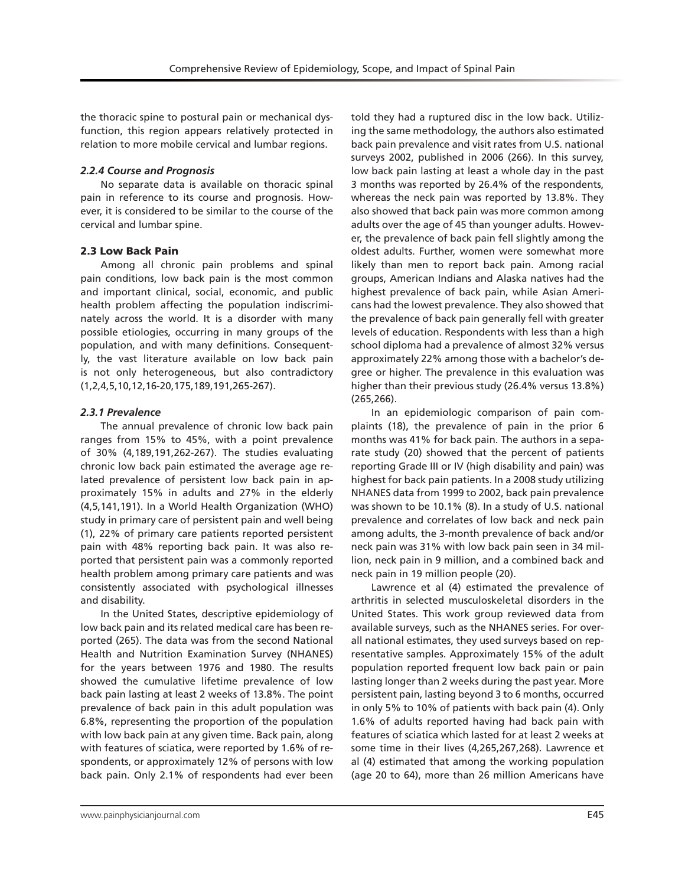the thoracic spine to postural pain or mechanical dysfunction, this region appears relatively protected in relation to more mobile cervical and lumbar regions.

#### *2.2.4 Course and Prognosis*

No separate data is available on thoracic spinal pain in reference to its course and prognosis. However, it is considered to be similar to the course of the cervical and lumbar spine.

### 2.3 Low Back Pain

Among all chronic pain problems and spinal pain conditions, low back pain is the most common and important clinical, social, economic, and public health problem affecting the population indiscriminately across the world. It is a disorder with many possible etiologies, occurring in many groups of the population, and with many definitions. Consequently, the vast literature available on low back pain is not only heterogeneous, but also contradictory (1,2,4,5,10,12,16-20,175,189,191,265-267).

#### *2.3.1 Prevalence*

The annual prevalence of chronic low back pain ranges from 15% to 45%, with a point prevalence of 30% (4,189,191,262-267). The studies evaluating chronic low back pain estimated the average age related prevalence of persistent low back pain in approximately 15% in adults and 27% in the elderly (4,5,141,191). In a World Health Organization (WHO) study in primary care of persistent pain and well being (1), 22% of primary care patients reported persistent pain with 48% reporting back pain. It was also reported that persistent pain was a commonly reported health problem among primary care patients and was consistently associated with psychological illnesses and disability.

In the United States, descriptive epidemiology of low back pain and its related medical care has been reported (265). The data was from the second National Health and Nutrition Examination Survey (NHANES) for the years between 1976 and 1980. The results showed the cumulative lifetime prevalence of low back pain lasting at least 2 weeks of 13.8%. The point prevalence of back pain in this adult population was 6.8%, representing the proportion of the population with low back pain at any given time. Back pain, along with features of sciatica, were reported by 1.6% of respondents, or approximately 12% of persons with low back pain. Only 2.1% of respondents had ever been told they had a ruptured disc in the low back. Utilizing the same methodology, the authors also estimated back pain prevalence and visit rates from U.S. national surveys 2002, published in 2006 (266). In this survey, low back pain lasting at least a whole day in the past 3 months was reported by 26.4% of the respondents, whereas the neck pain was reported by 13.8%. They also showed that back pain was more common among adults over the age of 45 than younger adults. However, the prevalence of back pain fell slightly among the oldest adults. Further, women were somewhat more likely than men to report back pain. Among racial groups, American Indians and Alaska natives had the highest prevalence of back pain, while Asian Americans had the lowest prevalence. They also showed that the prevalence of back pain generally fell with greater levels of education. Respondents with less than a high school diploma had a prevalence of almost 32% versus approximately 22% among those with a bachelor's degree or higher. The prevalence in this evaluation was higher than their previous study (26.4% versus 13.8%) (265,266).

In an epidemiologic comparison of pain complaints (18), the prevalence of pain in the prior 6 months was 41% for back pain. The authors in a separate study (20) showed that the percent of patients reporting Grade III or IV (high disability and pain) was highest for back pain patients. In a 2008 study utilizing NHANES data from 1999 to 2002, back pain prevalence was shown to be 10.1% (8). In a study of U.S. national prevalence and correlates of low back and neck pain among adults, the 3-month prevalence of back and/or neck pain was 31% with low back pain seen in 34 million, neck pain in 9 million, and a combined back and neck pain in 19 million people (20).

Lawrence et al (4) estimated the prevalence of arthritis in selected musculoskeletal disorders in the United States. This work group reviewed data from available surveys, such as the NHANES series. For overall national estimates, they used surveys based on representative samples. Approximately 15% of the adult population reported frequent low back pain or pain lasting longer than 2 weeks during the past year. More persistent pain, lasting beyond 3 to 6 months, occurred in only 5% to 10% of patients with back pain (4). Only 1.6% of adults reported having had back pain with features of sciatica which lasted for at least 2 weeks at some time in their lives (4,265,267,268). Lawrence et al (4) estimated that among the working population (age 20 to 64), more than 26 million Americans have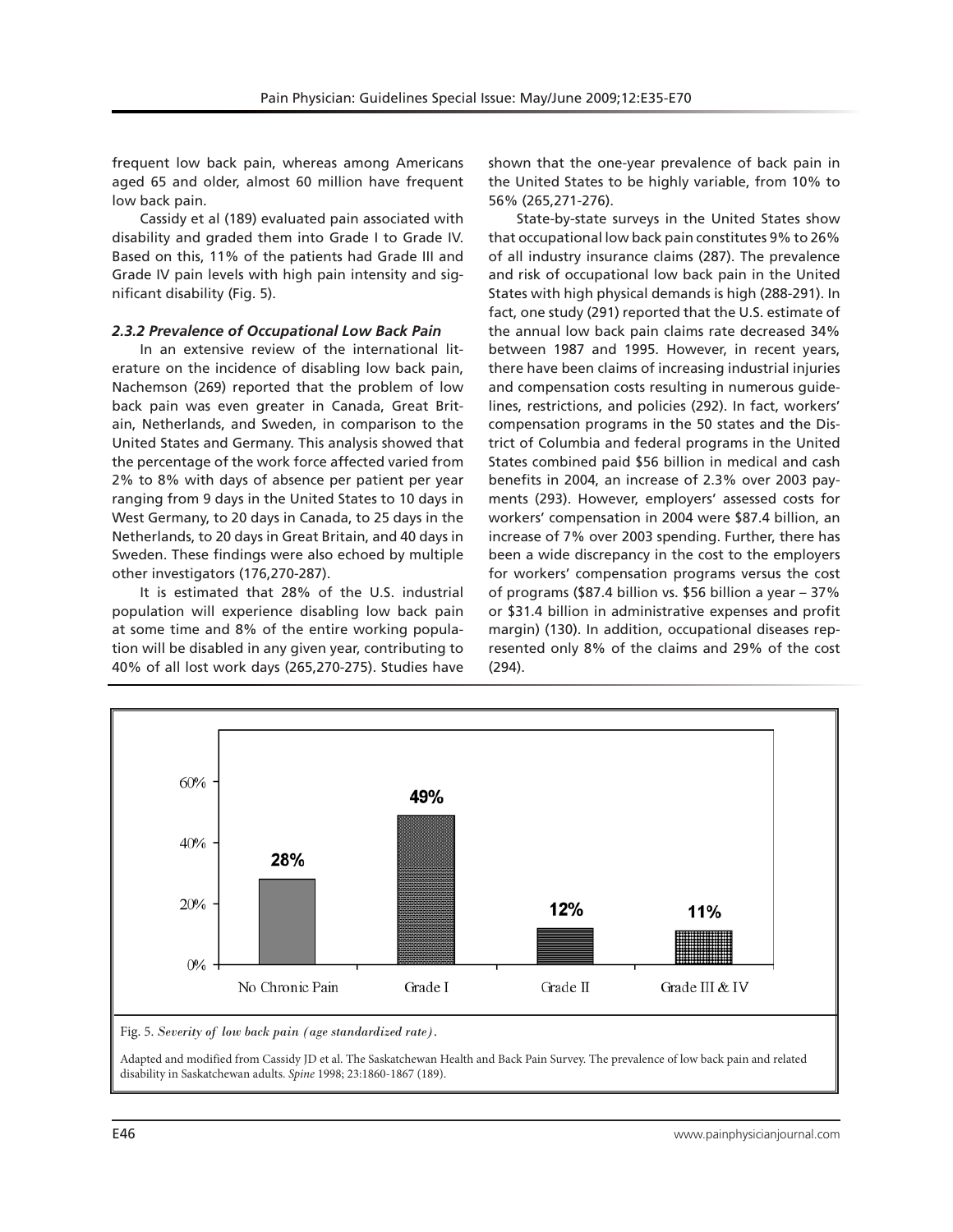frequent low back pain, whereas among Americans aged 65 and older, almost 60 million have frequent low back pain.

Cassidy et al (189) evaluated pain associated with disability and graded them into Grade I to Grade IV. Based on this, 11% of the patients had Grade III and Grade IV pain levels with high pain intensity and significant disability (Fig. 5).

### *2.3.2 Prevalence of Occupational Low Back Pain*

In an extensive review of the international literature on the incidence of disabling low back pain, Nachemson (269) reported that the problem of low back pain was even greater in Canada, Great Britain, Netherlands, and Sweden, in comparison to the United States and Germany. This analysis showed that the percentage of the work force affected varied from 2% to 8% with days of absence per patient per year ranging from 9 days in the United States to 10 days in West Germany, to 20 days in Canada, to 25 days in the Netherlands, to 20 days in Great Britain, and 40 days in Sweden. These findings were also echoed by multiple other investigators (176,270-287).

It is estimated that 28% of the U.S. industrial population will experience disabling low back pain at some time and 8% of the entire working population will be disabled in any given year, contributing to 40% of all lost work days (265,270-275). Studies have shown that the one-year prevalence of back pain in the United States to be highly variable, from 10% to 56% (265,271-276).

State-by-state surveys in the United States show that occupational low back pain constitutes 9% to 26% of all industry insurance claims (287). The prevalence and risk of occupational low back pain in the United States with high physical demands is high (288-291). In fact, one study (291) reported that the U.S. estimate of the annual low back pain claims rate decreased 34% between 1987 and 1995. However, in recent years, there have been claims of increasing industrial injuries and compensation costs resulting in numerous guidelines, restrictions, and policies (292). In fact, workers' compensation programs in the 50 states and the District of Columbia and federal programs in the United States combined paid $56 billion in medical and cash benefits in 2004, an increase of 2.3% over 2003 payments (293). However, employers' assessed costs for workers' compensation in 2004 were $87.4 billion, an increase of 7% over 2003 spending. Further, there has been a wide discrepancy in the cost to the employers for workers' compensation programs versus the cost of programs ($87.4 billion vs. $56 billion a year – 37% or $31.4 billion in administrative expenses and profit margin) (130). In addition, occupational diseases represented only 8% of the claims and 29% of the cost (294).

| | No Chronic Pain | Grade I | Grade II | Grade III & IV |
|---|---|---|---|---|
| Age standardized rate | 28% | 49% | 12% | 11% |

Fig. 5. *Severity of low back pain (age standardized rate).*

Adapted and modified from Cassidy JD et al. The Saskatchewan Health and Back Pain Survey. The prevalence of low back pain and related disability in Saskatchewan adults. *Spine* 1998; 23:1860-1867 (189).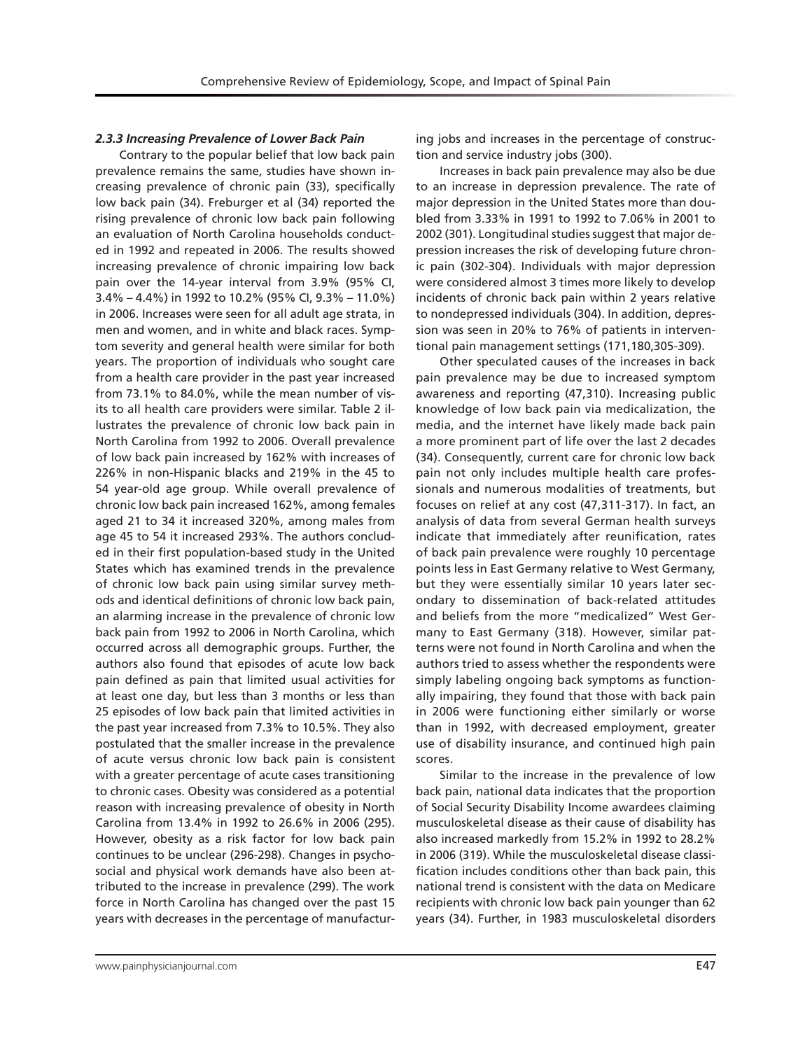### *2.3.3 Increasing Prevalence of Lower Back Pain*

Contrary to the popular belief that low back pain prevalence remains the same, studies have shown increasing prevalence of chronic pain (33), specifically low back pain (34). Freburger et al (34) reported the rising prevalence of chronic low back pain following an evaluation of North Carolina households conducted in 1992 and repeated in 2006. The results showed increasing prevalence of chronic impairing low back pain over the 14-year interval from 3.9% (95% CI, 3.4% – 4.4%) in 1992 to 10.2% (95% CI, 9.3% – 11.0%) in 2006. Increases were seen for all adult age strata, in men and women, and in white and black races. Symptom severity and general health were similar for both years. The proportion of individuals who sought care from a health care provider in the past year increased from 73.1% to 84.0%, while the mean number of visits to all health care providers were similar. Table 2 illustrates the prevalence of chronic low back pain in North Carolina from 1992 to 2006. Overall prevalence of low back pain increased by 162% with increases of 226% in non-Hispanic blacks and 219% in the 45 to 54 year-old age group. While overall prevalence of chronic low back pain increased 162%, among females aged 21 to 34 it increased 320%, among males from age 45 to 54 it increased 293%. The authors concluded in their first population-based study in the United States which has examined trends in the prevalence of chronic low back pain using similar survey methods and identical definitions of chronic low back pain, an alarming increase in the prevalence of chronic low back pain from 1992 to 2006 in North Carolina, which occurred across all demographic groups. Further, the authors also found that episodes of acute low back pain defined as pain that limited usual activities for at least one day, but less than 3 months or less than 25 episodes of low back pain that limited activities in the past year increased from 7.3% to 10.5%. They also postulated that the smaller increase in the prevalence of acute versus chronic low back pain is consistent with a greater percentage of acute cases transitioning to chronic cases. Obesity was considered as a potential reason with increasing prevalence of obesity in North Carolina from 13.4% in 1992 to 26.6% in 2006 (295). However, obesity as a risk factor for low back pain continues to be unclear (296-298). Changes in psychosocial and physical work demands have also been attributed to the increase in prevalence (299). The work force in North Carolina has changed over the past 15 years with decreases in the percentage of manufacturing jobs and increases in the percentage of construction and service industry jobs (300).

Increases in back pain prevalence may also be due to an increase in depression prevalence. The rate of major depression in the United States more than doubled from 3.33% in 1991 to 1992 to 7.06% in 2001 to 2002 (301). Longitudinal studies suggest that major depression increases the risk of developing future chronic pain (302-304). Individuals with major depression were considered almost 3 times more likely to develop incidents of chronic back pain within 2 years relative to nondepressed individuals (304). In addition, depression was seen in 20% to 76% of patients in interventional pain management settings (171,180,305-309).

Other speculated causes of the increases in back pain prevalence may be due to increased symptom awareness and reporting (47,310). Increasing public knowledge of low back pain via medicalization, the media, and the internet have likely made back pain a more prominent part of life over the last 2 decades (34). Consequently, current care for chronic low back pain not only includes multiple health care professionals and numerous modalities of treatments, but focuses on relief at any cost (47,311-317). In fact, an analysis of data from several German health surveys indicate that immediately after reunification, rates of back pain prevalence were roughly 10 percentage points less in East Germany relative to West Germany, but they were essentially similar 10 years later secondary to dissemination of back-related attitudes and beliefs from the more "medicalized" West Germany to East Germany (318). However, similar patterns were not found in North Carolina and when the authors tried to assess whether the respondents were simply labeling ongoing back symptoms as functionally impairing, they found that those with back pain in 2006 were functioning either similarly or worse than in 1992, with decreased employment, greater use of disability insurance, and continued high pain scores.

Similar to the increase in the prevalence of low back pain, national data indicates that the proportion of Social Security Disability Income awardees claiming musculoskeletal disease as their cause of disability has also increased markedly from 15.2% in 1992 to 28.2% in 2006 (319). While the musculoskeletal disease classification includes conditions other than back pain, this national trend is consistent with the data on Medicare recipients with chronic low back pain younger than 62 years (34). Further, in 1983 musculoskeletal disorders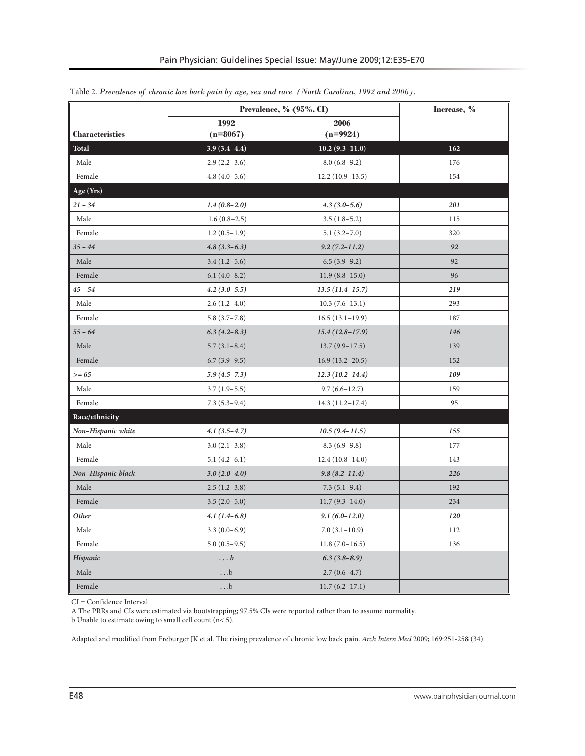Table 2. *Prevalence of chronic low back pain by age, sex and race (North Carolina, 1992 and 2006).*

| Characteristics | Prevalence, % (95%, CI) | | Increase, % |
|---|---|---|---|
| | 1992 (n=8067) | 2006 (n=9924) | |
| **Total** | **3.9 (3.4–4.4)** | **10.2 (9.3–11.0)** | **162** |
| Male | 2.9 (2.2–3.6) | 8.0 (6.8–9.2) | 176 |
| Female | 4.8 (4.0–5.6) | 12.2 (10.9–13.5) | 154 |
| **Age (Yrs)** | | | |
| ***21 – 34*** | ***1.4 (0.8–2.0)*** | ***4.3 (3.0–5.6)*** | ***201*** |
| Male | 1.6 (0.8–2.5) | 3.5 (1.8–5.2) | 115 |
| Female | 1.2 (0.5–1.9) | 5.1 (3.2–7.0) | 320 |
| ***35 – 44*** | ***4.8 (3.3–6.3)*** | ***9.2 (7.2–11.2)*** | ***92*** |
| Male | 3.4 (1.2–5.6) | 6.5 (3.9–9.2) | 92 |
| Female | 6.1 (4.0–8.2) | 11.9 (8.8–15.0) | 96 |
| ***45 – 54*** | ***4.2 (3.0–5.5)*** | ***13.5 (11.4–15.7)*** | ***219*** |
| Male | 2.6 (1.2–4.0) | 10.3 (7.6–13.1) | 293 |
| Female | 5.8 (3.7–7.8) | 16.5 (13.1–19.9) | 187 |
| ***55 – 64*** | ***6.3 (4.2–8.3)*** | ***15.4 (12.8–17.9)*** | ***146*** |
| Male | 5.7 (3.1–8.4) | 13.7 (9.9–17.5) | 139 |
| Female | 6.7 (3.9–9.5) | 16.9 (13.2–20.5) | 152 |
| ***>= 65*** | ***5.9 (4.5–7.3)*** | ***12.3 (10.2–14.4)*** | ***109*** |
| Male | 3.7 (1.9–5.5) | 9.7 (6.6–12.7) | 159 |
| Female | 7.3 (5.3–9.4) | 14.3 (11.2–17.4) | 95 |
| **Race/ethnicity** | | | |
| ***Non–Hispanic white*** | ***4.1 (3.5–4.7)*** | ***10.5 (9.4–11.5)*** | ***155*** |
| Male | 3.0 (2.1–3.8) | 8.3 (6.9–9.8) | 177 |
| Female | 5.1 (4.2–6.1) | 12.4 (10.8–14.0) | 143 |
| ***Non–Hispanic black*** | ***3.0 (2.0–4.0)*** | ***9.8 (8.2–11.4)*** | ***226*** |
| Male | 2.5 (1.2–3.8) | 7.3 (5.1–9.4) | 192 |
| Female | 3.5 (2.0–5.0) | 11.7 (9.3–14.0) | 234 |
| ***Other*** | ***4.1 (1.4–6.8)*** | ***9.1 (6.0–12.0)*** | ***120*** |
| Male | 3.3 (0.0–6.9) | 7.0 (3.1–10.9) | 112 |
| Female | 5.0 (0.5–9.5) | 11.8 (7.0–16.5) | 136 |
| ***Hispanic*** | ***. . . b*** | ***6.3 (3.8–8.9)*** | |
| Male | . . .b | 2.7 (0.6–4.7) | |
| Female | . . .b | 11.7 (6.2–17.1) | |

CI = Confidence Interval

A The PRRs and CIs were estimated via bootstrapping; 97.5% CIs were reported rather than to assume normality.

b Unable to estimate owing to small cell count (n< 5).

Adapted and modified from Freburger JK et al. The rising prevalence of chronic low back pain. *Arch Intern Med* 2009; 169:251-258 (34).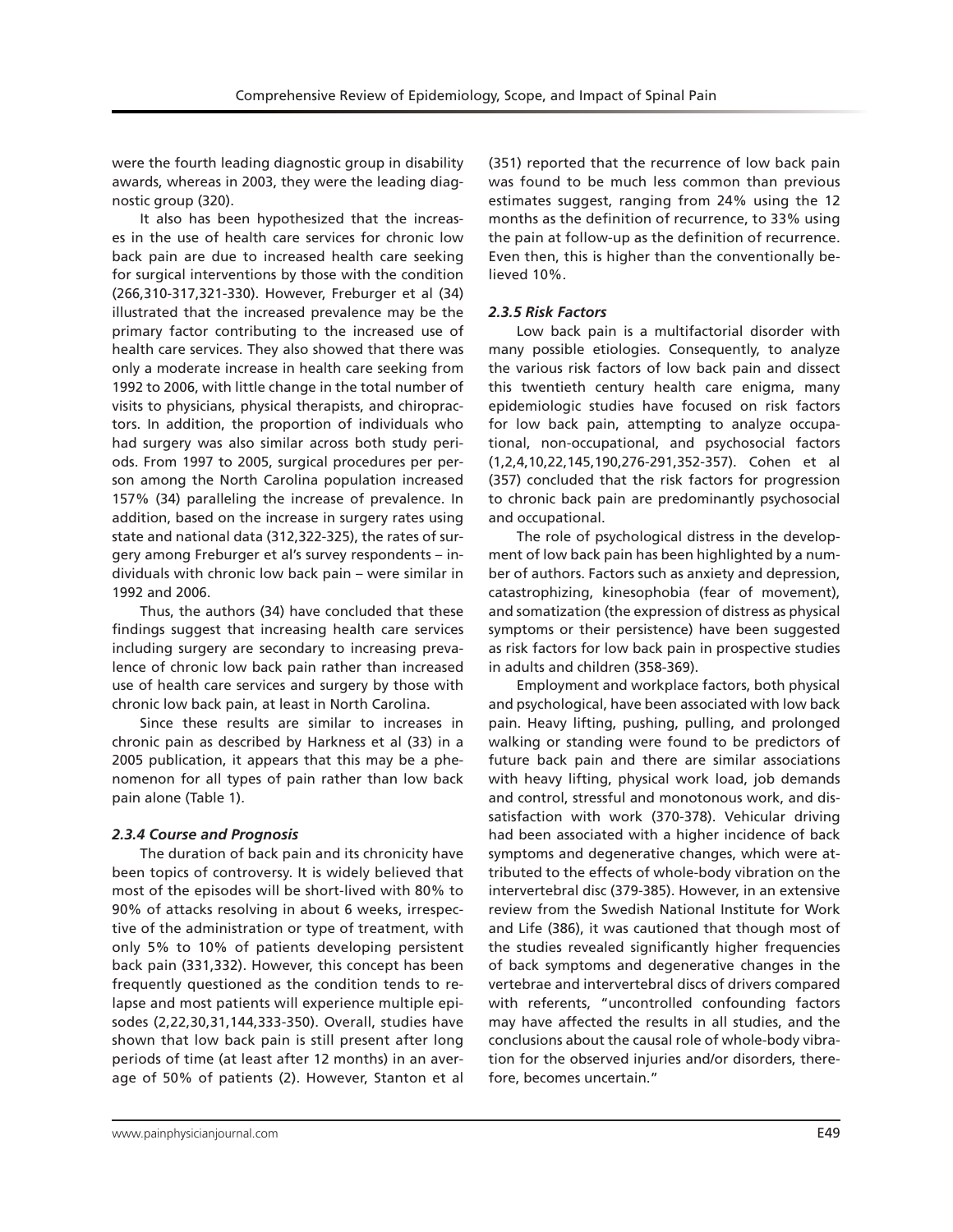were the fourth leading diagnostic group in disability awards, whereas in 2003, they were the leading diagnostic group (320).

It also has been hypothesized that the increases in the use of health care services for chronic low back pain are due to increased health care seeking for surgical interventions by those with the condition (266,310-317,321-330). However, Freburger et al (34) illustrated that the increased prevalence may be the primary factor contributing to the increased use of health care services. They also showed that there was only a moderate increase in health care seeking from 1992 to 2006, with little change in the total number of visits to physicians, physical therapists, and chiropractors. In addition, the proportion of individuals who had surgery was also similar across both study periods. From 1997 to 2005, surgical procedures per person among the North Carolina population increased 157% (34) paralleling the increase of prevalence. In addition, based on the increase in surgery rates using state and national data (312,322-325), the rates of surgery among Freburger et al's survey respondents – individuals with chronic low back pain – were similar in 1992 and 2006.

Thus, the authors (34) have concluded that these findings suggest that increasing health care services including surgery are secondary to increasing prevalence of chronic low back pain rather than increased use of health care services and surgery by those with chronic low back pain, at least in North Carolina.

Since these results are similar to increases in chronic pain as described by Harkness et al (33) in a 2005 publication, it appears that this may be a phenomenon for all types of pain rather than low back pain alone (Table 1).

### *2.3.4 Course and Prognosis*

The duration of back pain and its chronicity have been topics of controversy. It is widely believed that most of the episodes will be short-lived with 80% to 90% of attacks resolving in about 6 weeks, irrespective of the administration or type of treatment, with only 5% to 10% of patients developing persistent back pain (331,332). However, this concept has been frequently questioned as the condition tends to relapse and most patients will experience multiple episodes (2,22,30,31,144,333-350). Overall, studies have shown that low back pain is still present after long periods of time (at least after 12 months) in an average of 50% of patients (2). However, Stanton et al (351) reported that the recurrence of low back pain was found to be much less common than previous estimates suggest, ranging from 24% using the 12 months as the definition of recurrence, to 33% using the pain at follow-up as the definition of recurrence. Even then, this is higher than the conventionally believed 10%.

### *2.3.5 Risk Factors*

Low back pain is a multifactorial disorder with many possible etiologies. Consequently, to analyze the various risk factors of low back pain and dissect this twentieth century health care enigma, many epidemiologic studies have focused on risk factors for low back pain, attempting to analyze occupational, non-occupational, and psychosocial factors (1,2,4,10,22,145,190,276-291,352-357). Cohen et al (357) concluded that the risk factors for progression to chronic back pain are predominantly psychosocial and occupational.

The role of psychological distress in the development of low back pain has been highlighted by a number of authors. Factors such as anxiety and depression, catastrophizing, kinesophobia (fear of movement), and somatization (the expression of distress as physical symptoms or their persistence) have been suggested as risk factors for low back pain in prospective studies in adults and children (358-369).

Employment and workplace factors, both physical and psychological, have been associated with low back pain. Heavy lifting, pushing, pulling, and prolonged walking or standing were found to be predictors of future back pain and there are similar associations with heavy lifting, physical work load, job demands and control, stressful and monotonous work, and dissatisfaction with work (370-378). Vehicular driving had been associated with a higher incidence of back symptoms and degenerative changes, which were attributed to the effects of whole-body vibration on the intervertebral disc (379-385). However, in an extensive review from the Swedish National Institute for Work and Life (386), it was cautioned that though most of the studies revealed significantly higher frequencies of back symptoms and degenerative changes in the vertebrae and intervertebral discs of drivers compared with referents, "uncontrolled confounding factors may have affected the results in all studies, and the conclusions about the causal role of whole-body vibration for the observed injuries and/or disorders, therefore, becomes uncertain."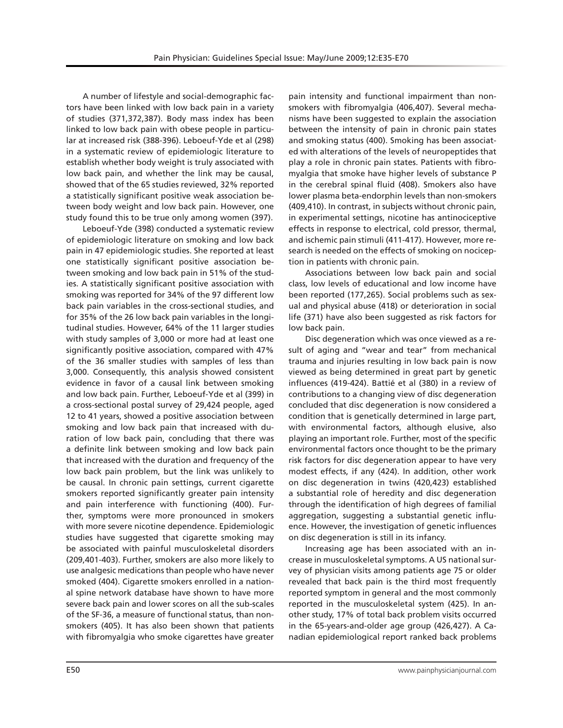A number of lifestyle and social-demographic factors have been linked with low back pain in a variety of studies (371,372,387). Body mass index has been linked to low back pain with obese people in particular at increased risk (388-396). Leboeuf-Yde et al (298) in a systematic review of epidemiologic literature to establish whether body weight is truly associated with low back pain, and whether the link may be causal, showed that of the 65 studies reviewed, 32% reported a statistically significant positive weak association between body weight and low back pain. However, one study found this to be true only among women (397).

Leboeuf-Yde (398) conducted a systematic review of epidemiologic literature on smoking and low back pain in 47 epidemiologic studies. She reported at least one statistically significant positive association between smoking and low back pain in 51% of the studies. A statistically significant positive association with smoking was reported for 34% of the 97 different low back pain variables in the cross-sectional studies, and for 35% of the 26 low back pain variables in the longitudinal studies. However, 64% of the 11 larger studies with study samples of 3,000 or more had at least one significantly positive association, compared with 47% of the 36 smaller studies with samples of less than 3,000. Consequently, this analysis showed consistent evidence in favor of a causal link between smoking and low back pain. Further, Leboeuf-Yde et al (399) in a cross-sectional postal survey of 29,424 people, aged 12 to 41 years, showed a positive association between smoking and low back pain that increased with duration of low back pain, concluding that there was a definite link between smoking and low back pain that increased with the duration and frequency of the low back pain problem, but the link was unlikely to be causal. In chronic pain settings, current cigarette smokers reported significantly greater pain intensity and pain interference with functioning (400). Further, symptoms were more pronounced in smokers with more severe nicotine dependence. Epidemiologic studies have suggested that cigarette smoking may be associated with painful musculoskeletal disorders (209,401-403). Further, smokers are also more likely to use analgesic medications than people who have never smoked (404). Cigarette smokers enrolled in a national spine network database have shown to have more severe back pain and lower scores on all the sub-scales of the SF-36, a measure of functional status, than non-smokers (405). It has also been shown that patients with fibromyalgia who smoke cigarettes have greater pain intensity and functional impairment than non-smokers with fibromyalgia (406,407). Several mechanisms have been suggested to explain the association between the intensity of pain in chronic pain states and smoking status (400). Smoking has been associated with alterations of the levels of neuropeptides that play a role in chronic pain states. Patients with fibromyalgia that smoke have higher levels of substance P in the cerebral spinal fluid (408). Smokers also have lower plasma beta-endorphin levels than non-smokers (409,410). In contrast, in subjects without chronic pain, in experimental settings, nicotine has antinociceptive effects in response to electrical, cold pressor, thermal, and ischemic pain stimuli (411-417). However, more research is needed on the effects of smoking on nociception in patients with chronic pain.

Associations between low back pain and social class, low levels of educational and low income have been reported (177,265). Social problems such as sexual and physical abuse (418) or deterioration in social life (371) have also been suggested as risk factors for low back pain.

Disc degeneration which was once viewed as a result of aging and "wear and tear" from mechanical trauma and injuries resulting in low back pain is now viewed as being determined in great part by genetic influences (419-424). Battié et al (380) in a review of contributions to a changing view of disc degeneration concluded that disc degeneration is now considered a condition that is genetically determined in large part, with environmental factors, although elusive, also playing an important role. Further, most of the specific environmental factors once thought to be the primary risk factors for disc degeneration appear to have very modest effects, if any (424). In addition, other work on disc degeneration in twins (420,423) established a substantial role of heredity and disc degeneration through the identification of high degrees of familial aggregation, suggesting a substantial genetic influence. However, the investigation of genetic influences on disc degeneration is still in its infancy.

Increasing age has been associated with an increase in musculoskeletal symptoms. A US national survey of physician visits among patients age 75 or older revealed that back pain is the third most frequently reported symptom in general and the most commonly reported in the musculoskeletal system (425). In another study, 17% of total back problem visits occurred in the 65-years-and-older age group (426,427). A Canadian epidemiological report ranked back problems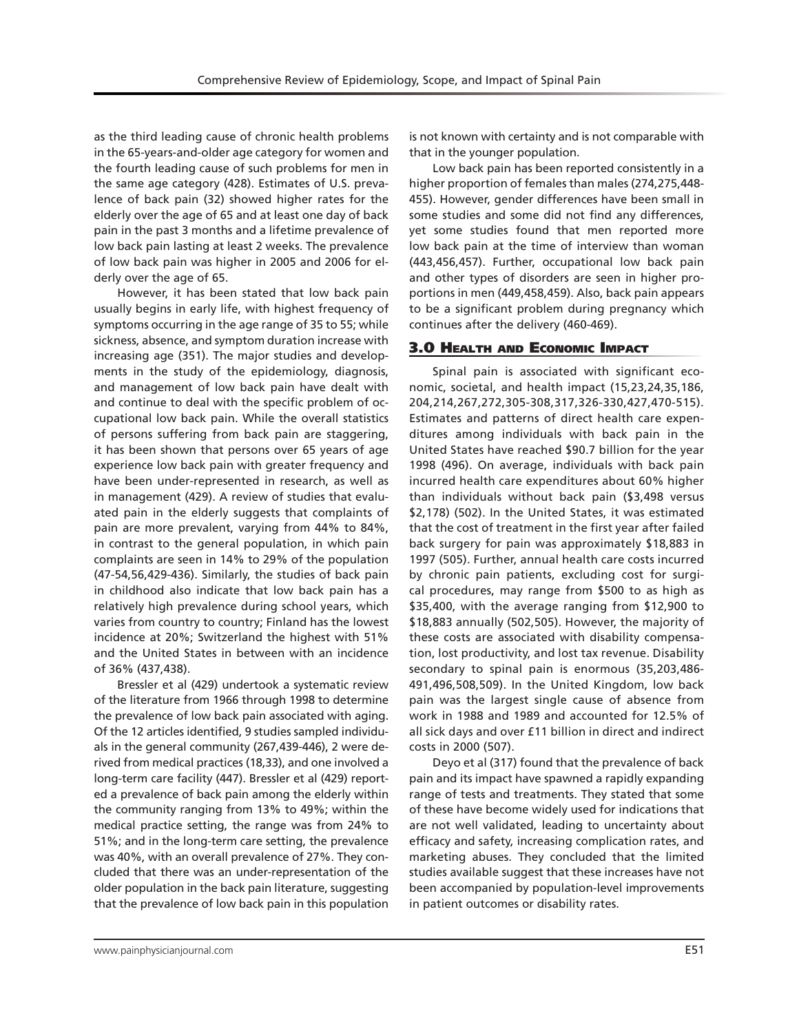as the third leading cause of chronic health problems in the 65-years-and-older age category for women and the fourth leading cause of such problems for men in the same age category (428). Estimates of U.S. prevalence of back pain (32) showed higher rates for the elderly over the age of 65 and at least one day of back pain in the past 3 months and a lifetime prevalence of low back pain lasting at least 2 weeks. The prevalence of low back pain was higher in 2005 and 2006 for elderly over the age of 65.

However, it has been stated that low back pain usually begins in early life, with highest frequency of symptoms occurring in the age range of 35 to 55; while sickness, absence, and symptom duration increase with increasing age (351). The major studies and developments in the study of the epidemiology, diagnosis, and management of low back pain have dealt with and continue to deal with the specific problem of occupational low back pain. While the overall statistics of persons suffering from back pain are staggering, it has been shown that persons over 65 years of age experience low back pain with greater frequency and have been under-represented in research, as well as in management (429). A review of studies that evaluated pain in the elderly suggests that complaints of pain are more prevalent, varying from 44% to 84%, in contrast to the general population, in which pain complaints are seen in 14% to 29% of the population (47-54,56,429-436). Similarly, the studies of back pain in childhood also indicate that low back pain has a relatively high prevalence during school years, which varies from country to country; Finland has the lowest incidence at 20%; Switzerland the highest with 51% and the United States in between with an incidence of 36% (437,438).

Bressler et al (429) undertook a systematic review of the literature from 1966 through 1998 to determine the prevalence of low back pain associated with aging. Of the 12 articles identified, 9 studies sampled individuals in the general community (267,439-446), 2 were derived from medical practices (18,33), and one involved a long-term care facility (447). Bressler et al (429) reported a prevalence of back pain among the elderly within the community ranging from 13% to 49%; within the medical practice setting, the range was from 24% to 51%; and in the long-term care setting, the prevalence was 40%, with an overall prevalence of 27%. They concluded that there was an under-representation of the older population in the back pain literature, suggesting that the prevalence of low back pain in this population is not known with certainty and is not comparable with that in the younger population.

Low back pain has been reported consistently in a higher proportion of females than males (274,275,448-455). However, gender differences have been small in some studies and some did not find any differences, yet some studies found that men reported more low back pain at the time of interview than woman (443,456,457). Further, occupational low back pain and other types of disorders are seen in higher proportions in men (449,458,459). Also, back pain appears to be a significant problem during pregnancy which continues after the delivery (460-469).

## 3.0 Health and Economic Impact

Spinal pain is associated with significant economic, societal, and health impact (15,23,24,35,186, 204,214,267,272,305-308,317,326-330,427,470-515). Estimates and patterns of direct health care expenditures among individuals with back pain in the United States have reached $90.7 billion for the year 1998 (496). On average, individuals with back pain incurred health care expenditures about 60% higher than individuals without back pain ($3,498 versus $2,178) (502). In the United States, it was estimated that the cost of treatment in the first year after failed back surgery for pain was approximately $18,883 in 1997 (505). Further, annual health care costs incurred by chronic pain patients, excluding cost for surgical procedures, may range from $500 to as high as $35,400, with the average ranging from $12,900 to $18,883 annually (502,505). However, the majority of these costs are associated with disability compensation, lost productivity, and lost tax revenue. Disability secondary to spinal pain is enormous (35,203,486-491,496,508,509). In the United Kingdom, low back pain was the largest single cause of absence from work in 1988 and 1989 and accounted for 12.5% of all sick days and over £11 billion in direct and indirect costs in 2000 (507).

Deyo et al (317) found that the prevalence of back pain and its impact have spawned a rapidly expanding range of tests and treatments. They stated that some of these have become widely used for indications that are not well validated, leading to uncertainty about efficacy and safety, increasing complication rates, and marketing abuses. They concluded that the limited studies available suggest that these increases have not been accompanied by population-level improvements in patient outcomes or disability rates.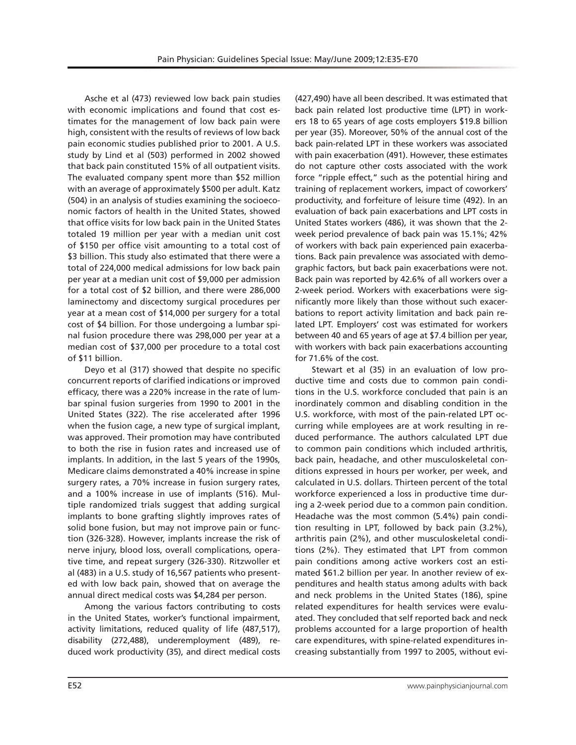Asche et al (473) reviewed low back pain studies with economic implications and found that cost estimates for the management of low back pain were high, consistent with the results of reviews of low back pain economic studies published prior to 2001. A U.S. study by Lind et al (503) performed in 2002 showed that back pain constituted 15% of all outpatient visits. The evaluated company spent more than $52 million with an average of approximately $500 per adult. Katz (504) in an analysis of studies examining the socioeconomic factors of health in the United States, showed that office visits for low back pain in the United States totaled 19 million per year with a median unit cost of $150 per office visit amounting to a total cost of $3 billion. This study also estimated that there were a total of 224,000 medical admissions for low back pain per year at a median unit cost of $9,000 per admission for a total cost of $2 billion, and there were 286,000 laminectomy and discectomy surgical procedures per year at a mean cost of $14,000 per surgery for a total cost of $4 billion. For those undergoing a lumbar spinal fusion procedure there was 298,000 per year at a median cost of $37,000 per procedure to a total cost of $11 billion.

Deyo et al (317) showed that despite no specific concurrent reports of clarified indications or improved efficacy, there was a 220% increase in the rate of lumbar spinal fusion surgeries from 1990 to 2001 in the United States (322). The rise accelerated after 1996 when the fusion cage, a new type of surgical implant, was approved. Their promotion may have contributed to both the rise in fusion rates and increased use of implants. In addition, in the last 5 years of the 1990s, Medicare claims demonstrated a 40% increase in spine surgery rates, a 70% increase in fusion surgery rates, and a 100% increase in use of implants (516). Multiple randomized trials suggest that adding surgical implants to bone grafting slightly improves rates of solid bone fusion, but may not improve pain or function (326-328). However, implants increase the risk of nerve injury, blood loss, overall complications, operative time, and repeat surgery (326-330). Ritzwoller et al (483) in a U.S. study of 16,567 patients who presented with low back pain, showed that on average the annual direct medical costs was $4,284 per person.

Among the various factors contributing to costs in the United States, worker's functional impairment, activity limitations, reduced quality of life (487,517), disability (272,488), underemployment (489), reduced work productivity (35), and direct medical costs (427,490) have all been described. It was estimated that back pain related lost productive time (LPT) in workers 18 to 65 years of age costs employers $19.8 billion per year (35). Moreover, 50% of the annual cost of the back pain-related LPT in these workers was associated with pain exacerbation (491). However, these estimates do not capture other costs associated with the work force "ripple effect," such as the potential hiring and training of replacement workers, impact of coworkers' productivity, and forfeiture of leisure time (492). In an evaluation of back pain exacerbations and LPT costs in United States workers (486), it was shown that the 2-week period prevalence of back pain was 15.1%; 42% of workers with back pain experienced pain exacerbations. Back pain prevalence was associated with demographic factors, but back pain exacerbations were not. Back pain was reported by 42.6% of all workers over a 2-week period. Workers with exacerbations were significantly more likely than those without such exacerbations to report activity limitation and back pain related LPT. Employers' cost was estimated for workers between 40 and 65 years of age at $7.4 billion per year, with workers with back pain exacerbations accounting for 71.6% of the cost.

Stewart et al (35) in an evaluation of low productive time and costs due to common pain conditions in the U.S. workforce concluded that pain is an inordinately common and disabling condition in the U.S. workforce, with most of the pain-related LPT occurring while employees are at work resulting in reduced performance. The authors calculated LPT due to common pain conditions which included arthritis, back pain, headache, and other musculoskeletal conditions expressed in hours per worker, per week, and calculated in U.S. dollars. Thirteen percent of the total workforce experienced a loss in productive time during a 2-week period due to a common pain condition. Headache was the most common (5.4%) pain condition resulting in LPT, followed by back pain (3.2%), arthritis pain (2%), and other musculoskeletal conditions (2%). They estimated that LPT from common pain conditions among active workers cost an estimated $61.2 billion per year. In another review of expenditures and health status among adults with back and neck problems in the United States (186), spine related expenditures for health services were evaluated. They concluded that self reported back and neck problems accounted for a large proportion of health care expenditures, with spine-related expenditures increasing substantially from 1997 to 2005, without evi-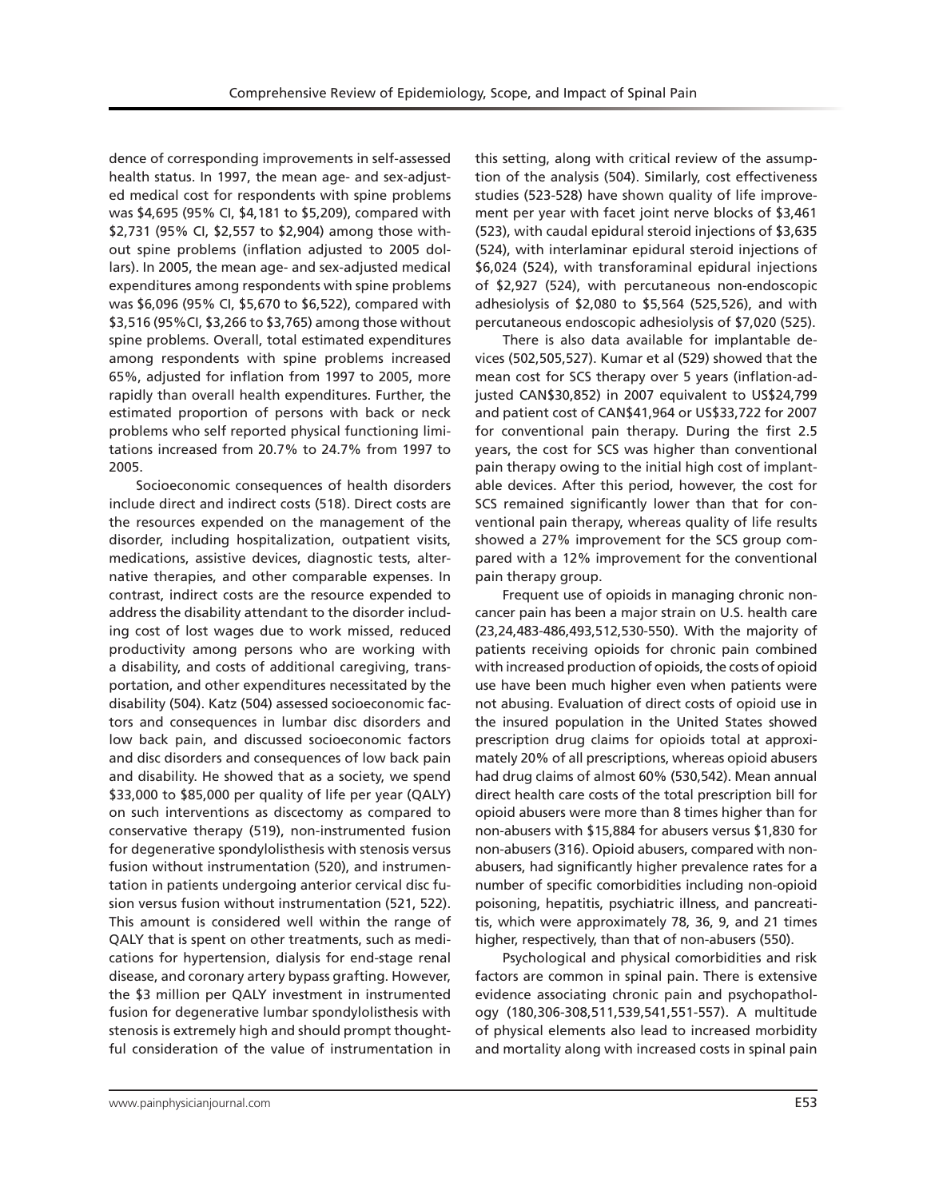dence of corresponding improvements in self-assessed health status. In 1997, the mean age- and sex-adjusted medical cost for respondents with spine problems was $4,695 (95% CI, $4,181 to $5,209), compared with $2,731 (95% CI, $2,557 to $2,904) among those without spine problems (inflation adjusted to 2005 dollars). In 2005, the mean age- and sex-adjusted medical expenditures among respondents with spine problems was $6,096 (95% CI, $5,670 to $6,522), compared with $3,516 (95%CI, $3,266 to $3,765) among those without spine problems. Overall, total estimated expenditures among respondents with spine problems increased 65%, adjusted for inflation from 1997 to 2005, more rapidly than overall health expenditures. Further, the estimated proportion of persons with back or neck problems who self reported physical functioning limitations increased from 20.7% to 24.7% from 1997 to 2005.

Socioeconomic consequences of health disorders include direct and indirect costs (518). Direct costs are the resources expended on the management of the disorder, including hospitalization, outpatient visits, medications, assistive devices, diagnostic tests, alternative therapies, and other comparable expenses. In contrast, indirect costs are the resource expended to address the disability attendant to the disorder including cost of lost wages due to work missed, reduced productivity among persons who are working with a disability, and costs of additional caregiving, transportation, and other expenditures necessitated by the disability (504). Katz (504) assessed socioeconomic factors and consequences in lumbar disc disorders and low back pain, and discussed socioeconomic factors and disc disorders and consequences of low back pain and disability. He showed that as a society, we spend $33,000 to $85,000 per quality of life per year (QALY) on such interventions as discectomy as compared to conservative therapy (519), non-instrumented fusion for degenerative spondylolisthesis with stenosis versus fusion without instrumentation (520), and instrumentation in patients undergoing anterior cervical disc fusion versus fusion without instrumentation (521, 522). This amount is considered well within the range of QALY that is spent on other treatments, such as medications for hypertension, dialysis for end-stage renal disease, and coronary artery bypass grafting. However, the $3 million per QALY investment in instrumented fusion for degenerative lumbar spondylolisthesis with stenosis is extremely high and should prompt thoughtful consideration of the value of instrumentation in this setting, along with critical review of the assumption of the analysis (504). Similarly, cost effectiveness studies (523-528) have shown quality of life improvement per year with facet joint nerve blocks of $3,461 (523), with caudal epidural steroid injections of $3,635 (524), with interlaminar epidural steroid injections of $6,024 (524), with transforaminal epidural injections of $2,927 (524), with percutaneous non-endoscopic adhesiolysis of $2,080 to $5,564 (525,526), and with percutaneous endoscopic adhesiolysis of $7,020 (525).

There is also data available for implantable devices (502,505,527). Kumar et al (529) showed that the mean cost for SCS therapy over 5 years (inflation-adjusted CAN$30,852) in 2007 equivalent to US$24,799 and patient cost of CAN$41,964 or US$33,722 for 2007 for conventional pain therapy. During the first 2.5 years, the cost for SCS was higher than conventional pain therapy owing to the initial high cost of implantable devices. After this period, however, the cost for SCS remained significantly lower than that for conventional pain therapy, whereas quality of life results showed a 27% improvement for the SCS group compared with a 12% improvement for the conventional pain therapy group.

Frequent use of opioids in managing chronic non-cancer pain has been a major strain on U.S. health care (23,24,483-486,493,512,530-550). With the majority of patients receiving opioids for chronic pain combined with increased production of opioids, the costs of opioid use have been much higher even when patients were not abusing. Evaluation of direct costs of opioid use in the insured population in the United States showed prescription drug claims for opioids total at approximately 20% of all prescriptions, whereas opioid abusers had drug claims of almost 60% (530,542). Mean annual direct health care costs of the total prescription bill for opioid abusers were more than 8 times higher than for non-abusers with $15,884 for abusers versus $1,830 for non-abusers (316). Opioid abusers, compared with non-abusers, had significantly higher prevalence rates for a number of specific comorbidities including non-opioid poisoning, hepatitis, psychiatric illness, and pancreatitis, which were approximately 78, 36, 9, and 21 times higher, respectively, than that of non-abusers (550).

Psychological and physical comorbidities and risk factors are common in spinal pain. There is extensive evidence associating chronic pain and psychopathology (180,306-308,511,539,541,551-557). A multitude of physical elements also lead to increased morbidity and mortality along with increased costs in spinal pain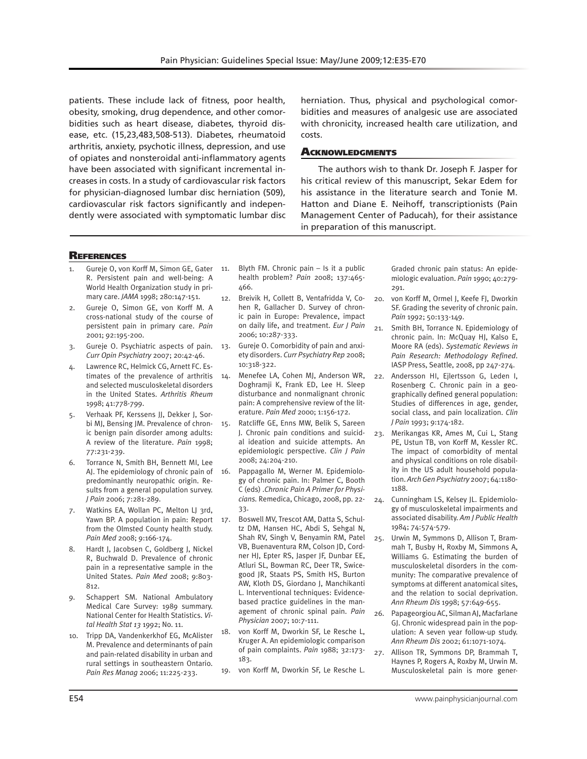patients. These include lack of fitness, poor health, obesity, smoking, drug dependence, and other comorbidities such as heart disease, diabetes, thyroid disease, etc. (15,23,483,508-513). Diabetes, rheumatoid arthritis, anxiety, psychotic illness, depression, and use of opiates and nonsteroidal anti-inflammatory agents have been associated with significant incremental increases in costs. In a study of cardiovascular risk factors for physician-diagnosed lumbar disc herniation (509), cardiovascular risk factors significantly and independently were associated with symptomatic lumbar disc herniation. Thus, physical and psychological comorbidities and measures of analgesic use are associated with chronicity, increased health care utilization, and costs.

## Acknowledgments

The authors wish to thank Dr. Joseph F. Jasper for his critical review of this manuscript, Sekar Edem for his assistance in the literature search and Tonie M. Hatton and Diane E. Neihoff, transcriptionists (Pain Management Center of Paducah), for their assistance in preparation of this manuscript.

## References

1. Gureje O, von Korff M, Simon GE, Gater R. Persistent pain and well-being: A World Health Organization study in primary care. *JAMA* 1998; 280:147-151.
2. Gureje O, Simon GE, von Korff M. A cross-national study of the course of persistent pain in primary care. *Pain* 2001; 92:195-200.
3. Gureje O. Psychiatric aspects of pain. *Curr Opin Psychiatry* 2007; 20:42-46.
4. Lawrence RC, Helmick CG, Arnett FC. Estimates of the prevalence of arthritis and selected musculoskeletal disorders in the United States. *Arthritis Rheum* 1998; 41:778-799.
5. Verhaak PF, Kerssens JJ, Dekker J, Sorbi MJ, Bensing JM. Prevalence of chronic benign pain disorder among adults: A review of the literature. *Pain* 1998; 77:231-239.
6. Torrance N, Smith BH, Bennett MI, Lee AJ. The epidemiology of chronic pain of predominantly neuropathic origin. Results from a general population survey. *J Pain* 2006; 7:281-289.
7. Watkins EA, Wollan PC, Melton LJ 3rd, Yawn BP. A population in pain: Report from the Olmsted County health study. *Pain Med* 2008; 9:166-174.
8. Hardt J, Jacobsen C, Goldberg J, Nickel R, Buchwald D. Prevalence of chronic pain in a representative sample in the United States. *Pain Med* 2008; 9:803-812.
9. Schappert SM. National Ambulatory Medical Care Survey: 1989 summary. National Center for Health Statistics. *Vital Health Stat 13* 1992; No. 11.
10. Tripp DA, Vandenkerkhof EG, McAlister M. Prevalence and determinants of pain and pain-related disability in urban and rural settings in southeastern Ontario. *Pain Res Manag* 2006; 11:225-233.
11. Blyth FM. Chronic pain – Is it a public health problem? *Pain* 2008; 137:465-466.
12. Breivik H, Collett B, Ventafridda V, Cohen R, Gallacher D. Survey of chronic pain in Europe: Prevalence, impact on daily life, and treatment. *Eur J Pain* 2006; 10:287-333.
13. Gureje O. Comorbidity of pain and anxiety disorders. *Curr Psychiatry Rep* 2008; 10:318-322.
14. Menefee LA, Cohen MJ, Anderson WR, Doghramji K, Frank ED, Lee H. Sleep disturbance and nonmalignant chronic pain: A comprehensive review of the literature. *Pain Med* 2000; 1:156-172.
15. Ratcliffe GE, Enns MW, Belik S, Sareen J. Chronic pain conditions and suicidal ideation and suicide attempts. An epidemiologic perspective. *Clin J Pain* 2008; 24:204-210.
16. Pappagallo M, Werner M. Epidemiology of chronic pain. In: Palmer C, Booth C (eds) .*Chronic Pain A Primer for Physicians.* Remedica, Chicago, 2008, pp. 22-33.
17. Boswell MV, Trescot AM, Datta S, Schultz DM, Hansen HC, Abdi S, Sehgal N, Shah RV, Singh V, Benyamin RM, Patel VB, Buenaventura RM, Colson JD, Cordner HJ, Epter RS, Jasper JF, Dunbar EE, Atluri SL, Bowman RC, Deer TR, Swicegood JR, Staats PS, Smith HS, Burton AW, Kloth DS, Giordano J, Manchikanti L. Interventional techniques: Evidence-based practice guidelines in the management of chronic spinal pain. *Pain Physician* 2007; 10:7-111.
18. von Korff M, Dworkin SF, Le Resche L, Kruger A. An epidemiologic comparison of pain complaints. *Pain* 1988; 32:173-183.
19. von Korff M, Dworkin SF, Le Resche L. Graded chronic pain status: An epidemiologic evaluation. *Pain* 1990; 40:279-291.
20. von Korff M, Ormel J, Keefe FJ, Dworkin SF. Grading the severity of chronic pain. *Pain* 1992; 50:133-149.
21. Smith BH, Torrance N. Epidemiology of chronic pain. In: McQuay HJ, Kalso E, Moore RA (eds). *Systematic Reviews in Pain Research: Methodology Refined.* IASP Press, Seattle, 2008, pp 247-274.
22. Andersson HI, Ejlertsson G, Leden I, Rosenberg C. Chronic pain in a geographically defined general population: Studies of differences in age, gender, social class, and pain localization. *Clin J Pain* 1993; 9:174-182.
23. Merikangas KR, Ames M, Cui L, Stang PE, Ustun TB, von Korff M, Kessler RC. The impact of comorbidity of mental and physical conditions on role disability in the US adult household population. *Arch Gen Psychiatry* 2007; 64:1180-1188.
24. Cunningham LS, Kelsey JL. Epidemiology of musculoskeletal impairments and associated disability. *Am J Public Health* 1984; 74:574-579.
25. Urwin M, Symmons D, Allison T, Brammah T, Busby H, Roxby M, Simmons A, Williams G. Estimating the burden of musculoskeletal disorders in the community: The comparative prevalence of symptoms at different anatomical sites, and the relation to social deprivation. *Ann Rheum Dis* 1998; 57:649-655.
26. Papageorgiou AC, Silman AJ, Macfarlane GJ. Chronic widespread pain in the population: A seven year follow-up study. *Ann Rheum Dis* 2002; 61:1071-1074.
27. Allison TR, Symmons DP, Brammah T, Haynes P, Rogers A, Roxby M, Urwin M. Musculoskeletal pain is more gener-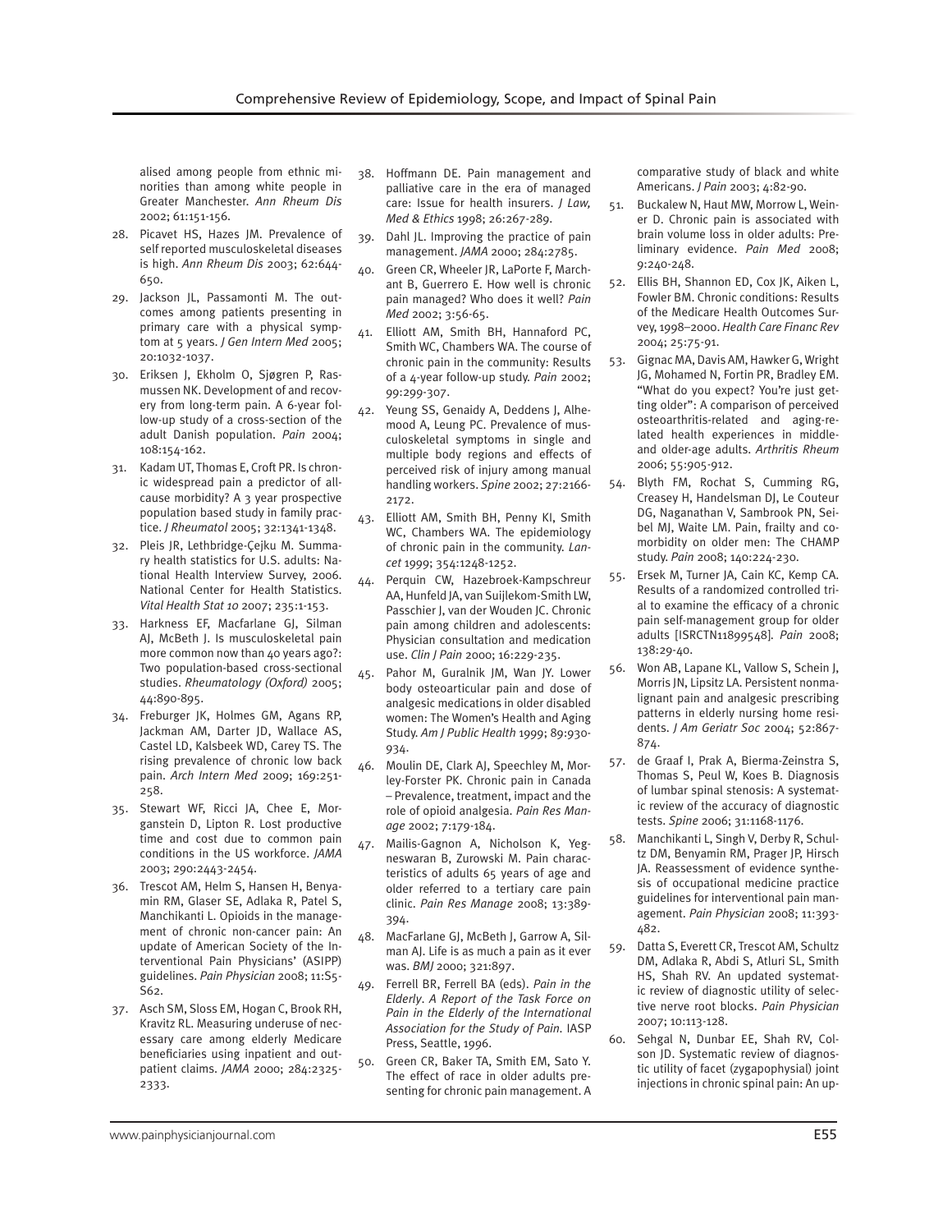alised among people from ethnic minorities than among white people in Greater Manchester. *Ann Rheum Dis* 2002; 61:151-156.

28. Picavet HS, Hazes JM. Prevalence of self reported musculoskeletal diseases is high. *Ann Rheum Dis* 2003; 62:644-650.
29. Jackson JL, Passamonti M. The outcomes among patients presenting in primary care with a physical symptom at 5 years. *J Gen Intern Med* 2005; 20:1032-1037.
30. Eriksen J, Ekholm O, Sjøgren P, Rasmussen NK. Development of and recovery from long-term pain. A 6-year follow-up study of a cross-section of the adult Danish population. *Pain* 2004; 108:154-162.
31. Kadam UT, Thomas E, Croft PR. Is chronic widespread pain a predictor of all-cause morbidity? A 3 year prospective population based study in family practice. *J Rheumatol* 2005; 32:1341-1348.
32. Pleis JR, Lethbridge-Çejku M. Summary health statistics for U.S. adults: National Health Interview Survey, 2006. National Center for Health Statistics. *Vital Health Stat 10* 2007; 235:1-153.
33. Harkness EF, Macfarlane GJ, Silman AJ, McBeth J. Is musculoskeletal pain more common now than 40 years ago?: Two population-based cross-sectional studies. *Rheumatology (Oxford)* 2005; 44:890-895.
34. Freburger JK, Holmes GM, Agans RP, Jackman AM, Darter JD, Wallace AS, Castel LD, Kalsbeek WD, Carey TS. The rising prevalence of chronic low back pain. *Arch Intern Med* 2009; 169:251-258.
35. Stewart WF, Ricci JA, Chee E, Morganstein D, Lipton R. Lost productive time and cost due to common pain conditions in the US workforce. *JAMA* 2003; 290:2443-2454.
36. Trescot AM, Helm S, Hansen H, Benyamin RM, Glaser SE, Adlaka R, Patel S, Manchikanti L. Opioids in the management of chronic non-cancer pain: An update of American Society of the Interventional Pain Physicians' (ASIPP) guidelines. *Pain Physician* 2008; 11:S5-S62.
37. Asch SM, Sloss EM, Hogan C, Brook RH, Kravitz RL. Measuring underuse of necessary care among elderly Medicare beneficiaries using inpatient and outpatient claims. *JAMA* 2000; 284:2325-2333.
38. Hoffmann DE. Pain management and palliative care in the era of managed care: Issue for health insurers. *J Law, Med & Ethics* 1998; 26:267-289.
39. Dahl JL. Improving the practice of pain management. *JAMA* 2000; 284:2785.
40. Green CR, Wheeler JR, LaPorte F, Marchant B, Guerrero E. How well is chronic pain managed? Who does it well? *Pain Med* 2002; 3:56-65.
41. Elliott AM, Smith BH, Hannaford PC, Smith WC, Chambers WA. The course of chronic pain in the community: Results of a 4-year follow-up study. *Pain* 2002; 99:299-307.
42. Yeung SS, Genaidy A, Deddens J, Alhemood A, Leung PC. Prevalence of musculoskeletal symptoms in single and multiple body regions and effects of perceived risk of injury among manual handling workers. *Spine* 2002; 27:2166-2172.
43. Elliott AM, Smith BH, Penny KI, Smith WC, Chambers WA. The epidemiology of chronic pain in the community. *Lancet* 1999; 354:1248-1252.
44. Perquin CW, Hazebroek-Kampschreur AA, Hunfeld JA, van Suijlekom-Smith LW, Passchier J, van der Wouden JC. Chronic pain among children and adolescents: Physician consultation and medication use. *Clin J Pain* 2000; 16:229-235.
45. Pahor M, Guralnik JM, Wan JY. Lower body osteoarticular pain and dose of analgesic medications in older disabled women: The Women's Health and Aging Study. *Am J Public Health* 1999; 89:930-934.
46. Moulin DE, Clark AJ, Speechley M, Morley-Forster PK. Chronic pain in Canada – Prevalence, treatment, impact and the role of opioid analgesia. *Pain Res Manage* 2002; 7:179-184.
47. Mailis-Gagnon A, Nicholson K, Yegneswaran B, Zurowski M. Pain characteristics of adults 65 years of age and older referred to a tertiary care pain clinic. *Pain Res Manage* 2008; 13:389-394.
48. MacFarlane GJ, McBeth J, Garrow A, Silman AJ. Life is as much a pain as it ever was. *BMJ* 2000; 321:897.
49. Ferrell BR, Ferrell BA (eds). *Pain in the Elderly. A Report of the Task Force on Pain in the Elderly of the International Association for the Study of Pain.* IASP Press, Seattle, 1996.
50. Green CR, Baker TA, Smith EM, Sato Y. The effect of race in older adults presenting for chronic pain management. A comparative study of black and white Americans. *J Pain* 2003; 4:82-90.
51. Buckalew N, Haut MW, Morrow L, Weiner D. Chronic pain is associated with brain volume loss in older adults: Preliminary evidence. *Pain Med* 2008; 9:240-248.
52. Ellis BH, Shannon ED, Cox JK, Aiken L, Fowler BM. Chronic conditions: Results of the Medicare Health Outcomes Survey, 1998–2000. *Health Care Financ Rev* 2004; 25:75-91.
53. Gignac MA, Davis AM, Hawker G, Wright JG, Mohamed N, Fortin PR, Bradley EM. "What do you expect? You're just getting older": A comparison of perceived osteoarthritis-related and aging-related health experiences in middle- and older-age adults. *Arthritis Rheum* 2006; 55:905-912.
54. Blyth FM, Rochat S, Cumming RG, Creasey H, Handelsman DJ, Le Couteur DG, Naganathan V, Sambrook PN, Seibel MJ, Waite LM. Pain, frailty and comorbidity on older men: The CHAMP study. *Pain* 2008; 140:224-230.
55. Ersek M, Turner JA, Cain KC, Kemp CA. Results of a randomized controlled trial to examine the efficacy of a chronic pain self-management group for older adults [ISRCTN11899548]. *Pain* 2008; 138:29-40.
56. Won AB, Lapane KL, Vallow S, Schein J, Morris JN, Lipsitz LA. Persistent nonmalignant pain and analgesic prescribing patterns in elderly nursing home residents. *J Am Geriatr Soc* 2004; 52:867-874.
57. de Graaf I, Prak A, Bierma-Zeinstra S, Thomas S, Peul W, Koes B. Diagnosis of lumbar spinal stenosis: A systematic review of the accuracy of diagnostic tests. *Spine* 2006; 31:1168-1176.
58. Manchikanti L, Singh V, Derby R, Schultz DM, Benyamin RM, Prager JP, Hirsch JA. Reassessment of evidence synthesis of occupational medicine practice guidelines for interventional pain management. *Pain Physician* 2008; 11:393-482.
59. Datta S, Everett CR, Trescot AM, Schultz DM, Adlaka R, Abdi S, Atluri SL, Smith HS, Shah RV. An updated systematic review of diagnostic utility of selective nerve root blocks. *Pain Physician* 2007; 10:113-128.
60. Sehgal N, Dunbar EE, Shah RV, Colson JD. Systematic review of diagnostic utility of facet (zygapophysial) joint injections in chronic spinal pain: An up-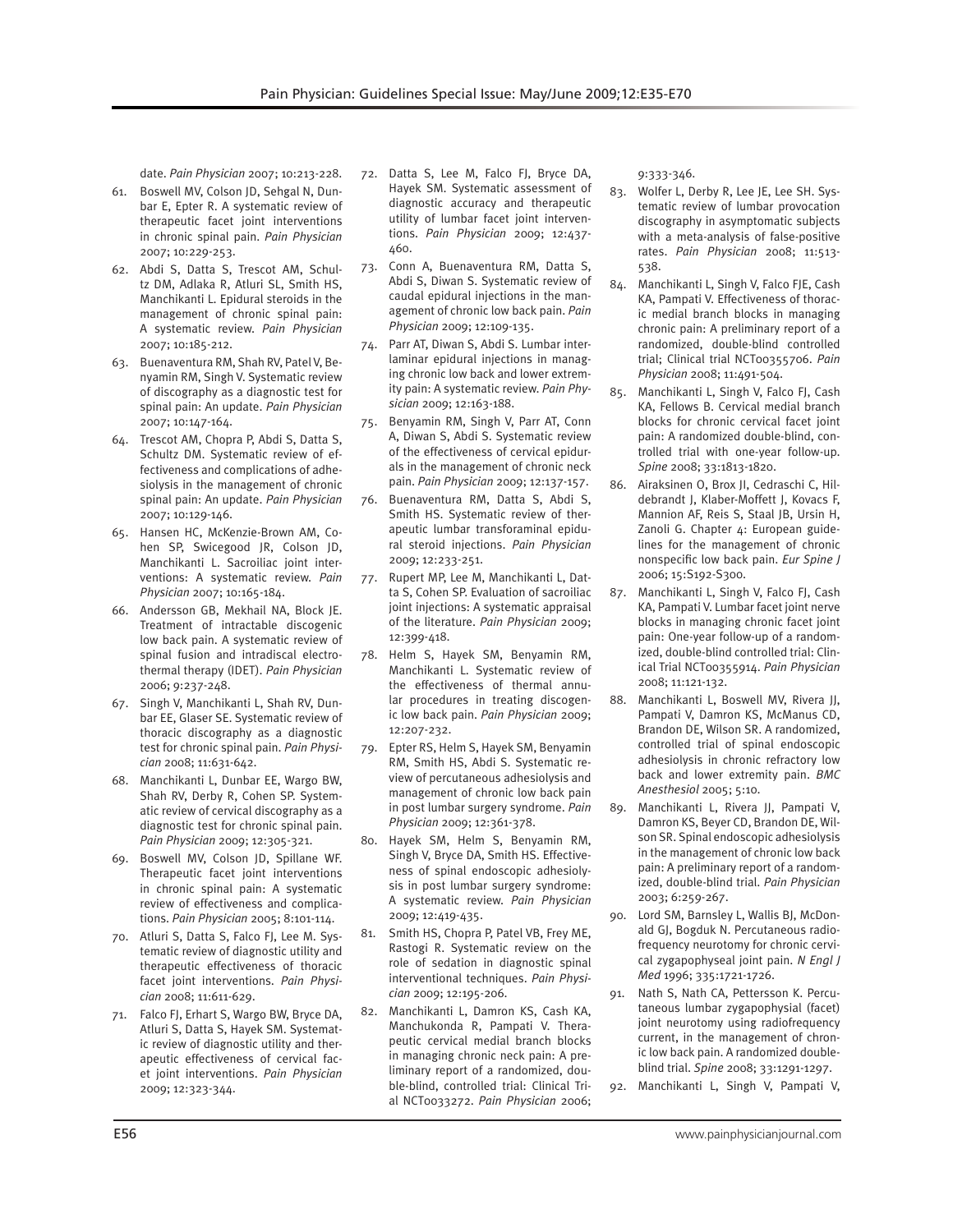date. *Pain Physician* 2007; 10:213-228.

61. Boswell MV, Colson JD, Sehgal N, Dunbar E, Epter R. A systematic review of therapeutic facet joint interventions in chronic spinal pain. *Pain Physician* 2007; 10:229-253.
62. Abdi S, Datta S, Trescot AM, Schultz DM, Adlaka R, Atluri SL, Smith HS, Manchikanti L. Epidural steroids in the management of chronic spinal pain: A systematic review. *Pain Physician* 2007; 10:185-212.
63. Buenaventura RM, Shah RV, Patel V, Benyamin RM, Singh V. Systematic review of discography as a diagnostic test for spinal pain: An update. *Pain Physician* 2007; 10:147-164.
64. Trescot AM, Chopra P, Abdi S, Datta S, Schultz DM. Systematic review of effectiveness and complications of adhesiolysis in the management of chronic spinal pain: An update. *Pain Physician* 2007; 10:129-146.
65. Hansen HC, McKenzie-Brown AM, Cohen SP, Swicegood JR, Colson JD, Manchikanti L. Sacroiliac joint interventions: A systematic review. *Pain Physician* 2007; 10:165-184.
66. Andersson GB, Mekhail NA, Block JE. Treatment of intractable discogenic low back pain. A systematic review of spinal fusion and intradiscal electrothermal therapy (IDET). *Pain Physician* 2006; 9:237-248.
67. Singh V, Manchikanti L, Shah RV, Dunbar EE, Glaser SE. Systematic review of thoracic discography as a diagnostic test for chronic spinal pain. *Pain Physician* 2008; 11:631-642.
68. Manchikanti L, Dunbar EE, Wargo BW, Shah RV, Derby R, Cohen SP. Systematic review of cervical discography as a diagnostic test for chronic spinal pain. *Pain Physician* 2009; 12:305-321.
69. Boswell MV, Colson JD, Spillane WF. Therapeutic facet joint interventions in chronic spinal pain: A systematic review of effectiveness and complications. *Pain Physician* 2005; 8:101-114.
70. Atluri S, Datta S, Falco FJ, Lee M. Systematic review of diagnostic utility and therapeutic effectiveness of thoracic facet joint interventions. *Pain Physician* 2008; 11:611-629.
71. Falco FJ, Erhart S, Wargo BW, Bryce DA, Atluri S, Datta S, Hayek SM. Systematic review of diagnostic utility and therapeutic effectiveness of cervical facet joint interventions. *Pain Physician* 2009; 12:323-344.
72. Datta S, Lee M, Falco FJ, Bryce DA, Hayek SM. Systematic assessment of diagnostic accuracy and therapeutic utility of lumbar facet joint interventions. *Pain Physician* 2009; 12:437-460.
73. Conn A, Buenaventura RM, Datta S, Abdi S, Diwan S. Systematic review of caudal epidural injections in the management of chronic low back pain. *Pain Physician* 2009; 12:109-135.
74. Parr AT, Diwan S, Abdi S. Lumbar interlaminar epidural injections in managing chronic low back and lower extremity pain: A systematic review. *Pain Physician* 2009; 12:163-188.
75. Benyamin RM, Singh V, Parr AT, Conn A, Diwan S, Abdi S. Systematic review of the effectiveness of cervical epidurals in the management of chronic neck pain. *Pain Physician* 2009; 12:137-157.
76. Buenaventura RM, Datta S, Abdi S, Smith HS. Systematic review of therapeutic lumbar transforaminal epidural steroid injections. *Pain Physician* 2009; 12:233-251.
77. Rupert MP, Lee M, Manchikanti L, Datta S, Cohen SP. Evaluation of sacroiliac joint injections: A systematic appraisal of the literature. *Pain Physician* 2009; 12:399-418.
78. Helm S, Hayek SM, Benyamin RM, Manchikanti L. Systematic review of the effectiveness of thermal annular procedures in treating discogenic low back pain. *Pain Physician* 2009; 12:207-232.
79. Epter RS, Helm S, Hayek SM, Benyamin RM, Smith HS, Abdi S. Systematic review of percutaneous adhesiolysis and management of chronic low back pain in post lumbar surgery syndrome. *Pain Physician* 2009; 12:361-378.
80. Hayek SM, Helm S, Benyamin RM, Singh V, Bryce DA, Smith HS. Effectiveness of spinal endoscopic adhesiolysis in post lumbar surgery syndrome: A systematic review. *Pain Physician* 2009; 12:419-435.
81. Smith HS, Chopra P, Patel VB, Frey ME, Rastogi R. Systematic review on the role of sedation in diagnostic spinal interventional techniques. *Pain Physician* 2009; 12:195-206.
82. Manchikanti L, Damron KS, Cash KA, Manchukonda R, Pampati V. Therapeutic cervical medial branch blocks in managing chronic neck pain: A preliminary report of a randomized, double-blind, controlled trial: Clinical Trial NCT0033272. *Pain Physician* 2006; 9:333-346.
83. Wolfer L, Derby R, Lee JE, Lee SH. Systematic review of lumbar provocation discography in asymptomatic subjects with a meta-analysis of false-positive rates. *Pain Physician* 2008; 11:513-538.
84. Manchikanti L, Singh V, Falco FJE, Cash KA, Pampati V. Effectiveness of thoracic medial branch blocks in managing chronic pain: A preliminary report of a randomized, double-blind controlled trial; Clinical trial NCT00355706. *Pain Physician* 2008; 11:491-504.
85. Manchikanti L, Singh V, Falco FJ, Cash KA, Fellows B. Cervical medial branch blocks for chronic cervical facet joint pain: A randomized double-blind, controlled trial with one-year follow-up. *Spine* 2008; 33:1813-1820.
86. Airaksinen O, Brox JI, Cedraschi C, Hildebrandt J, Klaber-Moffett J, Kovacs F, Mannion AF, Reis S, Staal JB, Ursin H, Zanoli G. Chapter 4: European guidelines for the management of chronic nonspecific low back pain. *Eur Spine J* 2006; 15:S192-S300.
87. Manchikanti L, Singh V, Falco FJ, Cash KA, Pampati V. Lumbar facet joint nerve blocks in managing chronic facet joint pain: One-year follow-up of a randomized, double-blind controlled trial: Clinical Trial NCT00355914. *Pain Physician* 2008; 11:121-132.
88. Manchikanti L, Boswell MV, Rivera JJ, Pampati V, Damron KS, McManus CD, Brandon DE, Wilson SR. A randomized, controlled trial of spinal endoscopic adhesiolysis in chronic refractory low back and lower extremity pain. *BMC Anesthesiol* 2005; 5:10.
89. Manchikanti L, Rivera JJ, Pampati V, Damron KS, Beyer CD, Brandon DE, Wilson SR. Spinal endoscopic adhesiolysis in the management of chronic low back pain: A preliminary report of a randomized, double-blind trial. *Pain Physician* 2003; 6:259-267.
90. Lord SM, Barnsley L, Wallis BJ, McDonald GJ, Bogduk N. Percutaneous radiofrequency neurotomy for chronic cervical zygapophyseal joint pain. *N Engl J Med* 1996; 335:1721-1726.
91. Nath S, Nath CA, Pettersson K. Percutaneous lumbar zygapophysial (facet) joint neurotomy using radiofrequency current, in the management of chronic low back pain. A randomized double-blind trial. *Spine* 2008; 33:1291-1297.
92. Manchikanti L, Singh V, Pampati V,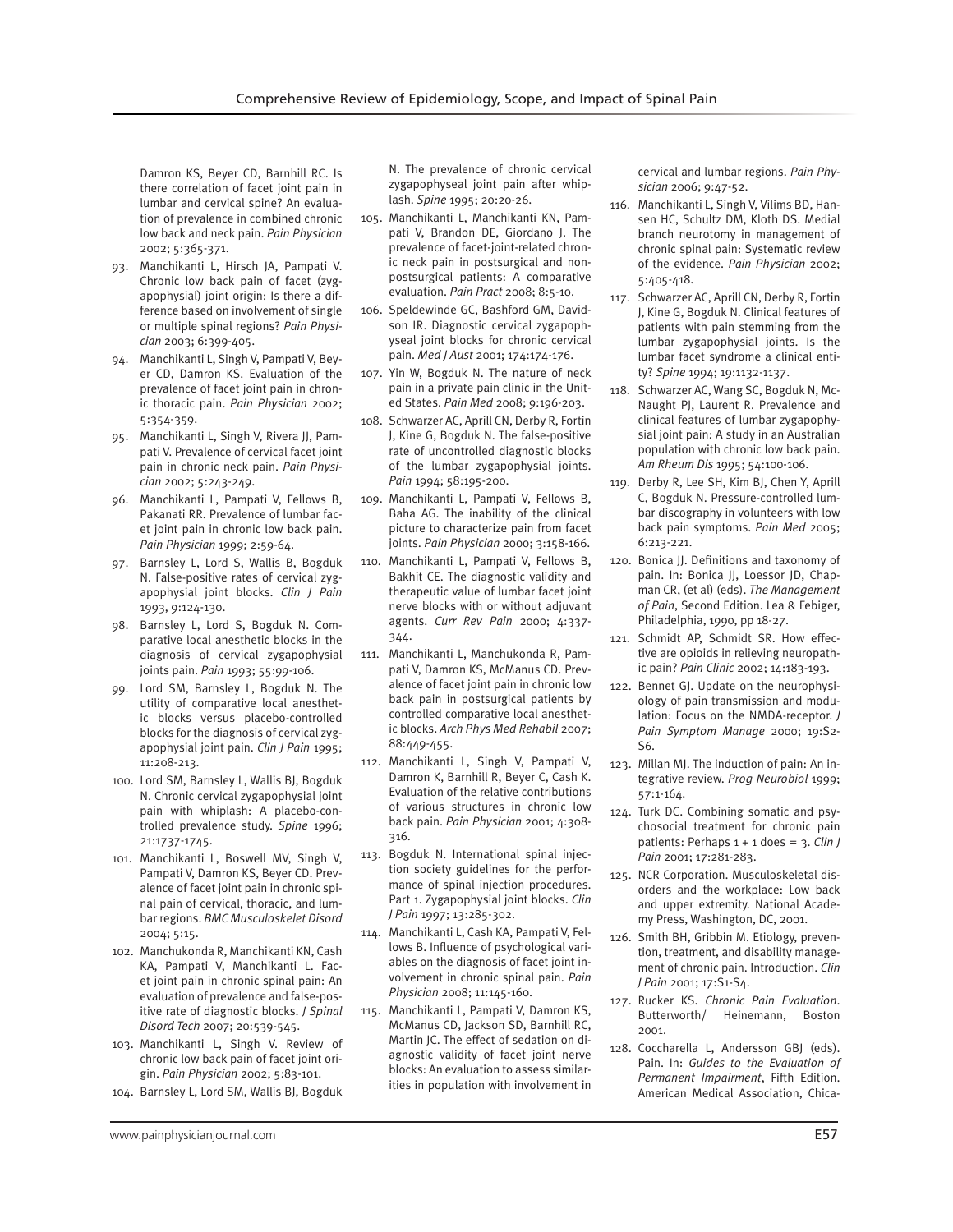Damron KS, Beyer CD, Barnhill RC. Is there correlation of facet joint pain in lumbar and cervical spine? An evaluation of prevalence in combined chronic low back and neck pain. *Pain Physician* 2002; 5:365-371.

93. Manchikanti L, Hirsch JA, Pampati V. Chronic low back pain of facet (zygapophysial) joint origin: Is there a difference based on involvement of single or multiple spinal regions? *Pain Physician* 2003; 6:399-405.
94. Manchikanti L, Singh V, Pampati V, Beyer CD, Damron KS. Evaluation of the prevalence of facet joint pain in chronic thoracic pain. *Pain Physician* 2002; 5:354-359.
95. Manchikanti L, Singh V, Rivera JJ, Pampati V. Prevalence of cervical facet joint pain in chronic neck pain. *Pain Physician* 2002; 5:243-249.
96. Manchikanti L, Pampati V, Fellows B, Pakanati RR. Prevalence of lumbar facet joint pain in chronic low back pain. *Pain Physician* 1999; 2:59-64.
97. Barnsley L, Lord S, Wallis B, Bogduk N. False-positive rates of cervical zygapophysial joint blocks. *Clin J Pain* 1993, 9:124-130.
98. Barnsley L, Lord S, Bogduk N. Comparative local anesthetic blocks in the diagnosis of cervical zygapophysial joints pain. *Pain* 1993; 55:99-106.
99. Lord SM, Barnsley L, Bogduk N. The utility of comparative local anesthetic blocks versus placebo-controlled blocks for the diagnosis of cervical zygapophysial joint pain. *Clin J Pain* 1995; 11:208-213.
100. Lord SM, Barnsley L, Wallis BJ, Bogduk N. Chronic cervical zygapophysial joint pain with whiplash: A placebo-controlled prevalence study. *Spine* 1996; 21:1737-1745.
101. Manchikanti L, Boswell MV, Singh V, Pampati V, Damron KS, Beyer CD. Prevalence of facet joint pain in chronic spinal pain of cervical, thoracic, and lumbar regions. *BMC Musculoskelet Disord* 2004; 5:15.
102. Manchukonda R, Manchikanti KN, Cash KA, Pampati V, Manchikanti L. Facet joint pain in chronic spinal pain: An evaluation of prevalence and false-positive rate of diagnostic blocks. *J Spinal Disord Tech* 2007; 20:539-545.
103. Manchikanti L, Singh V. Review of chronic low back pain of facet joint origin. *Pain Physician* 2002; 5:83-101.
104. Barnsley L, Lord SM, Wallis BJ, Bogduk N. The prevalence of chronic cervical zygapophyseal joint pain after whiplash. *Spine* 1995; 20:20-26.
105. Manchikanti L, Manchikanti KN, Pampati V, Brandon DE, Giordano J. The prevalence of facet-joint-related chronic neck pain in postsurgical and nonpostsurgical patients: A comparative evaluation. *Pain Pract* 2008; 8:5-10.
106. Speldewinde GC, Bashford GM, Davidson IR. Diagnostic cervical zygapophyseal joint blocks for chronic cervical pain. *Med J Aust* 2001; 174:174-176.
107. Yin W, Bogduk N. The nature of neck pain in a private pain clinic in the United States. *Pain Med* 2008; 9:196-203.
108. Schwarzer AC, Aprill CN, Derby R, Fortin J, Kine G, Bogduk N. The false-positive rate of uncontrolled diagnostic blocks of the lumbar zygapophysial joints. *Pain* 1994; 58:195-200.
109. Manchikanti L, Pampati V, Fellows B, Baha AG. The inability of the clinical picture to characterize pain from facet joints. *Pain Physician* 2000; 3:158-166.
110. Manchikanti L, Pampati V, Fellows B, Bakhit CE. The diagnostic validity and therapeutic value of lumbar facet joint nerve blocks with or without adjuvant agents. *Curr Rev Pain* 2000; 4:337-344.
111. Manchikanti L, Manchukonda R, Pampati V, Damron KS, McManus CD. Prevalence of facet joint pain in chronic low back pain in postsurgical patients by controlled comparative local anesthetic blocks. *Arch Phys Med Rehabil* 2007; 88:449-455.
112. Manchikanti L, Singh V, Pampati V, Damron K, Barnhill R, Beyer C, Cash K. Evaluation of the relative contributions of various structures in chronic low back pain. *Pain Physician* 2001; 4:308-316.
113. Bogduk N. International spinal injection society guidelines for the performance of spinal injection procedures. Part 1. Zygapophysial joint blocks. *Clin J Pain* 1997; 13:285-302.
114. Manchikanti L, Cash KA, Pampati V, Fellows B. Influence of psychological variables on the diagnosis of facet joint involvement in chronic spinal pain. *Pain Physician* 2008; 11:145-160.
115. Manchikanti L, Pampati V, Damron KS, McManus CD, Jackson SD, Barnhill RC, Martin JC. The effect of sedation on diagnostic validity of facet joint nerve blocks: An evaluation to assess similarities in population with involvement in cervical and lumbar regions. *Pain Physician* 2006; 9:47-52.
116. Manchikanti L, Singh V, Vilims BD, Hansen HC, Schultz DM, Kloth DS. Medial branch neurotomy in management of chronic spinal pain: Systematic review of the evidence. *Pain Physician* 2002; 5:405-418.
117. Schwarzer AC, Aprill CN, Derby R, Fortin J, Kine G, Bogduk N. Clinical features of patients with pain stemming from the lumbar zygapophysial joints. Is the lumbar facet syndrome a clinical entity? *Spine* 1994; 19:1132-1137.
118. Schwarzer AC, Wang SC, Bogduk N, McNaught PJ, Laurent R. Prevalence and clinical features of lumbar zygapophysial joint pain: A study in an Australian population with chronic low back pain. *Am Rheum Dis* 1995; 54:100-106.
119. Derby R, Lee SH, Kim BJ, Chen Y, Aprill C, Bogduk N. Pressure-controlled lumbar discography in volunteers with low back pain symptoms. *Pain Med* 2005; 6:213-221.
120. Bonica JJ. Definitions and taxonomy of pain. In: Bonica JJ, Loessor JD, Chapman CR, (et al) (eds). *The Management of Pain*, Second Edition. Lea & Febiger, Philadelphia, 1990, pp 18-27.
121. Schmidt AP, Schmidt SR. How effective are opioids in relieving neuropathic pain? *Pain Clinic* 2002; 14:183-193.
122. Bennet GJ. Update on the neurophysiology of pain transmission and modulation: Focus on the NMDA-receptor. *J Pain Symptom Manage* 2000; 19:S2-S6.
123. Millan MJ. The induction of pain: An integrative review. *Prog Neurobiol* 1999; 57:1-164.
124. Turk DC. Combining somatic and psychosocial treatment for chronic pain patients: Perhaps 1 + 1 does = 3. *Clin J Pain* 2001; 17:281-283.
125. NCR Corporation. Musculoskeletal disorders and the workplace: Low back and upper extremity. National Academy Press, Washington, DC, 2001.
126. Smith BH, Gribbin M. Etiology, prevention, treatment, and disability management of chronic pain. Introduction. *Clin J Pain* 2001; 17:S1-S4.
127. Rucker KS. *Chronic Pain Evaluation*. Butterworth/ Heinemann, Boston 2001.
128. Coccharella L, Andersson GBJ (eds). Pain. In: *Guides to the Evaluation of Permanent Impairment*, Fifth Edition. American Medical Association, Chica-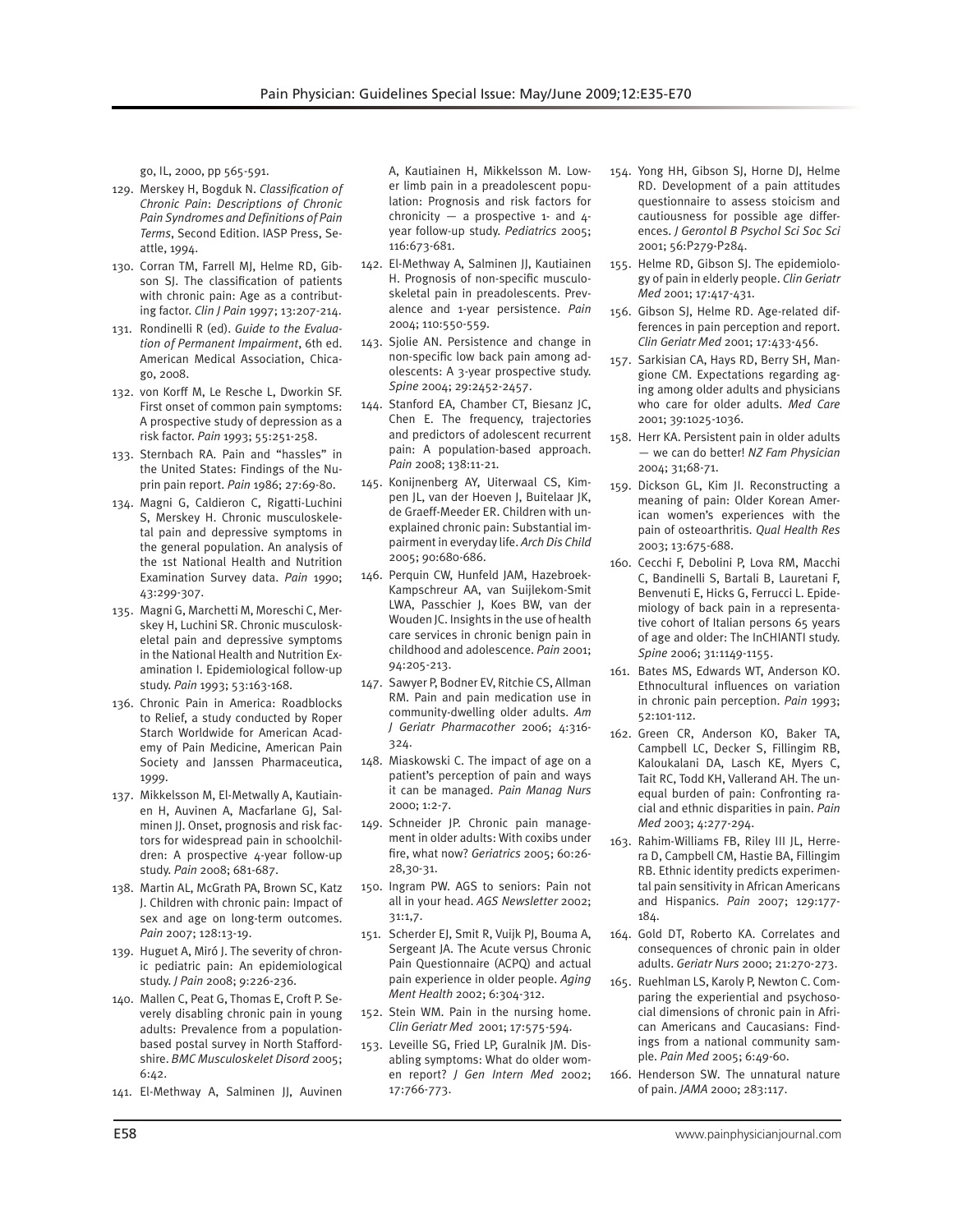go, IL, 2000, pp 565-591.

129. Merskey H, Bogduk N. *Classification of Chronic Pain: Descriptions of Chronic Pain Syndromes and Definitions of Pain Terms*, Second Edition. IASP Press, Seattle, 1994.
130. Corran TM, Farrell MJ, Helme RD, Gibson SJ. The classification of patients with chronic pain: Age as a contributing factor. *Clin J Pain* 1997; 13:207-214.
131. Rondinelli R (ed). *Guide to the Evaluation of Permanent Impairment*, 6th ed. American Medical Association, Chicago, 2008.
132. von Korff M, Le Resche L, Dworkin SF. First onset of common pain symptoms: A prospective study of depression as a risk factor. *Pain* 1993; 55:251-258.
133. Sternbach RA. Pain and "hassles" in the United States: Findings of the Nuprin pain report. *Pain* 1986; 27:69-80.
134. Magni G, Caldieron C, Rigatti-Luchini S, Merskey H. Chronic musculoskeletal pain and depressive symptoms in the general population. An analysis of the 1st National Health and Nutrition Examination Survey data. *Pain* 1990; 43:299-307.
135. Magni G, Marchetti M, Moreschi C, Merskey H, Luchini SR. Chronic musculoskeletal pain and depressive symptoms in the National Health and Nutrition Examination I. Epidemiological follow-up study. *Pain* 1993; 53:163-168.
136. Chronic Pain in America: Roadblocks to Relief, a study conducted by Roper Starch Worldwide for American Academy of Pain Medicine, American Pain Society and Janssen Pharmaceutica, 1999.
137. Mikkelsson M, El-Metwally A, Kautiainen H, Auvinen A, Macfarlane GJ, Salminen JJ. Onset, prognosis and risk factors for widespread pain in schoolchildren: A prospective 4-year follow-up study. *Pain* 2008; 681-687.
138. Martin AL, McGrath PA, Brown SC, Katz J. Children with chronic pain: Impact of sex and age on long-term outcomes. *Pain* 2007; 128:13-19.
139. Huguet A, Miró J. The severity of chronic pediatric pain: An epidemiological study. *J Pain* 2008; 9:226-236.
140. Mallen C, Peat G, Thomas E, Croft P. Severely disabling chronic pain in young adults: Prevalence from a population-based postal survey in North Staffordshire. *BMC Musculoskelet Disord* 2005; 6:42.
141. El-Methway A, Salminen JJ, Auvinen A, Kautiainen H, Mikkelsson M. Lower limb pain in a preadolescent population: Prognosis and risk factors for chronicity — a prospective 1- and 4-year follow-up study. *Pediatrics* 2005; 116:673-681.
142. El-Methway A, Salminen JJ, Kautiainen H. Prognosis of non-specific musculoskeletal pain in preadolescents. Prevalence and 1-year persistence. *Pain* 2004; 110:550-559.
143. Sjolie AN. Persistence and change in non-specific low back pain among adolescents: A 3-year prospective study. *Spine* 2004; 29:2452-2457.
144. Stanford EA, Chamber CT, Biesanz JC, Chen E. The frequency, trajectories and predictors of adolescent recurrent pain: A population-based approach. *Pain* 2008; 138:11-21.
145. Konijnenberg AY, Uiterwaal CS, Kimpen JL, van der Hoeven J, Buitelaar JK, de Graeff-Meeder ER. Children with unexplained chronic pain: Substantial impairment in everyday life. *Arch Dis Child* 2005; 90:680-686.
146. Perquin CW, Hunfeld JAM, Hazebroek-Kampschreur AA, van Suijlekom-Smit LWA, Passchier J, Koes BW, van der Wouden JC. Insights in the use of health care services in chronic benign pain in childhood and adolescence. *Pain* 2001; 94:205-213.
147. Sawyer P, Bodner EV, Ritchie CS, Allman RM. Pain and pain medication use in community-dwelling older adults. *Am J Geriatr Pharmacother* 2006; 4:316-324.
148. Miaskowski C. The impact of age on a patient's perception of pain and ways it can be managed. *Pain Manag Nurs* 2000; 1:2-7.
149. Schneider JP. Chronic pain management in older adults: With coxibs under fire, what now? *Geriatrics* 2005; 60:26-28,30-31.
150. Ingram PW. AGS to seniors: Pain not all in your head. *AGS Newsletter* 2002; 31:1,7.
151. Scherder EJ, Smit R, Vuijk PJ, Bouma A, Sergeant JA. The Acute versus Chronic Pain Questionnaire (ACPQ) and actual pain experience in older people. *Aging Ment Health* 2002; 6:304-312.
152. Stein WM. Pain in the nursing home. *Clin Geriatr Med* 2001; 17:575-594.
153. Leveille SG, Fried LP, Guralnik JM. Disabling symptoms: What do older women report? *J Gen Intern Med* 2002; 17:766-773.
154. Yong HH, Gibson SJ, Horne DJ, Helme RD. Development of a pain attitudes questionnaire to assess stoicism and cautiousness for possible age differences. *J Gerontol B Psychol Sci Soc Sci* 2001; 56:P279-P284.
155. Helme RD, Gibson SJ. The epidemiology of pain in elderly people. *Clin Geriatr Med* 2001; 17:417-431.
156. Gibson SJ, Helme RD. Age-related differences in pain perception and report. *Clin Geriatr Med* 2001; 17:433-456.
157. Sarkisian CA, Hays RD, Berry SH, Mangione CM. Expectations regarding aging among older adults and physicians who care for older adults. *Med Care* 2001; 39:1025-1036.
158. Herr KA. Persistent pain in older adults — we can do better! *NZ Fam Physician* 2004; 31;68-71.
159. Dickson GL, Kim JI. Reconstructing a meaning of pain: Older Korean American women's experiences with the pain of osteoarthritis. *Qual Health Res* 2003; 13:675-688.
160. Cecchi F, Debolini P, Lova RM, Macchi C, Bandinelli S, Bartali B, Lauretani F, Benvenuti E, Hicks G, Ferrucci L. Epidemiology of back pain in a representative cohort of Italian persons 65 years of age and older: The InCHIANTI study. *Spine* 2006; 31:1149-1155.
161. Bates MS, Edwards WT, Anderson KO. Ethnocultural influences on variation in chronic pain perception. *Pain* 1993; 52:101-112.
162. Green CR, Anderson KO, Baker TA, Campbell LC, Decker S, Fillingim RB, Kaloukalani DA, Lasch KE, Myers C, Tait RC, Todd KH, Vallerand AH. The unequal burden of pain: Confronting racial and ethnic disparities in pain. *Pain Med* 2003; 4:277-294.
163. Rahim-Williams FB, Riley III JL, Herrera D, Campbell CM, Hastie BA, Fillingim RB. Ethnic identity predicts experimental pain sensitivity in African Americans and Hispanics. *Pain* 2007; 129:177-184.
164. Gold DT, Roberto KA. Correlates and consequences of chronic pain in older adults. *Geriatr Nurs* 2000; 21:270-273.
165. Ruehlman LS, Karoly P, Newton C. Comparing the experiential and psychosocial dimensions of chronic pain in African Americans and Caucasians: Findings from a national community sample. *Pain Med* 2005; 6:49-60.
166. Henderson SW. The unnatural nature of pain. *JAMA* 2000; 283:117.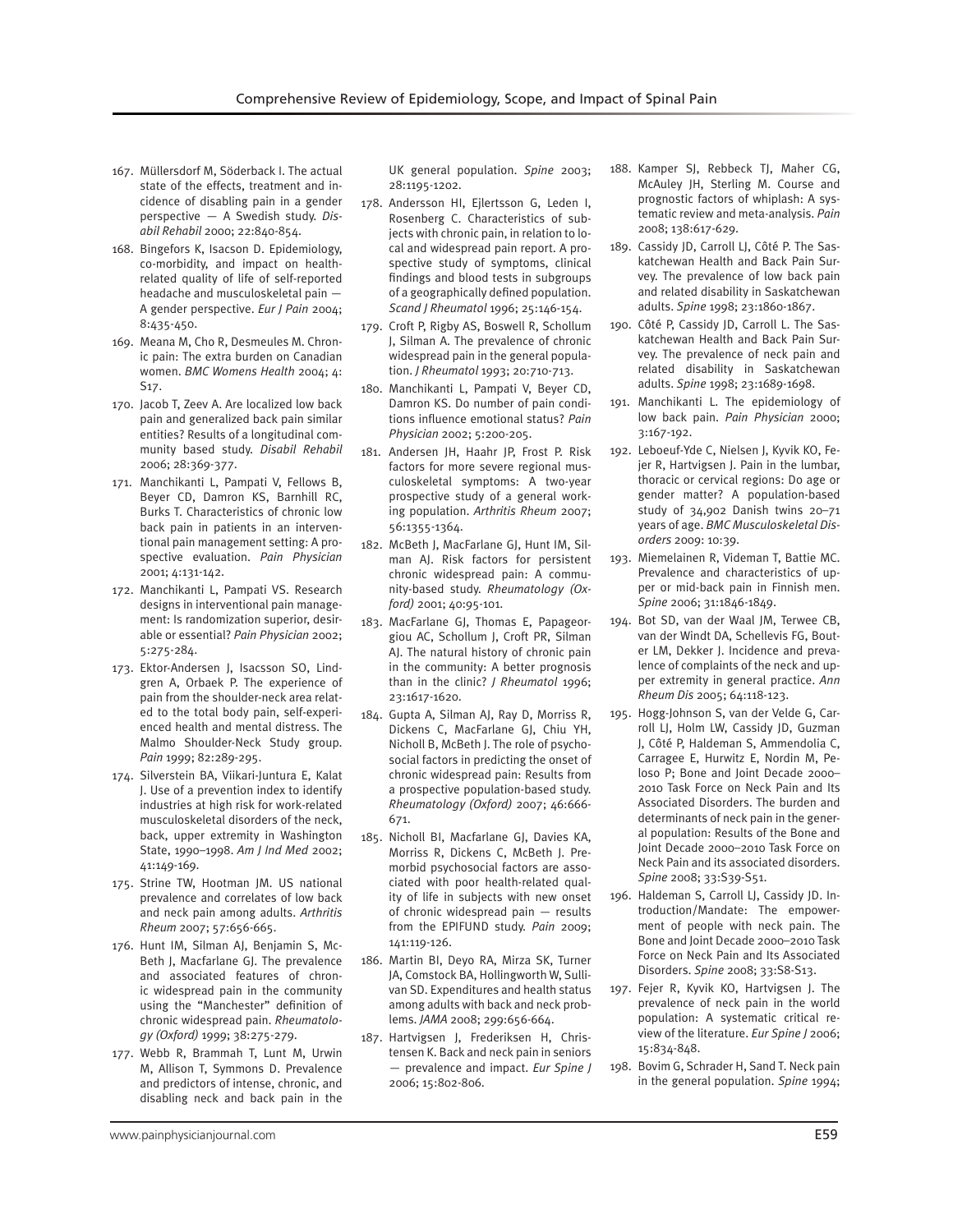167. Müllersdorf M, Söderback I. The actual state of the effects, treatment and incidence of disabling pain in a gender perspective — A Swedish study. *Disabil Rehabil* 2000; 22:840-854.
168. Bingefors K, Isacson D. Epidemiology, co-morbidity, and impact on health-related quality of life of self-reported headache and musculoskeletal pain — A gender perspective. *Eur J Pain* 2004; 8:435-450.
169. Meana M, Cho R, Desmeules M. Chronic pain: The extra burden on Canadian women. *BMC Womens Health* 2004; 4: S17.
170. Jacob T, Zeev A. Are localized low back pain and generalized back pain similar entities? Results of a longitudinal community based study. *Disabil Rehabil* 2006; 28:369-377.
171. Manchikanti L, Pampati V, Fellows B, Beyer CD, Damron KS, Barnhill RC, Burks T. Characteristics of chronic low back pain in patients in an interventional pain management setting: A prospective evaluation. *Pain Physician* 2001; 4:131-142.
172. Manchikanti L, Pampati VS. Research designs in interventional pain management: Is randomization superior, desirable or essential? *Pain Physician* 2002; 5:275-284.
173. Ektor-Andersen J, Isacsson SO, Lindgren A, Orbaek P. The experience of pain from the shoulder-neck area related to the total body pain, self-experienced health and mental distress. The Malmo Shoulder-Neck Study group. *Pain* 1999; 82:289-295.
174. Silverstein BA, Viikari-Juntura E, Kalat J. Use of a prevention index to identify industries at high risk for work-related musculoskeletal disorders of the neck, back, upper extremity in Washington State, 1990–1998. *Am J Ind Med* 2002; 41:149-169.
175. Strine TW, Hootman JM. US national prevalence and correlates of low back and neck pain among adults. *Arthritis Rheum* 2007; 57:656-665.
176. Hunt IM, Silman AJ, Benjamin S, McBeth J, Macfarlane GJ. The prevalence and associated features of chronic widespread pain in the community using the "Manchester" definition of chronic widespread pain. *Rheumatology (Oxford)* 1999; 38:275-279.
177. Webb R, Brammah T, Lunt M, Urwin M, Allison T, Symmons D. Prevalence and predictors of intense, chronic, and disabling neck and back pain in the UK general population. *Spine* 2003; 28:1195-1202.
178. Andersson HI, Ejlertsson G, Leden I, Rosenberg C. Characteristics of subjects with chronic pain, in relation to local and widespread pain report. A prospective study of symptoms, clinical findings and blood tests in subgroups of a geographically defined population. *Scand J Rheumatol* 1996; 25:146-154.
179. Croft P, Rigby AS, Boswell R, Schollum J, Silman A. The prevalence of chronic widespread pain in the general population. *J Rheumatol* 1993; 20:710-713.
180. Manchikanti L, Pampati V, Beyer CD, Damron KS. Do number of pain conditions influence emotional status? *Pain Physician* 2002; 5:200-205.
181. Andersen JH, Haahr JP, Frost P. Risk factors for more severe regional musculoskeletal symptoms: A two-year prospective study of a general working population. *Arthritis Rheum* 2007; 56:1355-1364.
182. McBeth J, MacFarlane GJ, Hunt IM, Silman AJ. Risk factors for persistent chronic widespread pain: A community-based study. *Rheumatology (Oxford)* 2001; 40:95-101.
183. MacFarlane GJ, Thomas E, Papageorgiou AC, Schollum J, Croft PR, Silman AJ. The natural history of chronic pain in the community: A better prognosis than in the clinic? *J Rheumatol* 1996; 23:1617-1620.
184. Gupta A, Silman AJ, Ray D, Morriss R, Dickens C, MacFarlane GJ, Chiu YH, Nicholl B, McBeth J. The role of psychosocial factors in predicting the onset of chronic widespread pain: Results from a prospective population-based study. *Rheumatology (Oxford)* 2007; 46:666-671.
185. Nicholl BI, Macfarlane GJ, Davies KA, Morriss R, Dickens C, McBeth J. Premorbid psychosocial factors are associated with poor health-related quality of life in subjects with new onset of chronic widespread pain — results from the EPIFUND study. *Pain* 2009; 141:119-126.
186. Martin BI, Deyo RA, Mirza SK, Turner JA, Comstock BA, Hollingworth W, Sullivan SD. Expenditures and health status among adults with back and neck problems. *JAMA* 2008; 299:656-664.
187. Hartvigsen J, Frederiksen H, Christensen K. Back and neck pain in seniors — prevalence and impact. *Eur Spine J* 2006; 15:802-806.
188. Kamper SJ, Rebbeck TJ, Maher CG, McAuley JH, Sterling M. Course and prognostic factors of whiplash: A systematic review and meta-analysis. *Pain* 2008; 138:617-629.
189. Cassidy JD, Carroll LJ, Côté P. The Saskatchewan Health and Back Pain Survey. The prevalence of low back pain and related disability in Saskatchewan adults. *Spine* 1998; 23:1860-1867.
190. Côté P, Cassidy JD, Carroll L. The Saskatchewan Health and Back Pain Survey. The prevalence of neck pain and related disability in Saskatchewan adults. *Spine* 1998; 23:1689-1698.
191. Manchikanti L. The epidemiology of low back pain. *Pain Physician* 2000; 3:167-192.
192. Leboeuf-Yde C, Nielsen J, Kyvik KO, Fejer R, Hartvigsen J. Pain in the lumbar, thoracic or cervical regions: Do age or gender matter? A population-based study of 34,902 Danish twins 20–71 years of age. *BMC Musculoskeletal Disorders* 2009: 10:39.
193. Miemelainen R, Videman T, Battie MC. Prevalence and characteristics of upper or mid-back pain in Finnish men. *Spine* 2006; 31:1846-1849.
194. Bot SD, van der Waal JM, Terwee CB, van der Windt DA, Schellevis FG, Bouter LM, Dekker J. Incidence and prevalence of complaints of the neck and upper extremity in general practice. *Ann Rheum Dis* 2005; 64:118-123.
195. Hogg-Johnson S, van der Velde G, Carroll LJ, Holm LW, Cassidy JD, Guzman J, Côté P, Haldeman S, Ammendolia C, Carragee E, Hurwitz E, Nordin M, Peloso P; Bone and Joint Decade 2000–2010 Task Force on Neck Pain and Its Associated Disorders. The burden and determinants of neck pain in the general population: Results of the Bone and Joint Decade 2000–2010 Task Force on Neck Pain and its associated disorders. *Spine* 2008; 33:S39-S51.
196. Haldeman S, Carroll LJ, Cassidy JD. Introduction/Mandate: The empowerment of people with neck pain. The Bone and Joint Decade 2000–2010 Task Force on Neck Pain and Its Associated Disorders. *Spine* 2008; 33:S8-S13.
197. Fejer R, Kyvik KO, Hartvigsen J. The prevalence of neck pain in the world population: A systematic critical review of the literature. *Eur Spine J* 2006; 15:834-848.
198. Bovim G, Schrader H, Sand T. Neck pain in the general population. *Spine* 1994;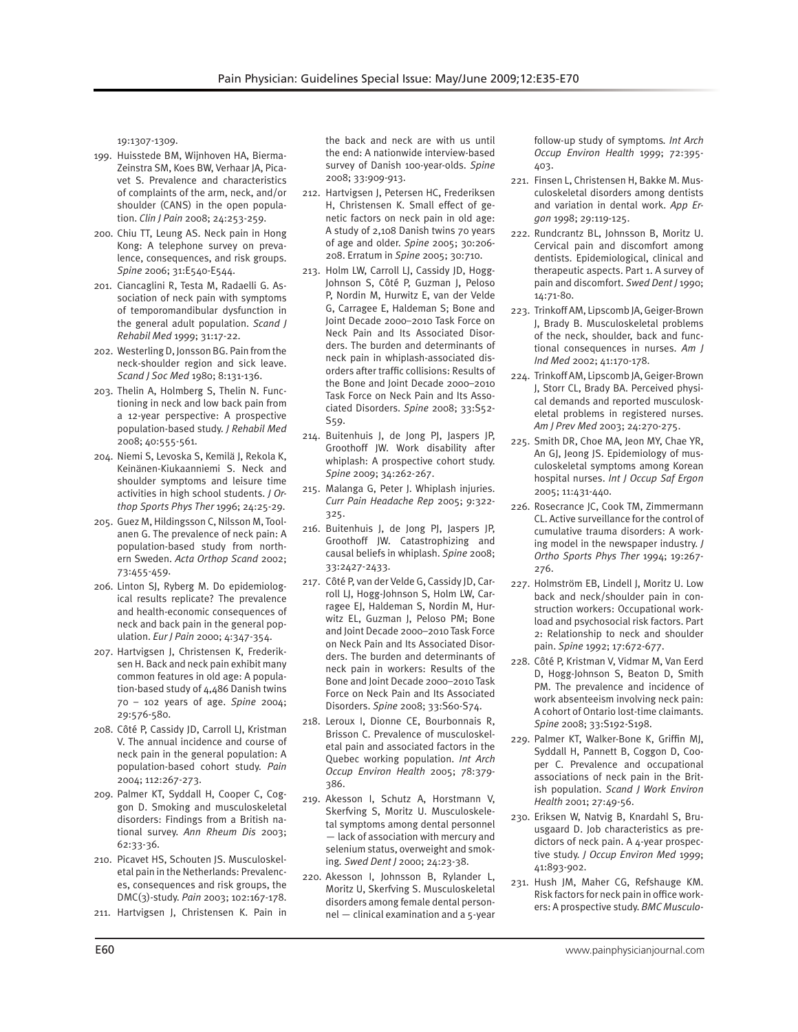19:1307-1309.

199. Huisstede BM, Wijnhoven HA, Bierma-Zeinstra SM, Koes BW, Verhaar JA, Picavet S. Prevalence and characteristics of complaints of the arm, neck, and/or shoulder (CANS) in the open population. *Clin J Pain* 2008; 24:253-259.
200. Chiu TT, Leung AS. Neck pain in Hong Kong: A telephone survey on prevalence, consequences, and risk groups. *Spine* 2006; 31:E540-E544.
201. Ciancaglini R, Testa M, Radaelli G. Association of neck pain with symptoms of temporomandibular dysfunction in the general adult population. *Scand J Rehabil Med* 1999; 31:17-22.
202. Westerling D, Jonsson BG. Pain from the neck-shoulder region and sick leave. *Scand J Soc Med* 1980; 8:131-136.
203. Thelin A, Holmberg S, Thelin N. Functioning in neck and low back pain from a 12-year perspective: A prospective population-based study. *J Rehabil Med* 2008; 40:555-561.
204. Niemi S, Levoska S, Kemilä J, Rekola K, Keinänen-Kiukaanniemi S. Neck and shoulder symptoms and leisure time activities in high school students. *J Orthop Sports Phys Ther* 1996; 24:25-29.
205. Guez M, Hildingsson C, Nilsson M, Toolanen G. The prevalence of neck pain: A population-based study from northern Sweden. *Acta Orthop Scand* 2002; 73:455-459.
206. Linton SJ, Ryberg M. Do epidemiological results replicate? The prevalence and health-economic consequences of neck and back pain in the general population. *Eur J Pain* 2000; 4:347-354.
207. Hartvigsen J, Christensen K, Frederiksen H. Back and neck pain exhibit many common features in old age: A population-based study of 4,486 Danish twins 70 – 102 years of age. *Spine* 2004; 29:576-580.
208. Côté P, Cassidy JD, Carroll LJ, Kristman V. The annual incidence and course of neck pain in the general population: A population-based cohort study. *Pain* 2004; 112:267-273.
209. Palmer KT, Syddall H, Cooper C, Coggon D. Smoking and musculoskeletal disorders: Findings from a British national survey. *Ann Rheum Dis* 2003; 62:33-36.
210. Picavet HS, Schouten JS. Musculoskeletal pain in the Netherlands: Prevalences, consequences and risk groups, the DMC(3)-study. *Pain* 2003; 102:167-178.
211. Hartvigsen J, Christensen K. Pain in the back and neck are with us until the end: A nationwide interview-based survey of Danish 100-year-olds. *Spine* 2008; 33:909-913.
212. Hartvigsen J, Petersen HC, Frederiksen H, Christensen K. Small effect of genetic factors on neck pain in old age: A study of 2,108 Danish twins 70 years of age and older. *Spine* 2005; 30:206-208. Erratum in *Spine* 2005; 30:710.
213. Holm LW, Carroll LJ, Cassidy JD, Hogg-Johnson S, Côté P, Guzman J, Peloso P, Nordin M, Hurwitz E, van der Velde G, Carragee E, Haldeman S; Bone and Joint Decade 2000–2010 Task Force on Neck Pain and Its Associated Disorders. The burden and determinants of neck pain in whiplash-associated disorders after traffic collisions: Results of the Bone and Joint Decade 2000–2010 Task Force on Neck Pain and Its Associated Disorders. *Spine* 2008; 33:S52-S59.
214. Buitenhuis J, de Jong PJ, Jaspers JP, Groothoff JW. Work disability after whiplash: A prospective cohort study. *Spine* 2009; 34:262-267.
215. Malanga G, Peter J. Whiplash injuries. *Curr Pain Headache Rep* 2005; 9:322-325.
216. Buitenhuis J, de Jong PJ, Jaspers JP, Groothoff JW. Catastrophizing and causal beliefs in whiplash. *Spine* 2008; 33:2427-2433.
217. Côté P, van der Velde G, Cassidy JD, Carroll LJ, Hogg-Johnson S, Holm LW, Carragee EJ, Haldeman S, Nordin M, Hurwitz EL, Guzman J, Peloso PM; Bone and Joint Decade 2000–2010 Task Force on Neck Pain and Its Associated Disorders. The burden and determinants of neck pain in workers: Results of the Bone and Joint Decade 2000–2010 Task Force on Neck Pain and Its Associated Disorders. *Spine* 2008; 33:S60-S74.
218. Leroux I, Dionne CE, Bourbonnais R, Brisson C. Prevalence of musculoskeletal pain and associated factors in the Quebec working population. *Int Arch Occup Environ Health* 2005; 78:379-386.
219. Akesson I, Schutz A, Horstmann V, Skerfving S, Moritz U. Musculoskeletal symptoms among dental personnel — lack of association with mercury and selenium status, overweight and smoking. *Swed Dent J* 2000; 24:23-38.
220. Akesson I, Johnsson B, Rylander L, Moritz U, Skerfving S. Musculoskeletal disorders among female dental personnel — clinical examination and a 5-year follow-up study of symptoms. *Int Arch Occup Environ Health* 1999; 72:395-403.
221. Finsen L, Christensen H, Bakke M. Musculoskeletal disorders among dentists and variation in dental work. *App Ergon* 1998; 29:119-125.
222. Rundcrantz BL, Johnsson B, Moritz U. Cervical pain and discomfort among dentists. Epidemiological, clinical and therapeutic aspects. Part 1. A survey of pain and discomfort. *Swed Dent J* 1990; 14:71-80.
223. Trinkoff AM, Lipscomb JA, Geiger-Brown J, Brady B. Musculoskeletal problems of the neck, shoulder, back and functional consequences in nurses. *Am J Ind Med* 2002; 41:170-178.
224. Trinkoff AM, Lipscomb JA, Geiger-Brown J, Storr CL, Brady BA. Perceived physical demands and reported musculoskeletal problems in registered nurses. *Am J Prev Med* 2003; 24:270-275.
225. Smith DR, Choe MA, Jeon MY, Chae YR, An GJ, Jeong JS. Epidemiology of musculoskeletal symptoms among Korean hospital nurses. *Int J Occup Saf Ergon* 2005; 11:431-440.
226. Rosecrance JC, Cook TM, Zimmermann CL. Active surveillance for the control of cumulative trauma disorders: A working model in the newspaper industry. *J Ortho Sports Phys Ther* 1994; 19:267-276.
227. Holmström EB, Lindell J, Moritz U. Low back and neck/shoulder pain in construction workers: Occupational workload and psychosocial risk factors. Part 2: Relationship to neck and shoulder pain. *Spine* 1992; 17:672-677.
228. Côté P, Kristman V, Vidmar M, Van Eerd D, Hogg-Johnson S, Beaton D, Smith PM. The prevalence and incidence of work absenteeism involving neck pain: A cohort of Ontario lost-time claimants. *Spine* 2008; 33:S192-S198.
229. Palmer KT, Walker-Bone K, Griffin MJ, Syddall H, Pannett B, Coggon D, Cooper C. Prevalence and occupational associations of neck pain in the British population. *Scand J Work Environ Health* 2001; 27:49-56.
230. Eriksen W, Natvig B, Knardahl S, Bruusgaard D. Job characteristics as predictors of neck pain. A 4-year prospective study. *J Occup Environ Med* 1999; 41:893-902.
231. Hush JM, Maher CG, Refshauge KM. Risk factors for neck pain in office workers: A prospective study. *BMC Musculo-*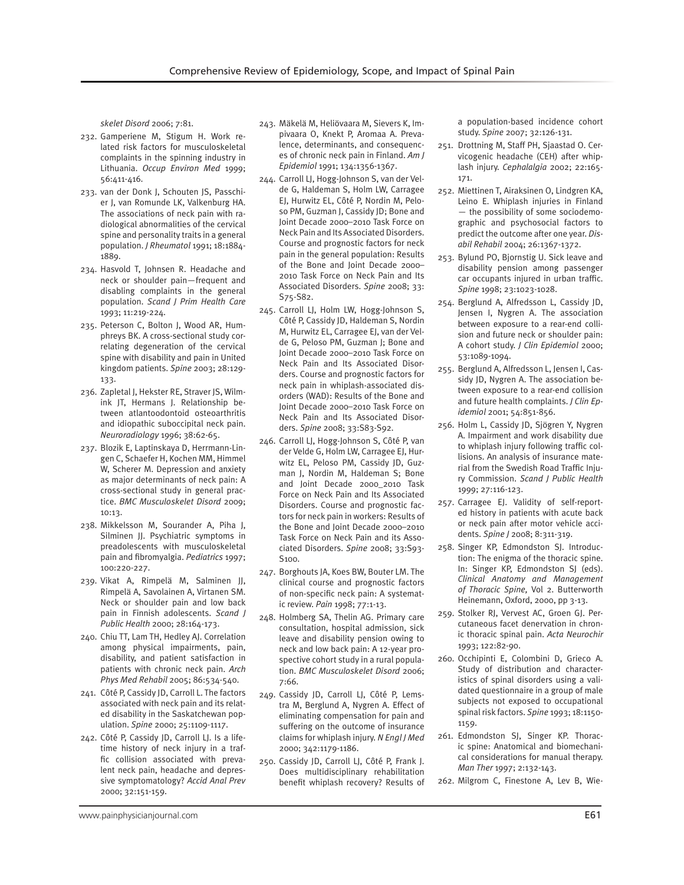skelet Disord 2006; 7:81.

232. Gamperiene M, Stigum H. Work related risk factors for musculoskeletal complaints in the spinning industry in Lithuania. *Occup Environ Med* 1999; 56:411-416.
233. van der Donk J, Schouten JS, Passchier J, van Romunde LK, Valkenburg HA. The associations of neck pain with radiological abnormalities of the cervical spine and personality traits in a general population. *J Rheumatol* 1991; 18:1884-1889.
234. Hasvold T, Johnsen R. Headache and neck or shoulder pain—frequent and disabling complaints in the general population. *Scand J Prim Health Care* 1993; 11:219-224.
235. Peterson C, Bolton J, Wood AR, Humphreys BK. A cross-sectional study correlating degeneration of the cervical spine with disability and pain in United kingdom patients. *Spine* 2003; 28:129-133.
236. Zapletal J, Hekster RE, Straver JS, Wilmink JT, Hermans J. Relationship between atlantoodontoid osteoarthritis and idiopathic suboccipital neck pain. *Neuroradiology* 1996; 38:62-65.
237. Blozik E, Laptinskaya D, Herrmann-Lingen C, Schaefer H, Kochen MM, Himmel W, Scherer M. Depression and anxiety as major determinants of neck pain: A cross-sectional study in general practice. *BMC Musculoskelet Disord* 2009; 10:13.
238. Mikkelsson M, Sourander A, Piha J, Silminen JJ. Psychiatric symptoms in preadolescents with musculoskeletal pain and fibromyalgia. *Pediatrics* 1997; 100:220-227.
239. Vikat A, Rimpelä M, Salminen JJ, Rimpelä A, Savolainen A, Virtanen SM. Neck or shoulder pain and low back pain in Finnish adolescents. *Scand J Public Health* 2000; 28:164-173.
240. Chiu TT, Lam TH, Hedley AJ. Correlation among physical impairments, pain, disability, and patient satisfaction in patients with chronic neck pain. *Arch Phys Med Rehabil* 2005; 86:534-540.
241. Côté P, Cassidy JD, Carroll L. The factors associated with neck pain and its related disability in the Saskatchewan population. *Spine* 2000; 25:1109-1117.
242. Côté P, Cassidy JD, Carroll LJ. Is a lifetime history of neck injury in a traffic collision associated with prevalent neck pain, headache and depressive symptomatology? *Accid Anal Prev* 2000; 32:151-159.
243. Mäkelä M, Heliövaara M, Sievers K, Impivaara O, Knekt P, Aromaa A. Prevalence, determinants, and consequences of chronic neck pain in Finland. *Am J Epidemiol* 1991; 134:1356-1367.
244. Carroll LJ, Hogg-Johnson S, van der Velde G, Haldeman S, Holm LW, Carragee EJ, Hurwitz EL, Côté P, Nordin M, Peloso PM, Guzman J, Cassidy JD; Bone and Joint Decade 2000–2010 Task Force on Neck Pain and Its Associated Disorders. Course and prognostic factors for neck pain in the general population: Results of the Bone and Joint Decade 2000–2010 Task Force on Neck Pain and Its Associated Disorders. *Spine* 2008; 33: S75-S82.
245. Carroll LJ, Holm LW, Hogg-Johnson S, Côté P, Cassidy JD, Haldeman S, Nordin M, Hurwitz EL, Carragee EJ, van der Velde G, Peloso PM, Guzman J; Bone and Joint Decade 2000–2010 Task Force on Neck Pain and Its Associated Disorders. Course and prognostic factors for neck pain in whiplash-associated disorders (WAD): Results of the Bone and Joint Decade 2000–2010 Task Force on Neck Pain and Its Associated Disorders. *Spine* 2008; 33:S83-S92.
246. Carroll LJ, Hogg-Johnson S, Côté P, van der Velde G, Holm LW, Carragee EJ, Hurwitz EL, Peloso PM, Cassidy JD, Guzman J, Nordin M, Haldeman S; Bone and Joint Decade 2000_2010 Task Force on Neck Pain and Its Associated Disorders. Course and prognostic factors for neck pain in workers: Results of the Bone and Joint Decade 2000–2010 Task Force on Neck Pain and its Associated Disorders. *Spine* 2008; 33:S93-S100.
247. Borghouts JA, Koes BW, Bouter LM. The clinical course and prognostic factors of non-specific neck pain: A systematic review. *Pain* 1998; 77:1-13.
248. Holmberg SA, Thelin AG. Primary care consultation, hospital admission, sick leave and disability pension owing to neck and low back pain: A 12-year prospective cohort study in a rural population. *BMC Musculoskelet Disord* 2006; 7:66.
249. Cassidy JD, Carroll LJ, Côté P, Lemstra M, Berglund A, Nygren A. Effect of eliminating compensation for pain and suffering on the outcome of insurance claims for whiplash injury. *N Engl J Med* 2000; 342:1179-1186.
250. Cassidy JD, Carroll LJ, Côté P, Frank J. Does multidisciplinary rehabilitation benefit whiplash recovery? Results of a population-based incidence cohort study. *Spine* 2007; 32:126-131.
251. Drottning M, Staff PH, Sjaastad O. Cervicogenic headache (CEH) after whiplash injury. *Cephalalgia* 2002; 22:165-171.
252. Miettinen T, Airaksinen O, Lindgren KA, Leino E. Whiplash injuries in Finland — the possibility of some sociodemographic and psychosocial factors to predict the outcome after one year. *Disabil Rehabil* 2004; 26:1367-1372.
253. Bylund PO, Bjornstig U. Sick leave and disability pension among passenger car occupants injured in urban traffic. *Spine* 1998; 23:1023-1028.
254. Berglund A, Alfredsson L, Cassidy JD, Jensen I, Nygren A. The association between exposure to a rear-end collision and future neck or shoulder pain: A cohort study. *J Clin Epidemiol* 2000; 53:1089-1094.
255. Berglund A, Alfredsson L, Jensen I, Cassidy JD, Nygren A. The association between exposure to a rear-end collision and future health complaints. *J Clin Epidemiol* 2001; 54:851-856.
256. Holm L, Cassidy JD, Sjögren Y, Nygren A. Impairment and work disability due to whiplash injury following traffic collisions. An analysis of insurance material from the Swedish Road Traffic Injury Commission. *Scand J Public Health* 1999; 27:116-123.
257. Carragee EJ. Validity of self-reported history in patients with acute back or neck pain after motor vehicle accidents. *Spine J* 2008; 8:311-319.
258. Singer KP, Edmondston SJ. Introduction: The enigma of the thoracic spine. In: Singer KP, Edmondston SJ (eds). *Clinical Anatomy and Management of Thoracic Spine,* Vol 2. Butterworth Heinemann, Oxford, 2000, pp 3-13.
259. Stolker RJ, Vervest AC, Groen GJ. Percutaneous facet denervation in chronic thoracic spinal pain. *Acta Neurochir* 1993; 122:82-90.
260. Occhipinti E, Colombini D, Grieco A. Study of distribution and characteristics of spinal disorders using a validated questionnaire in a group of male subjects not exposed to occupational spinal risk factors. *Spine* 1993; 18:1150-1159.
261. Edmondston SJ, Singer KP. Thoracic spine: Anatomical and biomechanical considerations for manual therapy. *Man Ther* 1997; 2:132-143.
262. Milgrom C, Finestone A, Lev B, Wie-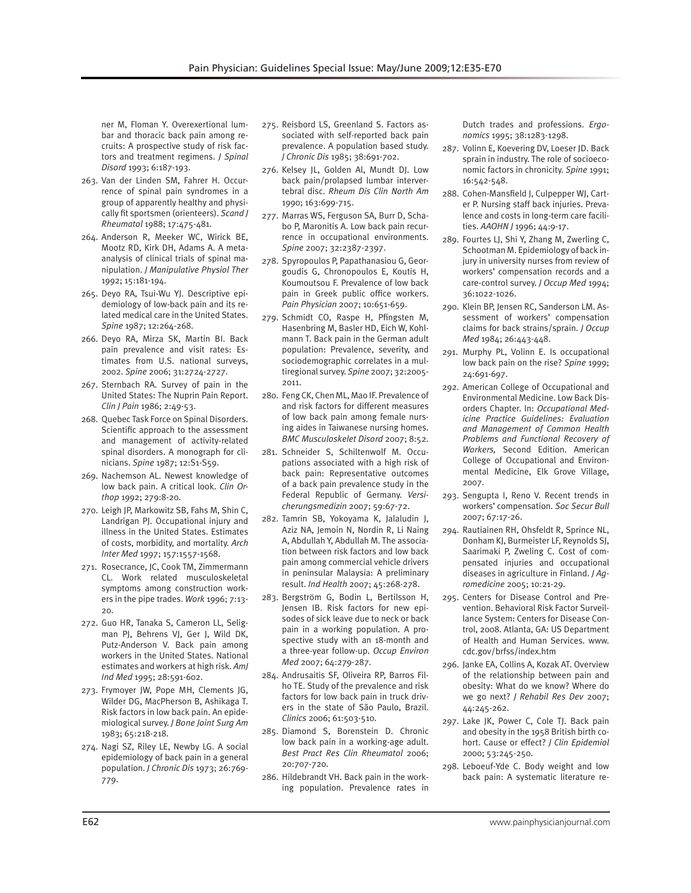ner M, Floman Y. Overexertional lumbar and thoracic back pain among recruits: A prospective study of risk factors and treatment regimens. *J Spinal Disord* 1993; 6:187-193.

263. Van der Linden SM, Fahrer H. Occurrence of spinal pain syndromes in a group of apparently healthy and physically fit sportsmen (orienteers). *Scand J Rheumatol* 1988; 17:475-481.
264. Anderson R, Meeker WC, Wirick BE, Mootz RD, Kirk DH, Adams A. A meta-analysis of clinical trials of spinal manipulation. *J Manipulative Physiol Ther* 1992; 15:181-194.
265. Deyo RA, Tsui-Wu YJ. Descriptive epidemiology of low-back pain and its related medical care in the United States. *Spine* 1987; 12:264-268.
266. Deyo RA, Mirza SK, Martin BI. Back pain prevalence and visit rates: Estimates from U.S. national surveys, 2002. *Spine* 2006; 31:2724-2727.
267. Sternbach RA. Survey of pain in the United States: The Nuprin Pain Report. *Clin J Pain* 1986; 2:49-53.
268. Quebec Task Force on Spinal Disorders. Scientific approach to the assessment and management of activity-related spinal disorders. A monograph for clinicians. *Spine* 1987; 12:S1-S59.
269. Nachemson AL. Newest knowledge of low back pain. A critical look. *Clin Orthop* 1992; 279:8-20.
270. Leigh JP, Markowitz SB, Fahs M, Shin C, Landrigan PJ. Occupational injury and illness in the United States. Estimates of costs, morbidity, and mortality. *Arch Inter Med* 1997; 157:1557-1568.
271. Rosecrance, JC, Cook TM, Zimmermann CL. Work related musculoskeletal symptoms among construction workers in the pipe trades. *Work* 1996; 7:13-20.
272. Guo HR, Tanaka S, Cameron LL, Seligman PJ, Behrens VJ, Ger J, Wild DK, Putz-Anderson V. Back pain among workers in the United States. National estimates and workers at high risk. *AmJ Ind Med* 1995; 28:591-602.
273. Frymoyer JW, Pope MH, Clements JG, Wilder DG, MacPherson B, Ashikaga T. Risk factors in low back pain. An epidemiological survey. *J Bone Joint Surg Am* 1983; 65:218-218.
274. Nagi SZ, Riley LE, Newby LG. A social epidemiology of back pain in a general population. *J Chronic Dis* 1973; 26:769-779.
275. Reisbord LS, Greenland S. Factors associated with self-reported back pain prevalence. A population based study. *J Chronic Dis* 1985; 38:691-702.
276. Kelsey JL, Golden Al, Mundt DJ. Low back pain/prolapsed lumbar intervertebral disc. *Rheum Dis Clin North Am* 1990; 163:699-715.
277. Marras WS, Ferguson SA, Burr D, Schabo P, Maronitis A. Low back pain recurrence in occupational environments. *Spine* 2007; 32:2387-2397.
278. Spyropoulos P, Papathanasiou G, Georgoudis G, Chronopoulos E, Koutis H, Koumoutsou F. Prevalence of low back pain in Greek public office workers. *Pain Physician* 2007; 10:651-659.
279. Schmidt CO, Raspe H, Pfingsten M, Hasenbring M, Basler HD, Eich W, Kohlmann T. Back pain in the German adult population: Prevalence, severity, and sociodemographic correlates in a multiregional survey. *Spine* 2007; 32:2005-2011.
280. Feng CK, Chen ML, Mao IF. Prevalence of and risk factors for different measures of low back pain among female nursing aides in Taiwanese nursing homes. *BMC Musculoskelet Disord* 2007; 8:52.
281. Schneider S, Schiltenwolf M. Occupations associated with a high risk of back pain: Representative outcomes of a back pain prevalence study in the Federal Republic of Germany. *Versicherungsmedizin* 2007; 59:67-72.
282. Tamrin SB, Yokoyama K, Jalaludin J, Aziz NA, Jemoin N, Nordin R, Li Naing A, Abdullah Y, Abdullah M. The association between risk factors and low back pain among commercial vehicle drivers in peninsular Malaysia: A preliminary result. *Ind Health* 2007; 45:268-278.
283. Bergström G, Bodin L, Bertilsson H, Jensen IB. Risk factors for new episodes of sick leave due to neck or back pain in a working population. A prospective study with an 18-month and a three-year follow-up. *Occup Environ Med* 2007; 64:279-287.
284. Andrusaitis SF, Oliveira RP, Barros Filho TE. Study of the prevalence and risk factors for low back pain in truck drivers in the state of São Paulo, Brazil. *Clinics* 2006; 61:503-510.
285. Diamond S, Borenstein D. Chronic low back pain in a working-age adult. *Best Pract Res Clin Rheumatol* 2006; 20:707-720.
286. Hildebrandt VH. Back pain in the working population. Prevalence rates in Dutch trades and professions. *Ergonomics* 1995; 38:1283-1298.
287. Volinn E, Koevering DV, Loeser JD. Back sprain in industry. The role of socioeconomic factors in chronicity. *Spine* 1991; 16:542-548.
288. Cohen-Mansfield J, Culpepper WJ, Carter P. Nursing staff back injuries. Prevalence and costs in long-term care facilities. *AAOHN J* 1996; 44:9-17.
289. Fourtes LJ, Shi Y, Zhang M, Zwerling C, Schootman M. Epidemiology of back injury in university nurses from review of workers' compensation records and a care-control survey. *J Occup Med* 1994; 36:1022-1026.
290. Klein BP, Jensen RC, Sanderson LM. Assessment of workers' compensation claims for back strains/sprain. *J Occup Med* 1984; 26:443-448.
291. Murphy PL, Volinn E. Is occupational low back pain on the rise? *Spine* 1999; 24:691-697.
292. American College of Occupational and Environmental Medicine. Low Back Disorders Chapter. In: *Occupational Medicine Practice Guidelines: Evaluation and Management of Common Health Problems and Functional Recovery of Workers,* Second Edition. American College of Occupational and Environmental Medicine, Elk Grove Village, 2007.
293. Sengupta I, Reno V. Recent trends in workers' compensation. *Soc Secur Bull* 2007; 67:17-26.
294. Rautiainen RH, Ohsfeldt R, Sprince NL, Donham KJ, Burmeister LF, Reynolds SJ, Saarimaki P, Zweling C. Cost of compensated injuries and occupational diseases in agriculture in Finland. *J Agromedicine* 2005; 10:21-29.
295. Centers for Disease Control and Prevention. Behavioral Risk Factor Surveillance System: Centers for Disease Control, 2008. Atlanta, GA: US Department of Health and Human Services. www.cdc.gov/brfss/index.htm
296. Janke EA, Collins A, Kozak AT. Overview of the relationship between pain and obesity: What do we know? Where do we go next? *J Rehabil Res Dev* 2007; 44:245-262.
297. Lake JK, Power C, Cole TJ. Back pain and obesity in the 1958 British birth cohort. Cause or effect? *J Clin Epidemiol* 2000; 53:245-250.
298. Leboeuf-Yde C. Body weight and low back pain: A systematic literature re-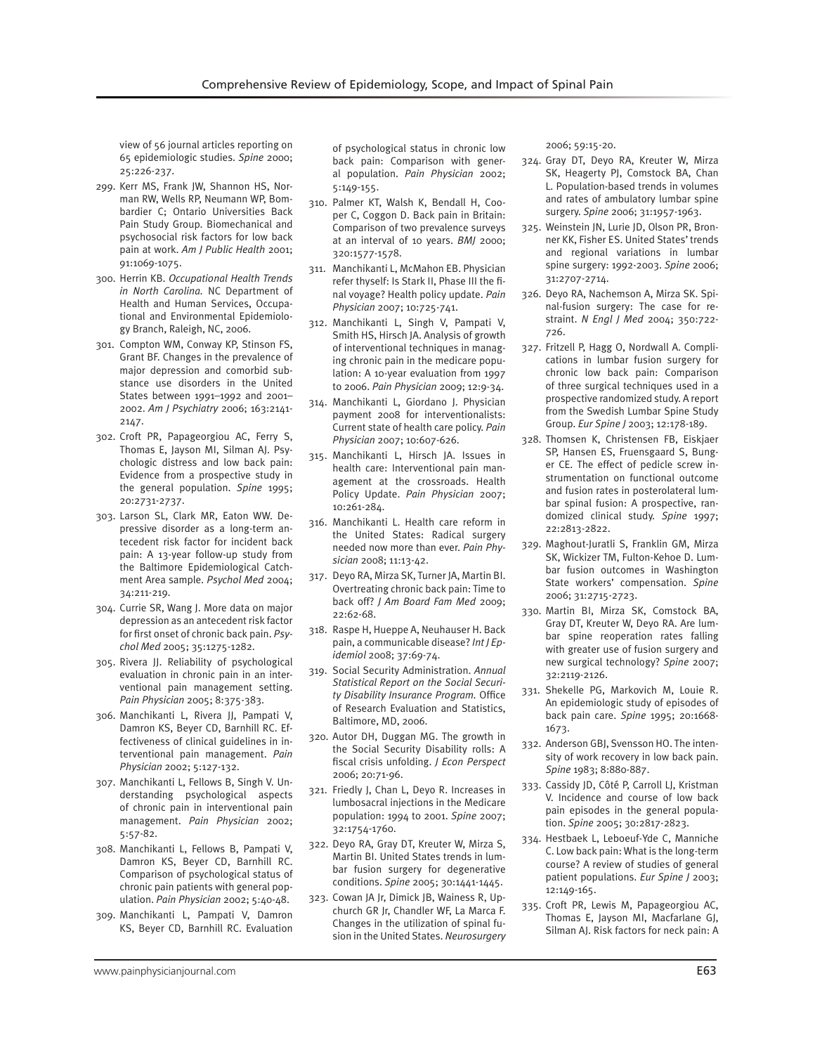view of 56 journal articles reporting on 65 epidemiologic studies. *Spine* 2000; 25:226-237.

299. Kerr MS, Frank JW, Shannon HS, Norman RW, Wells RP, Neumann WP, Bombardier C; Ontario Universities Back Pain Study Group. Biomechanical and psychosocial risk factors for low back pain at work. *Am J Public Health* 2001; 91:1069-1075.
300. Herrin KB. *Occupational Health Trends in North Carolina.* NC Department of Health and Human Services, Occupational and Environmental Epidemiology Branch, Raleigh, NC, 2006.
301. Compton WM, Conway KP, Stinson FS, Grant BF. Changes in the prevalence of major depression and comorbid substance use disorders in the United States between 1991–1992 and 2001–2002. *Am J Psychiatry* 2006; 163:2141-2147.
302. Croft PR, Papageorgiou AC, Ferry S, Thomas E, Jayson MI, Silman AJ. Psychologic distress and low back pain: Evidence from a prospective study in the general population. *Spine* 1995; 20:2731-2737.
303. Larson SL, Clark MR, Eaton WW. Depressive disorder as a long-term antecedent risk factor for incident back pain: A 13-year follow-up study from the Baltimore Epidemiological Catchment Area sample. *Psychol Med* 2004; 34:211-219.
304. Currie SR, Wang J. More data on major depression as an antecedent risk factor for first onset of chronic back pain. *Psychol Med* 2005; 35:1275-1282.
305. Rivera JJ. Reliability of psychological evaluation in chronic pain in an interventional pain management setting. *Pain Physician* 2005; 8:375-383.
306. Manchikanti L, Rivera JJ, Pampati V, Damron KS, Beyer CD, Barnhill RC. Effectiveness of clinical guidelines in interventional pain management. *Pain Physician* 2002; 5:127-132.
307. Manchikanti L, Fellows B, Singh V. Understanding psychological aspects of chronic pain in interventional pain management. *Pain Physician* 2002; 5:57-82.
308. Manchikanti L, Fellows B, Pampati V, Damron KS, Beyer CD, Barnhill RC. Comparison of psychological status of chronic pain patients with general population. *Pain Physician* 2002; 5:40-48.
309. Manchikanti L, Pampati V, Damron KS, Beyer CD, Barnhill RC. Evaluation of psychological status in chronic low back pain: Comparison with general population. *Pain Physician* 2002; 5:149-155.
310. Palmer KT, Walsh K, Bendall H, Cooper C, Coggon D. Back pain in Britain: Comparison of two prevalence surveys at an interval of 10 years. *BMJ* 2000; 320:1577-1578.
311. Manchikanti L, McMahon EB. Physician refer thyself: Is Stark II, Phase III the final voyage? Health policy update. *Pain Physician* 2007; 10:725-741.
312. Manchikanti L, Singh V, Pampati V, Smith HS, Hirsch JA. Analysis of growth of interventional techniques in managing chronic pain in the medicare population: A 10-year evaluation from 1997 to 2006. *Pain Physician* 2009; 12:9-34.
314. Manchikanti L, Giordano J. Physician payment 2008 for interventionalists: Current state of health care policy. *Pain Physician* 2007; 10:607-626.
315. Manchikanti L, Hirsch JA. Issues in health care: Interventional pain management at the crossroads. Health Policy Update. *Pain Physician* 2007; 10:261-284.
316. Manchikanti L. Health care reform in the United States: Radical surgery needed now more than ever. *Pain Physician* 2008; 11:13-42.
317. Deyo RA, Mirza SK, Turner JA, Martin BI. Overtreating chronic back pain: Time to back off? *J Am Board Fam Med* 2009; 22:62-68.
318. Raspe H, Hueppe A, Neuhauser H. Back pain, a communicable disease? *Int J Epidemiol* 2008; 37:69-74.
319. Social Security Administration. *Annual Statistical Report on the Social Security Disability Insurance Program.* Office of Research Evaluation and Statistics, Baltimore, MD, 2006.
320. Autor DH, Duggan MG. The growth in the Social Security Disability rolls: A fiscal crisis unfolding. *J Econ Perspect* 2006; 20:71-96.
321. Friedly J, Chan L, Deyo R. Increases in lumbosacral injections in the Medicare population: 1994 to 2001. *Spine* 2007; 32:1754-1760.
322. Deyo RA, Gray DT, Kreuter W, Mirza S, Martin BI. United States trends in lumbar fusion surgery for degenerative conditions. *Spine* 2005; 30:1441-1445.
323. Cowan JA Jr, Dimick JB, Wainess R, Upchurch GR Jr, Chandler WF, La Marca F. Changes in the utilization of spinal fusion in the United States. *Neurosurgery* 2006; 59:15-20.
324. Gray DT, Deyo RA, Kreuter W, Mirza SK, Heagerty PJ, Comstock BA, Chan L. Population-based trends in volumes and rates of ambulatory lumbar spine surgery. *Spine* 2006; 31:1957-1963.
325. Weinstein JN, Lurie JD, Olson PR, Bronner KK, Fisher ES. United States' trends and regional variations in lumbar spine surgery: 1992-2003. *Spine* 2006; 31:2707-2714.
326. Deyo RA, Nachemson A, Mirza SK. Spinal-fusion surgery: The case for restraint. *N Engl J Med* 2004; 350:722-726.
327. Fritzell P, Hagg O, Nordwall A. Complications in lumbar fusion surgery for chronic low back pain: Comparison of three surgical techniques used in a prospective randomized study. A report from the Swedish Lumbar Spine Study Group. *Eur Spine J* 2003; 12:178-189.
328. Thomsen K, Christensen FB, Eiskjaer SP, Hansen ES, Fruensgaard S, Bunger CE. The effect of pedicle screw instrumentation on functional outcome and fusion rates in posterolateral lumbar spinal fusion: A prospective, randomized clinical study. *Spine* 1997; 22:2813-2822.
329. Maghout-Juratli S, Franklin GM, Mirza SK, Wickizer TM, Fulton-Kehoe D. Lumbar fusion outcomes in Washington State workers' compensation. *Spine* 2006; 31:2715-2723.
330. Martin BI, Mirza SK, Comstock BA, Gray DT, Kreuter W, Deyo RA. Are lumbar spine reoperation rates falling with greater use of fusion surgery and new surgical technology? *Spine* 2007; 32:2119-2126.
331. Shekelle PG, Markovich M, Louie R. An epidemiologic study of episodes of back pain care. *Spine* 1995; 20:1668-1673.
332. Anderson GBJ, Svensson HO. The intensity of work recovery in low back pain. *Spine* 1983; 8:880-887.
333. Cassidy JD, Côté P, Carroll LJ, Kristman V. Incidence and course of low back pain episodes in the general population. *Spine* 2005; 30:2817-2823.
334. Hestbaek L, Leboeuf-Yde C, Manniche C. Low back pain: What is the long-term course? A review of studies of general patient populations. *Eur Spine J* 2003; 12:149-165.
335. Croft PR, Lewis M, Papageorgiou AC, Thomas E, Jayson MI, Macfarlane GJ, Silman AJ. Risk factors for neck pain: A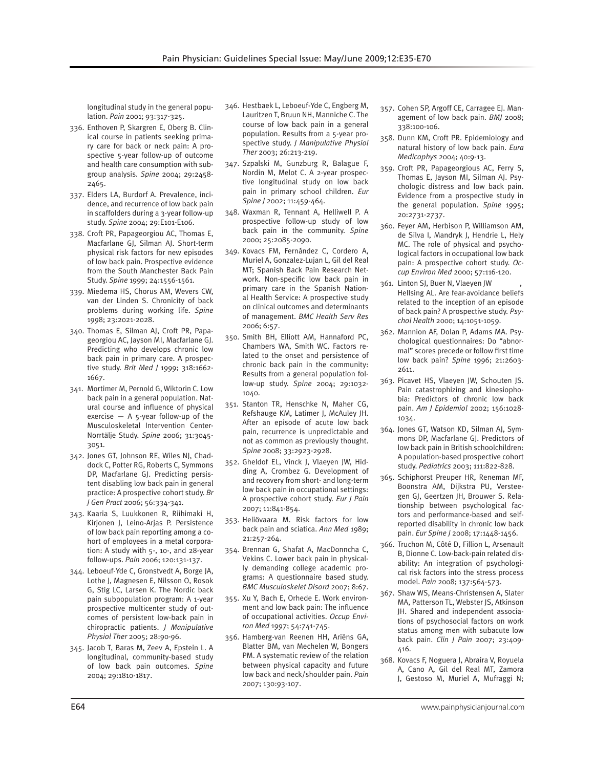longitudinal study in the general population. *Pain* 2001; 93:317-325.

336. Enthoven P, Skargren E, Oberg B. Clinical course in patients seeking primary care for back or neck pain: A prospective 5-year follow-up of outcome and health care consumption with subgroup analysis. *Spine* 2004; 29:2458-2465.
337. Elders LA, Burdorf A. Prevalence, incidence, and recurrence of low back pain in scaffolders during a 3-year follow-up study. *Spine* 2004; 29:E101-E106.
338. Croft PR, Papageorgiou AC, Thomas E, Macfarlane GJ, Silman AJ. Short-term physical risk factors for new episodes of low back pain. Prospective evidence from the South Manchester Back Pain Study. *Spine* 1999; 24:1556-1561.
339. Miedema HS, Chorus AM, Wevers CW, van der Linden S. Chronicity of back problems during working life. *Spine* 1998; 23:2021-2028.
340. Thomas E, Silman AJ, Croft PR, Papageorgiou AC, Jayson MI, Macfarlane GJ. Predicting who develops chronic low back pain in primary care. A prospective study. *Brit Med J* 1999; 318:1662-1667.
341. Mortimer M, Pernold G, Wiktorin C. Low back pain in a general population. Natural course and influence of physical exercise — A 5-year follow-up of the Musculoskeletal Intervention Center-Norrtälje Study. *Spine* 2006; 31:3045-3051.
342. Jones GT, Johnson RE, Wiles NJ, Chaddock C, Potter RG, Roberts C, Symmons DP, Macfarlane GJ. Predicting persistent disabling low back pain in general practice: A prospective cohort study. *Br J Gen Pract* 2006; 56:334-341.
343. Kaaria S, Luukkonen R, Riihimaki H, Kirjonen J, Leino-Arjas P. Persistence of low back pain reporting among a cohort of employees in a metal corporation: A study with 5-, 10-, and 28-year follow-ups. *Pain* 2006; 120:131-137.
344. Leboeuf-Yde C, Gronstvedt A, Borge JA, Lothe J, Magnesen E, Nilsson O, Rosok G, Stig LC, Larsen K. The Nordic back pain subpopulation program: A 1-year prospective multicenter study of outcomes of persistent low-back pain in chiropractic patients. *J Manipulative Physiol Ther* 2005; 28:90-96.
345. Jacob T, Baras M, Zeev A, Epstein L. A longitudinal, community-based study of low back pain outcomes. *Spine* 2004; 29:1810-1817.
346. Hestbaek L, Leboeuf-Yde C, Engberg M, Lauritzen T, Bruun NH, Manniche C. The course of low back pain in a general population. Results from a 5-year prospective study. *J Manipulative Physiol Ther* 2003; 26:213-219.
347. Szpalski M, Gunzburg R, Balague F, Nordin M, Melot C. A 2-year prospective longitudinal study on low back pain in primary school children. *Eur Spine J* 2002; 11:459-464.
348. Waxman R, Tennant A, Helliwell P. A prospective follow-up study of low back pain in the community. *Spine* 2000; 25:2085-2090.
349. Kovacs FM, Fernández C, Cordero A, Muriel A, Gonzalez-Lujan L, Gil del Real MT; Spanish Back Pain Research Network. Non-specific low back pain in primary care in the Spanish National Health Service: A prospective study on clinical outcomes and determinants of management. *BMC Health Serv Res* 2006; 6:57.
350. Smith BH, Elliott AM, Hannaford PC, Chambers WA, Smith WC. Factors related to the onset and persistence of chronic back pain in the community: Results from a general population follow-up study. *Spine* 2004; 29:1032-1040.
351. Stanton TR, Henschke N, Maher CG, Refshauge KM, Latimer J, McAuley JH. After an episode of acute low back pain, recurrence is unpredictable and not as common as previously thought. *Spine* 2008; 33:2923-2928.
352. Gheldof EL, Vinck J, Vlaeyen JW, Hidding A, Crombez G. Development of and recovery from short- and long-term low back pain in occupational settings: A prospective cohort study. *Eur J Pain* 2007; 11:841-854.
353. Heliövaara M. Risk factors for low back pain and sciatica. *Ann Med* 1989; 21:257-264.
354. Brennan G, Shafat A, MacDonncha C, Vekins C. Lower back pain in physically demanding college academic programs: A questionnaire based study. *BMC Musculoskelet Disord* 2007; 8:67.
355. Xu Y, Bach E, Orhede E. Work environment and low back pain: The influence of occupational activities. *Occup Environ Med* 1997; 54:741-745.
356. Hamberg-van Reenen HH, Ariëns GA, Blatter BM, van Mechelen W, Bongers PM. A systematic review of the relation between physical capacity and future low back and neck/shoulder pain. *Pain* 2007; 130:93-107.
357. Cohen SP, Argoff CE, Carragee EJ. Management of low back pain. *BMJ* 2008; 338:100-106.
358. Dunn KM, Croft PR. Epidemiology and natural history of low back pain. *Eura Medicophys* 2004; 40:9-13.
359. Croft PR, Papageorgious AC, Ferry S, Thomas E, Jayson MI, Silman AJ. Psychologic distress and low back pain. Evidence from a prospective study in the general population. *Spine* 1995; 20:2731-2737.
360. Feyer AM, Herbison P, Williamson AM, de Silva I, Mandryk J, Hendrie L, Hely MC. The role of physical and psychological factors in occupational low back pain: A prospective cohort study. *Occup Environ Med* 2000; 57:116-120.
361. Linton SJ, Buer N, Vlaeyen JW , Hellsing AL. Are fear-avoidance beliefs related to the inception of an episode of back pain? A prospective study. *Psychol Health* 2000; 14:1051-1059.
362. Mannion AF, Dolan P, Adams MA. Psychological questionnaires: Do "abnormal" scores precede or follow first time low back pain? *Spine* 1996; 21:2603-2611.
363. Picavet HS, Vlaeyen JW, Schouten JS. Pain catastrophizing and kinesiophobia: Predictors of chronic low back pain. *Am J Epidemiol* 2002; 156:1028-1034.
364. Jones GT, Watson KD, Silman AJ, Symmons DP, Macfarlane GJ. Predictors of low back pain in British schoolchildren: A population-based prospective cohort study. *Pediatrics* 2003; 111:822-828.
365. Schiphorst Preuper HR, Reneman MF, Boonstra AM, Dijkstra PU, Versteegen GJ, Geertzen JH, Brouwer S. Relationship between psychological factors and performance-based and self-reported disability in chronic low back pain. *Eur Spine J* 2008; 17:1448-1456.
366. Truchon M, Côté D, Fillion L, Arsenault B, Dionne C. Low-back-pain related disability: An integration of psychological risk factors into the stress process model. *Pain* 2008; 137:564-573.
367. Shaw WS, Means-Christensen A, Slater MA, Patterson TL, Webster JS, Atkinson JH. Shared and independent associations of psychosocial factors on work status among men with subacute low back pain. *Clin J Pain* 2007; 23:409-416.
368. Kovacs F, Noguera J, Abraira V, Royuela A, Cano A, Gil del Real MT, Zamora J, Gestoso M, Muriel A, Mufraggi N;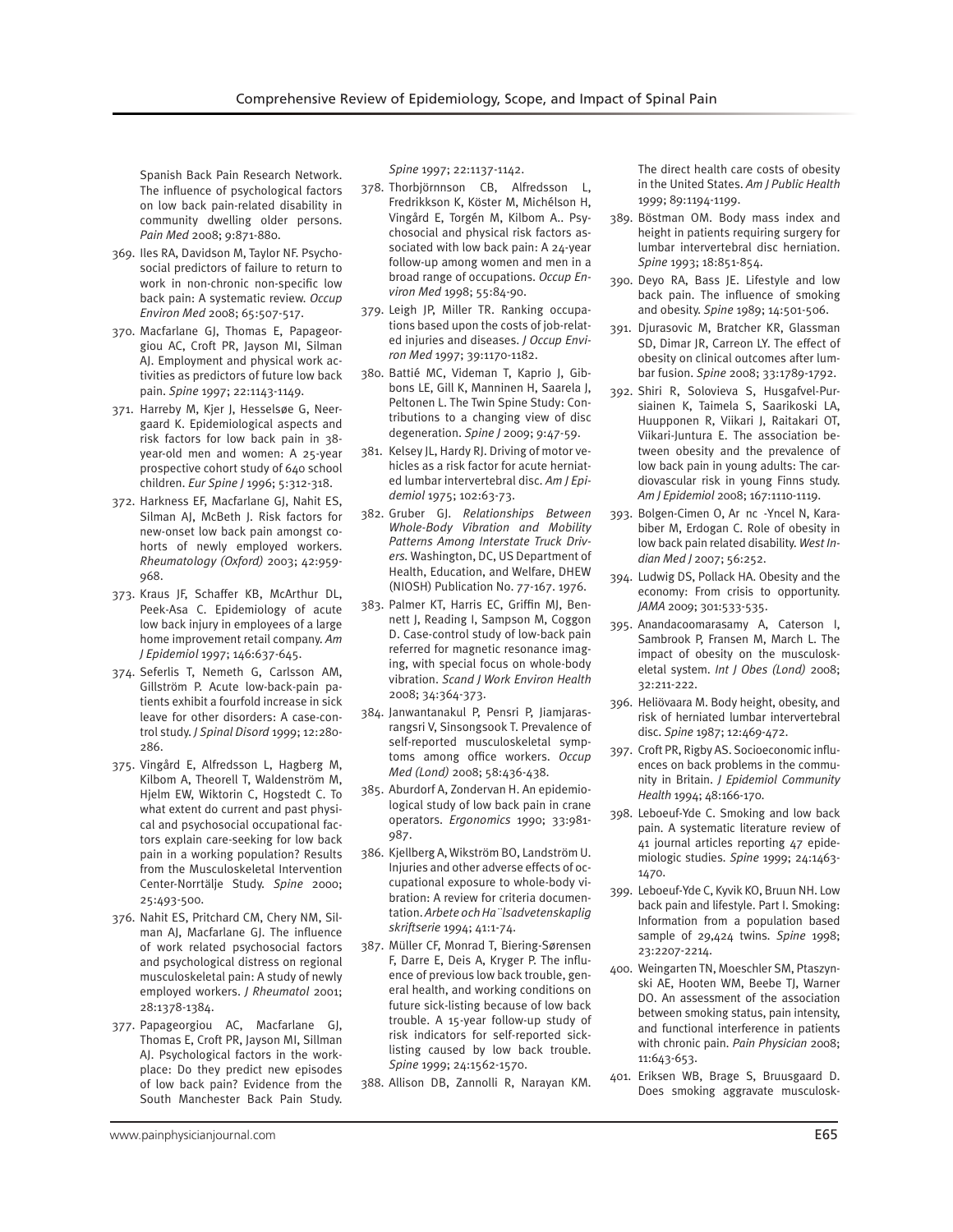Spanish Back Pain Research Network. The influence of psychological factors on low back pain-related disability in community dwelling older persons. *Pain Med* 2008; 9:871-880.

369. Iles RA, Davidson M, Taylor NF. Psychosocial predictors of failure to return to work in non-chronic non-specific low back pain: A systematic review. *Occup Environ Med* 2008; 65:507-517.
370. Macfarlane GJ, Thomas E, Papageorgiou AC, Croft PR, Jayson MI, Silman AJ. Employment and physical work activities as predictors of future low back pain. *Spine* 1997; 22:1143-1149.
371. Harreby M, Kjer J, Hesselsøe G, Neergaard K. Epidemiological aspects and risk factors for low back pain in 38-year-old men and women: A 25-year prospective cohort study of 640 school children. *Eur Spine J* 1996; 5:312-318.
372. Harkness EF, Macfarlane GJ, Nahit ES, Silman AJ, McBeth J. Risk factors for new-onset low back pain amongst cohorts of newly employed workers. *Rheumatology (Oxford)* 2003; 42:959-968.
373. Kraus JF, Schaffer KB, McArthur DL, Peek-Asa C. Epidemiology of acute low back injury in employees of a large home improvement retail company. *Am J Epidemiol* 1997; 146:637-645.
374. Seferlis T, Nemeth G, Carlsson AM, Gillström P. Acute low-back-pain patients exhibit a fourfold increase in sick leave for other disorders: A case-control study. *J Spinal Disord* 1999; 12:280-286.
375. Vingård E, Alfredsson L, Hagberg M, Kilbom A, Theorell T, Waldenström M, Hjelm EW, Wiktorin C, Hogstedt C. To what extent do current and past physical and psychosocial occupational factors explain care-seeking for low back pain in a working population? Results from the Musculoskeletal Intervention Center-Norrtälje Study. *Spine* 2000; 25:493-500.
376. Nahit ES, Pritchard CM, Chery NM, Silman AJ, Macfarlane GJ. The influence of work related psychosocial factors and psychological distress on regional musculoskeletal pain: A study of newly employed workers. *J Rheumatol* 2001; 28:1378-1384.
377. Papageorgiou AC, Macfarlane GJ, Thomas E, Croft PR, Jayson MI, Sillman AJ. Psychological factors in the workplace: Do they predict new episodes of low back pain? Evidence from the South Manchester Back Pain Study. *Spine* 1997; 22:1137-1142.
378. Thorbjörnnson CB, Alfredsson L, Fredrikksson K, Köster M, Michélson H, Vingård E, Torgén M, Kilbom A.. Psychosocial and physical risk factors associated with low back pain: A 24-year follow-up among women and men in a broad range of occupations. *Occup Environ Med* 1998; 55:84-90.
379. Leigh JP, Miller TR. Ranking occupations based upon the costs of job-related injuries and diseases. *J Occup Environ Med* 1997; 39:1170-1182.
380. Battié MC, Videman T, Kaprio J, Gibbons LE, Gill K, Manninen H, Saarela J, Peltonen L. The Twin Spine Study: Contributions to a changing view of disc degeneration. *Spine J* 2009; 9:47-59.
381. Kelsey JL, Hardy RJ. Driving of motor vehicles as a risk factor for acute herniated lumbar intervertebral disc. *Am J Epidemiol* 1975; 102:63-73.
382. Gruber GJ. *Relationships Between Whole-Body Vibration and Mobility Patterns Among Interstate Truck Drivers.* Washington, DC, US Department of Health, Education, and Welfare, DHEW (NIOSH) Publication No. 77-167. 1976.
383. Palmer KT, Harris EC, Griffin MJ, Bennett J, Reading I, Sampson M, Coggon D. Case-control study of low-back pain referred for magnetic resonance imaging, with special focus on whole-body vibration. *Scand J Work Environ Health* 2008; 34:364-373.
384. Janwantanakul P, Pensri P, Jiamjarasrangsri V, Sinsongsook T. Prevalence of self-reported musculoskeletal symptoms among office workers. *Occup Med (Lond)* 2008; 58:436-438.
385. Aburdorf A, Zondervan H. An epidemiological study of low back pain in crane operators. *Ergonomics* 1990; 33:981-987.
386. Kjellberg A, Wikström BO, Landström U. Injuries and other adverse effects of occupational exposure to whole-body vibration: A review for criteria documentation. *Arbete och Ha¨lsadvetenskaplig skriftserie* 1994; 41:1-74.
387. Müller CF, Monrad T, Biering-Sørensen F, Darre E, Deis A, Kryger P. The influence of previous low back trouble, general health, and working conditions on future sick-listing because of low back trouble. A 15-year follow-up study of risk indicators for self-reported sick-listing caused by low back trouble. *Spine* 1999; 24:1562-1570.
388. Allison DB, Zannolli R, Narayan KM. The direct health care costs of obesity in the United States. *Am J Public Health* 1999; 89:1194-1199.
389. Böstman OM. Body mass index and height in patients requiring surgery for lumbar intervertebral disc herniation. *Spine* 1993; 18:851-854.
390. Deyo RA, Bass JE. Lifestyle and low back pain. The influence of smoking and obesity. *Spine* 1989; 14:501-506.
391. Djurasovic M, Bratcher KR, Glassman SD, Dimar JR, Carreon LY. The effect of obesity on clinical outcomes after lumbar fusion. *Spine* 2008; 33:1789-1792.
392. Shiri R, Solovieva S, Husgafvel-Pursiainen K, Taimela S, Saarikoski LA, Huupponen R, Viikari J, Raitakari OT, Viikari-Juntura E. The association between obesity and the prevalence of low back pain in young adults: The cardiovascular risk in young Finns study. *Am J Epidemiol* 2008; 167:1110-1119.
393. Bolgen-Cimen O, Ar nc -Yncel N, Karabiber M, Erdogan C. Role of obesity in low back pain related disability. *West Indian Med J* 2007; 56:252.
394. Ludwig DS, Pollack HA. Obesity and the economy: From crisis to opportunity. *JAMA* 2009; 301:533-535.
395. Anandacoomarasamy A, Caterson I, Sambrook P, Fransen M, March L. The impact of obesity on the musculoskeletal system. *Int J Obes (Lond)* 2008; 32:211-222.
396. Heliövaara M. Body height, obesity, and risk of herniated lumbar intervertebral disc. *Spine* 1987; 12:469-472.
397. Croft PR, Rigby AS. Socioeconomic influences on back problems in the community in Britain. *J Epidemiol Community Health* 1994; 48:166-170.
398. Leboeuf-Yde C. Smoking and low back pain. A systematic literature review of 41 journal articles reporting 47 epidemiologic studies. *Spine* 1999; 24:1463-1470.
399. Leboeuf-Yde C, Kyvik KO, Bruun NH. Low back pain and lifestyle. Part I. Smoking: Information from a population based sample of 29,424 twins. *Spine* 1998; 23:2207-2214.
400. Weingarten TN, Moeschler SM, Ptaszynski AE, Hooten WM, Beebe TJ, Warner DO. An assessment of the association between smoking status, pain intensity, and functional interference in patients with chronic pain. *Pain Physician* 2008; 11:643-653.
401. Eriksen WB, Brage S, Bruusgaard D. Does smoking aggravate musculosk-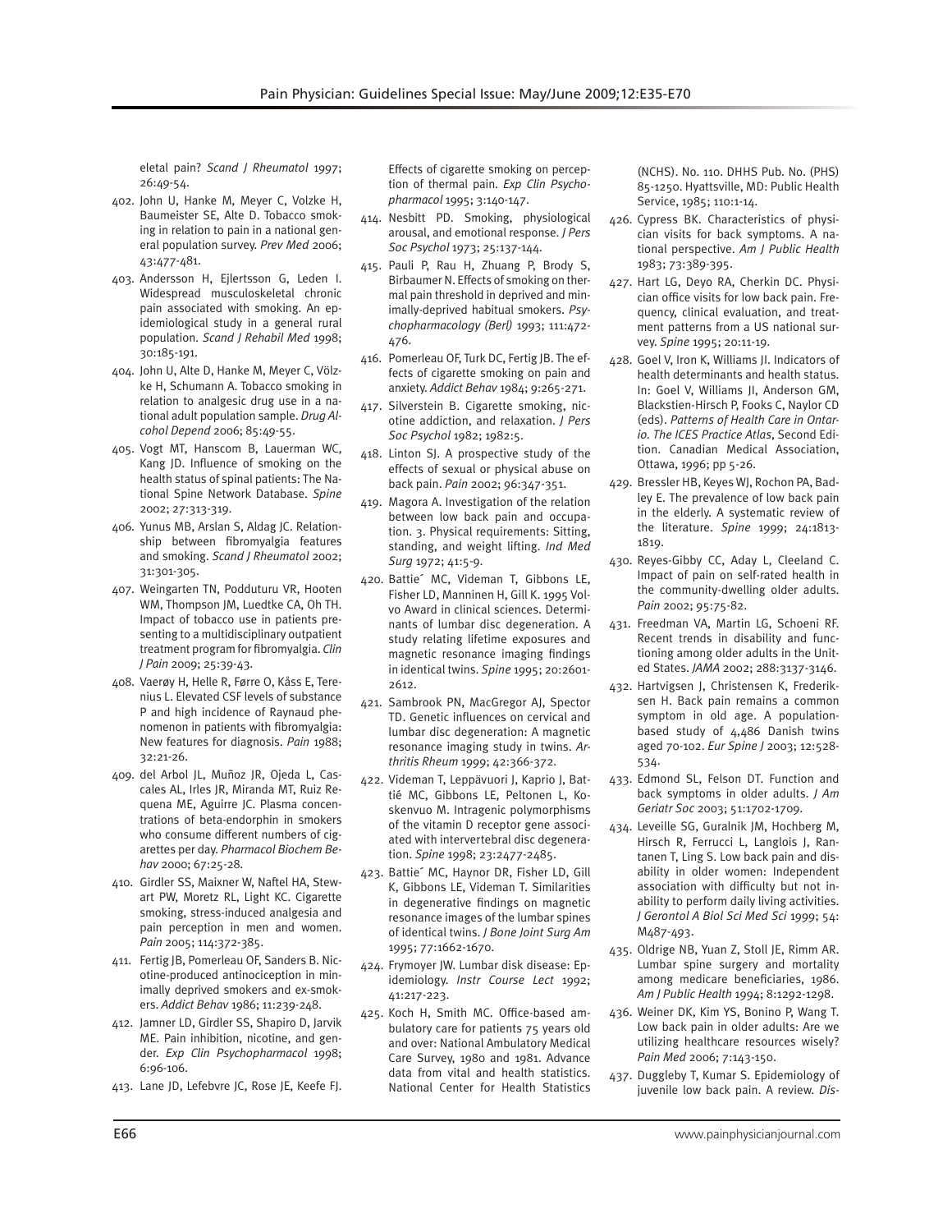eletal pain? *Scand J Rheumatol* 1997; 26:49-54.

402. John U, Hanke M, Meyer C, Volzke H, Baumeister SE, Alte D. Tobacco smoking in relation to pain in a national general population survey. *Prev Med* 2006; 43:477-481.
403. Andersson H, Ejlertsson G, Leden I. Widespread musculoskeletal chronic pain associated with smoking. An epidemiological study in a general rural population. *Scand J Rehabil Med* 1998; 30:185-191.
404. John U, Alte D, Hanke M, Meyer C, Völzke H, Schumann A. Tobacco smoking in relation to analgesic drug use in a national adult population sample. *Drug Alcohol Depend* 2006; 85:49-55.
405. Vogt MT, Hanscom B, Lauerman WC, Kang JD. Influence of smoking on the health status of spinal patients: The National Spine Network Database. *Spine* 2002; 27:313-319.
406. Yunus MB, Arslan S, Aldag JC. Relationship between fibromyalgia features and smoking. *Scand J Rheumatol* 2002; 31:301-305.
407. Weingarten TN, Podduturu VR, Hooten WM, Thompson JM, Luedtke CA, Oh TH. Impact of tobacco use in patients presenting to a multidisciplinary outpatient treatment program for fibromyalgia. *Clin J Pain* 2009; 25:39-43.
408. Vaerøy H, Helle R, Førre O, Kåss E, Terenius L. Elevated CSF levels of substance P and high incidence of Raynaud phenomenon in patients with fibromyalgia: New features for diagnosis. *Pain* 1988; 32:21-26.
409. del Arbol JL, Muñoz JR, Ojeda L, Cascales AL, Irles JR, Miranda MT, Ruiz Requena ME, Aguirre JC. Plasma concentrations of beta-endorphin in smokers who consume different numbers of cigarettes per day. *Pharmacol Biochem Behav* 2000; 67:25-28.
410. Girdler SS, Maixner W, Naftel HA, Stewart PW, Moretz RL, Light KC. Cigarette smoking, stress-induced analgesia and pain perception in men and women. *Pain* 2005; 114:372-385.
411. Fertig JB, Pomerleau OF, Sanders B. Nicotine-produced antinociception in minimally deprived smokers and ex-smokers. *Addict Behav* 1986; 11:239-248.
412. Jamner LD, Girdler SS, Shapiro D, Jarvik ME. Pain inhibition, nicotine, and gender. *Exp Clin Psychopharmacol* 1998; 6:96-106.
413. Lane JD, Lefebvre JC, Rose JE, Keefe FJ. Effects of cigarette smoking on perception of thermal pain. *Exp Clin Psychopharmacol* 1995; 3:140-147.
414. Nesbitt PD. Smoking, physiological arousal, and emotional response. *J Pers Soc Psychol* 1973; 25:137-144.
415. Pauli P, Rau H, Zhuang P, Brody S, Birbaumer N. Effects of smoking on thermal pain threshold in deprived and minimally-deprived habitual smokers. *Psychopharmacology (Berl)* 1993; 111:472-476.
416. Pomerleau OF, Turk DC, Fertig JB. The effects of cigarette smoking on pain and anxiety. *Addict Behav* 1984; 9:265-271.
417. Silverstein B. Cigarette smoking, nicotine addiction, and relaxation. *J Pers Soc Psychol* 1982; 1982:5.
418. Linton SJ. A prospective study of the effects of sexual or physical abuse on back pain. *Pain* 2002; 96:347-351.
419. Magora A. Investigation of the relation between low back pain and occupation. 3. Physical requirements: Sitting, standing, and weight lifting. *Ind Med Surg* 1972; 41:5-9.
420. Battie´ MC, Videman T, Gibbons LE, Fisher LD, Manninen H, Gill K. 1995 Volvo Award in clinical sciences. Determinants of lumbar disc degeneration. A study relating lifetime exposures and magnetic resonance imaging findings in identical twins. *Spine* 1995; 20:2601-2612.
421. Sambrook PN, MacGregor AJ, Spector TD. Genetic influences on cervical and lumbar disc degeneration: A magnetic resonance imaging study in twins. *Arthritis Rheum* 1999; 42:366-372.
422. Videman T, Leppävuori J, Kaprio J, Battié MC, Gibbons LE, Peltonen L, Koskenvuo M. Intragenic polymorphisms of the vitamin D receptor gene associated with intervertebral disc degeneration. *Spine* 1998; 23:2477-2485.
423. Battie´ MC, Haynor DR, Fisher LD, Gill K, Gibbons LE, Videman T. Similarities in degenerative findings on magnetic resonance images of the lumbar spines of identical twins. *J Bone Joint Surg Am* 1995; 77:1662-1670.
424. Frymoyer JW. Lumbar disk disease: Epidemiology. *Instr Course Lect* 1992; 41:217-223.
425. Koch H, Smith MC. Office-based ambulatory care for patients 75 years old and over: National Ambulatory Medical Care Survey, 1980 and 1981. Advance data from vital and health statistics. National Center for Health Statistics (NCHS). No. 110. DHHS Pub. No. (PHS) 85-1250. Hyattsville, MD: Public Health Service, 1985; 110:1-14.
426. Cypress BK. Characteristics of physician visits for back symptoms. A national perspective. *Am J Public Health* 1983; 73:389-395.
427. Hart LG, Deyo RA, Cherkin DC. Physician office visits for low back pain. Frequency, clinical evaluation, and treatment patterns from a US national survey. *Spine* 1995; 20:11-19.
428. Goel V, Iron K, Williams JI. Indicators of health determinants and health status. In: Goel V, Williams JI, Anderson GM, Blackstien-Hirsch P, Fooks C, Naylor CD (eds). *Patterns of Health Care in Ontario. The ICES Practice Atlas*, Second Edition. Canadian Medical Association, Ottawa, 1996; pp 5-26.
429. Bressler HB, Keyes WJ, Rochon PA, Badley E. The prevalence of low back pain in the elderly. A systematic review of the literature. *Spine* 1999; 24:1813-1819.
430. Reyes-Gibby CC, Aday L, Cleeland C. Impact of pain on self-rated health in the community-dwelling older adults. *Pain* 2002; 95:75-82.
431. Freedman VA, Martin LG, Schoeni RF. Recent trends in disability and functioning among older adults in the United States. *JAMA* 2002; 288:3137-3146.
432. Hartvigsen J, Christensen K, Frederiksen H. Back pain remains a common symptom in old age. A population-based study of 4,486 Danish twins aged 70-102. *Eur Spine J* 2003; 12:528-534.
433. Edmond SL, Felson DT. Function and back symptoms in older adults. *J Am Geriatr Soc* 2003; 51:1702-1709.
434. Leveille SG, Guralnik JM, Hochberg M, Hirsch R, Ferrucci L, Langlois J, Rantanen T, Ling S. Low back pain and disability in older women: Independent association with difficulty but not inability to perform daily living activities. *J Gerontol A Biol Sci Med Sci* 1999; 54: M487-493.
435. Oldrige NB, Yuan Z, Stoll JE, Rimm AR. Lumbar spine surgery and mortality among medicare beneficiaries, 1986. *Am J Public Health* 1994; 8:1292-1298.
436. Weiner DK, Kim YS, Bonino P, Wang T. Low back pain in older adults: Are we utilizing healthcare resources wisely? *Pain Med* 2006; 7:143-150.
437. Duggleby T, Kumar S. Epidemiology of juvenile low back pain. A review. *Dis-*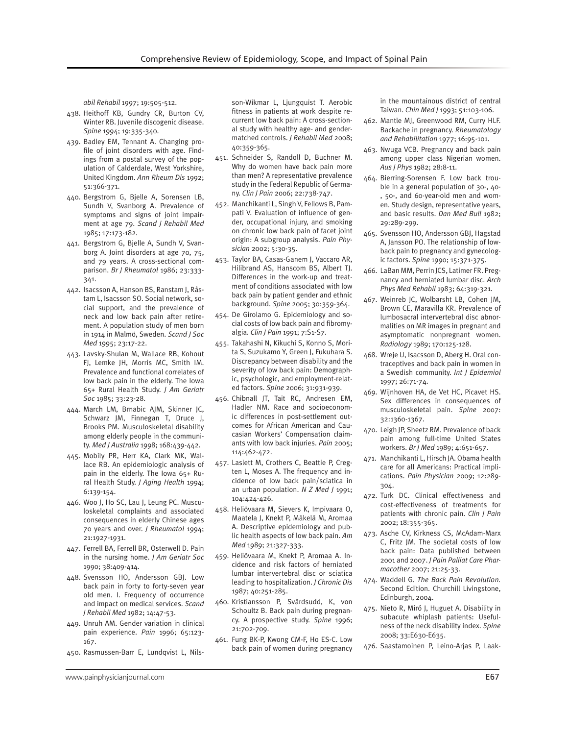*abil Rehabil* 1997; 19:505-512.

438. Heithoff KB, Gundry CR, Burton CV, Winter RB. Juvenile discogenic disease. *Spine* 1994; 19:335-340.
439. Badley EM, Tennant A. Changing profile of joint disorders with age. Findings from a postal survey of the population of Calderdale, West Yorkshire, United Kingdom. *Ann Rheum Dis* 1992; 51:366-371.
440. Bergstrom G, Bjelle A, Sorensen LB, Sundh V, Svanborg A. Prevalence of symptoms and signs of joint impairment at age 79. *Scand J Rehabil Med* 1985; 17:173-182.
441. Bergstrom G, Bjelle A, Sundh V, Svanborg A. Joint disorders at age 70, 75, and 79 years. A cross-sectional comparison. *Br J Rheumatol* 1986; 23:333-341.
442. Isacsson A, Hanson BS, Ranstam J, Råstam L, Isacsson SO. Social network, social support, and the prevalence of neck and low back pain after retirement. A population study of men born in 1914 in Malmö, Sweden. *Scand J Soc Med* 1995; 23:17-22.
443. Lavsky-Shulan M, Wallace RB, Kohout FJ, Lemke JH, Morris MC, Smith IM. Prevalence and functional correlates of low back pain in the elderly. The Iowa 65+ Rural Health Study. *J Am Geriatr Soc* 1985; 33:23-28.
444. March LM, Brnabic AJM, Skinner JC, Schwarz JM, Finnegan T, Druce J, Brooks PM. Musculoskeletal disability among elderly people in the community. *Med J Australia* 1998; 168:439-442.
445. Mobily PR, Herr KA, Clark MK, Wallace RB. An epidemiologic analysis of pain in the elderly. The Iowa 65+ Rural Health Study. *J Aging Health* 1994; 6:139-154.
446. Woo J, Ho SC, Lau J, Leung PC. Musculoskeletal complaints and associated consequences in elderly Chinese ages 70 years and over. *J Rheumatol* 1994; 21:1927-1931.
447. Ferrell BA, Ferrell BR, Osterwell D. Pain in the nursing home. *J Am Geriatr Soc* 1990; 38:409-414.
448. Svensson HO, Andersson GBJ. Low back pain in forty to forty-seven year old men. I. Frequency of occurrence and impact on medical services. *Scand J Rehabil Med* 1982; 14:47-53.
449. Unruh AM. Gender variation in clinical pain experience. *Pain* 1996; 65:123-167.
450. Rasmussen-Barr E, Lundqvist L, Nilsson-Wikmar L, Ljungquist T. Aerobic fitness in patients at work despite recurrent low back pain: A cross-sectional study with healthy age- and gender-matched controls. *J Rehabil Med* 2008; 40:359-365.
451. Schneider S, Randoll D, Buchner M. Why do women have back pain more than men? A representative prevalence study in the Federal Republic of Germany. *Clin J Pain* 2006; 22:738-747.
452. Manchikanti L, Singh V, Fellows B, Pampati V. Evaluation of influence of gender, occupational injury, and smoking on chronic low back pain of facet joint origin: A subgroup analysis. *Pain Physician* 2002; 5:30-35.
453. Taylor BA, Casas-Ganem J, Vaccaro AR, Hilibrand AS, Hanscom BS, Albert TJ. Differences in the work-up and treatment of conditions associated with low back pain by patient gender and ethnic background. *Spine* 2005; 30:359-364.
454. De Girolamo G. Epidemiology and social costs of low back pain and fibromyalgia. *Clin J Pain* 1991; 7:S1-S7.
455. Takahashi N, Kikuchi S, Konno S, Morita S, Suzukamo Y, Green J, Fukuhara S. Discrepancy between disability and the severity of low back pain: Demographic, psychologic, and employment-related factors. *Spine* 2006; 31:931-939.
456. Chibnall JT, Tait RC, Andresen EM, Hadler NM. Race and socioeconomic differences in post-settlement outcomes for African American and Caucasian Workers' Compensation claimants with low back injuries. *Pain* 2005; 114:462-472.
457. Laslett M, Crothers C, Beattie P, Cregten L, Moses A. The frequency and incidence of low back pain/sciatica in an urban population. *N Z Med J* 1991; 104:424-426.
458. Heliövaara M, Sievers K, Impivaara O, Maatela J, Knekt P, Mäkelä M, Aromaa A. Descriptive epidemiology and public health aspects of low back pain. *Am Med* 1989; 21:327-333.
459. Heliövaara M, Knekt P, Aromaa A. Incidence and risk factors of herniated lumbar intervertebral disc or sciatica leading to hospitalization. *J Chronic Dis* 1987; 40:251-285.
460. Kristiansson P, Svärdsudd, K, von Schoultz B. Back pain during pregnancy. A prospective study. *Spine* 1996; 21:702-709.
461. Fung BK-P, Kwong CM-F, Ho ES-C. Low back pain of women during pregnancy in the mountainous district of central Taiwan. *Chin Med J* 1993; 51:103-106.
462. Mantle MJ, Greenwood RM, Curry HLF. Backache in pregnancy. *Rheumatology and Rehabilitation* 1977; 16:95-101.
463. Nwuga VCB. Pregnancy and back pain among upper class Nigerian women. *Aus J Phys* 1982; 28:8-11.
464. Bierring-Sorensen F. Low back trouble in a general population of 30-, 40-, 50-, and 60-year-old men and women. Study design, representative years, and basic results. *Dan Med Bull* 1982; 29:289-299.
465. Svensson HO, Andersson GBJ, Hagstad A, Jansson PO. The relationship of low-back pain to pregnancy and gynecologic factors. *Spine* 1990; 15:371-375.
466. LaBan MM, Perrin JCS, Latimer FR. Pregnancy and herniated lumbar disc. *Arch Phys Med Rehabil* 1983; 64:319-321.
467. Weinreb JC, Wolbarsht LB, Cohen JM, Brown CE, Maravilla KR. Prevalence of lumbosacral intervertebral disc abnormalities on MR images in pregnant and asymptomatic nonpregnant women. *Radiology* 1989; 170:125-128.
468. Wreje U, Isacsson D, Aberg H. Oral contraceptives and back pain in women in a Swedish community. *Int J Epidemiol* 1997; 26:71-74.
469. Wijnhoven HA, de Vet HC, Picavet HS. Sex differences in consequences of musculoskeletal pain. *Spine* 2007: 32:1360-1367.
470. Leigh JP, Sheetz RM. Prevalence of back pain among full-time United States workers. *Br J Med* 1989; 4:651-657.
471. Manchikanti L, Hirsch JA. Obama health care for all Americans: Practical implications. *Pain Physician* 2009; 12:289-304.
472. Turk DC. Clinical effectiveness and cost-effectiveness of treatments for patients with chronic pain. *Clin J Pain* 2002; 18:355-365.
473. Asche CV, Kirkness CS, McAdam-Marx C, Fritz JM. The societal costs of low back pain: Data published between 2001 and 2007. *J Pain Palliat Care Pharmacother* 2007; 21:25-33.
474. Waddell G. *The Back Pain Revolution.* Second Edition. Churchill Livingstone, Edinburgh, 2004.
475. Nieto R, Miró J, Huguet A. Disability in subacute whiplash patients: Usefulness of the neck disability index. *Spine* 2008; 33:E630-E635.
476. Saastamoinen P, Leino-Arjas P, Laak-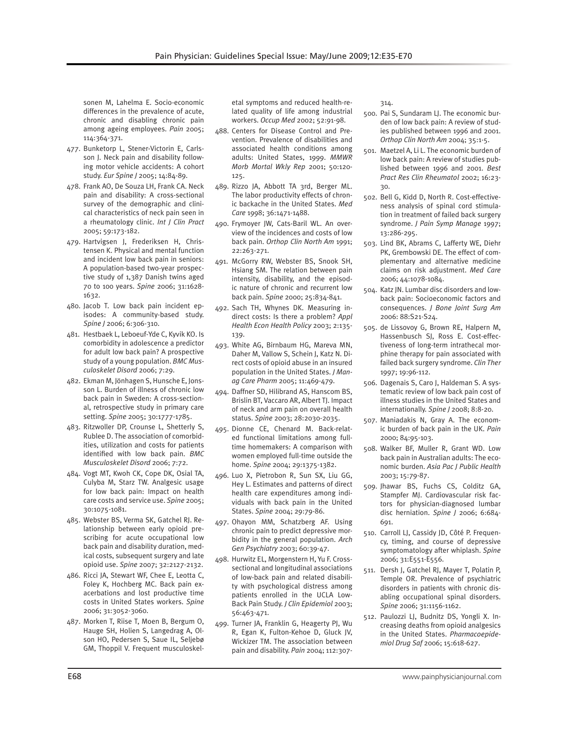sonen M, Lahelma E. Socio-economic differences in the prevalence of acute, chronic and disabling chronic pain among ageing employees. *Pain* 2005; 114:364-371.

477. Bunketorp L, Stener-Victorin E, Carlsson J. Neck pain and disability following motor vehicle accidents: A cohort study. *Eur Spine J* 2005; 14:84-89.
478. Frank AO, De Souza LH, Frank CA. Neck pain and disability: A cross-sectional survey of the demographic and clinical characteristics of neck pain seen in a rheumatology clinic. *Int J Clin Pract* 2005; 59:173-182.
479. Hartvigsen J, Frederiksen H, Christensen K. Physical and mental function and incident low back pain in seniors: A population-based two-year prospective study of 1,387 Danish twins aged 70 to 100 years. *Spine* 2006; 31:1628-1632.
480. Jacob T. Low back pain incident episodes: A community-based study. *Spine J* 2006; 6:306-310.
481. Hestbaek L, Leboeuf-Yde C, Kyvik KO. Is comorbidity in adolescence a predictor for adult low back pain? A prospective study of a young population. *BMC Musculoskelet Disord* 2006; 7:29.
482. Ekman M, Jönhagen S, Hunsche E, Jonsson L. Burden of illness of chronic low back pain in Sweden: A cross-sectional, retrospective study in primary care setting. *Spine* 2005; 30:1777-1785.
483. Ritzwoller DP, Crounse L, Shetterly S, Rublee D. The association of comorbidities, utilization and costs for patients identified with low back pain. *BMC Musculoskelet Disord* 2006; 7:72.
484. Vogt MT, Kwoh CK, Cope DK, Osial TA, Culyba M, Starz TW. Analgesic usage for low back pain: Impact on health care costs and service use. *Spine* 2005; 30:1075-1081.
485. Webster BS, Verma SK, Gatchel RJ. Relationship between early opioid prescribing for acute occupational low back pain and disability duration, medical costs, subsequent surgery and late opioid use. *Spine* 2007; 32:2127-2132.
486. Ricci JA, Stewart WF, Chee E, Leotta C, Foley K, Hochberg MC. Back pain exacerbations and lost productive time costs in United States workers. *Spine* 2006; 31:3052-3060.
487. Morken T, Riise T, Moen B, Bergum O, Hauge SH, Holien S, Langedrag A, Olson HO, Pedersen S, Saue IL, Seljebø GM, Thoppil V. Frequent musculoskeletal symptoms and reduced health-related quality of life among industrial workers. *Occup Med* 2002; 52:91-98.
488. Centers for Disease Control and Prevention. Prevalence of disabilities and associated health conditions among adults: United States, 1999. *MMWR Morb Mortal Wkly Rep* 2001; 50:120-125.
489. Rizzo JA, Abbott TA 3rd, Berger ML. The labor productivity effects of chronic backache in the United States. *Med Care* 1998; 36:1471-1488.
490. Frymoyer JW, Cats-Baril WL. An overview of the incidences and costs of low back pain. *Orthop Clin North Am* 1991; 22:263-271.
491. McGorry RW, Webster BS, Snook SH, Hsiang SM. The relation between pain intensity, disability, and the episodic nature of chronic and recurrent low back pain. *Spine* 2000; 25:834-841.
492. Sach TH, Whynes DK. Measuring indirect costs: Is there a problem? *Appl Health Econ Health Policy* 2003; 2:135-139.
493. White AG, Birnbaum HG, Mareva MN, Daher M, Vallow S, Schein J, Katz N. Direct costs of opioid abuse in an insured population in the United States. *J Manag Care Pharm* 2005; 11:469-479.
494. Daffner SD, Hilibrand AS, Hanscom BS, Brislin BT, Vaccaro AR, Albert TJ. Impact of neck and arm pain on overall health status. *Spine* 2003; 28:2030-2035.
495. Dionne CE, Chenard M. Back-related functional limitations among full-time homemakers: A comparison with women employed full-time outside the home. *Spine* 2004; 29:1375-1382.
496. Luo X, Pietrobon R, Sun SX, Liu GG, Hey L. Estimates and patterns of direct health care expenditures among individuals with back pain in the United States. *Spine* 2004; 29:79-86.
497. Ohayon MM, Schatzberg AF. Using chronic pain to predict depressive morbidity in the general population. *Arch Gen Psychiatry* 2003; 60:39-47.
498. Hurwitz EL, Morgenstern H, Yu F. Cross-sectional and longitudinal associations of low-back pain and related disability with psychological distress among patients enrolled in the UCLA Low-Back Pain Study. *J Clin Epidemiol* 2003; 56:463-471.
499. Turner JA, Franklin G, Heagerty PJ, Wu R, Egan K, Fulton-Kehoe D, Gluck JV, Wickizer TM. The association between pain and disability. *Pain* 2004; 112:307-314.
500. Pai S, Sundaram LJ. The economic burden of low back pain: A review of studies published between 1996 and 2001. *Orthop Clin North Am* 2004; 35:1-5.
501. Maetzel A, Li L. The economic burden of low back pain: A review of studies published between 1996 and 2001. *Best Pract Res Clin Rheumatol* 2002; 16:23-30.
502. Bell G, Kidd D, North R. Cost-effectiveness analysis of spinal cord stimulation in treatment of failed back surgery syndrome. *J Pain Symp Manage* 1997; 13:286-295.
503. Lind BK, Abrams C, Lafferty WE, Diehr PK, Grembowski DE. The effect of complementary and alternative medicine claims on risk adjustment. *Med Care* 2006; 44:1078-1084.
504. Katz JN. Lumbar disc disorders and low-back pain: Socioeconomic factors and consequences. *J Bone Joint Surg Am* 2006: 88:S21-S24.
505. de Lissovoy G, Brown RE, Halpern M, Hassenbusch SJ, Ross E. Cost-effectiveness of long-term intrathecal morphine therapy for pain associated with failed back surgery syndrome. *Clin Ther* 1997; 19:96-112.
506. Dagenais S, Caro J, Haldeman S. A systematic review of low back pain cost of illness studies in the United States and internationally. *Spine J* 2008; 8:8-20.
507. Maniadakis N, Gray A. The economic burden of back pain in the UK. *Pain* 2000; 84:95-103.
508. Walker BF, Muller R, Grant WD. Low back pain in Australian adults: The economic burden. *Asia Pac J Public Health* 2003; 15:79-87.
509. Jhawar BS, Fuchs CS, Colditz GA, Stampfer MJ. Cardiovascular risk factors for physician-diagnosed lumbar disc herniation. *Spine J* 2006; 6:684-691.
510. Carroll LJ, Cassidy JD, Côté P. Frequency, timing, and course of depressive symptomatology after whiplash. *Spine* 2006; 31:E551-E556.
511. Dersh J, Gatchel RJ, Mayer T, Polatin P, Temple OR. Prevalence of psychiatric disorders in patients with chronic disabling occupational spinal disorders. *Spine* 2006; 31:1156-1162.
512. Paulozzi LJ, Budnitz DS, Yongli X. Increasing deaths from opioid analgesics in the United States. *Pharmacoepidemiol Drug Saf* 2006; 15:618-627.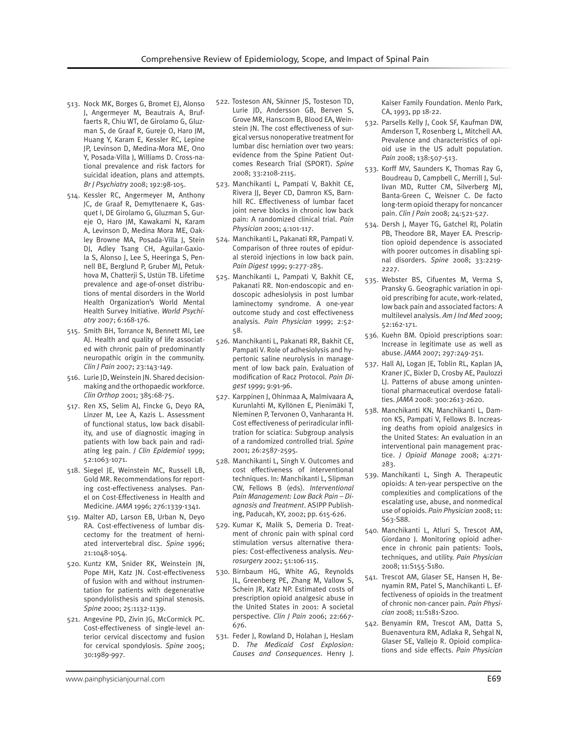513. Nock MK, Borges G, Bromet EJ, Alonso J, Angermeyer M, Beautrais A, Bruffaerts R, Chiu WT, de Girolamo G, Gluzman S, de Graaf R, Gureje O, Haro JM, Huang Y, Karam E, Kessler RC, Lepine JP, Levinson D, Medina-Mora ME, Ono Y, Posada-Villa J, Williams D. Cross-national prevalence and risk factors for suicidal ideation, plans and attempts. *Br J Psychiatry* 2008; 192:98-105.
514. Kessler RC, Angermeyer M, Anthony JC, de Graaf R, Demyttenaere K, Gasquet I, DE Girolamo G, Gluzman S, Gureje O, Haro JM, Kawakami N, Karam A, Levinson D, Medina Mora ME, Oakley Browne MA, Posada-Villa J, Stein DJ, Adley Tsang CH, Aguilar-Gaxiola S, Alonso J, Lee S, Heeringa S, Pennell BE, Berglund P, Gruber MJ, Petukhova M, Chatterji S, Ustün TB. Lifetime prevalence and age-of-onset distributions of mental disorders in the World Health Organization's World Mental Health Survey Initiative. *World Psychiatry* 2007; 6:168-176.
515. Smith BH, Torrance N, Bennett MI, Lee AJ. Health and quality of life associated with chronic pain of predominantly neuropathic origin in the community. *Clin J Pain* 2007; 23:143-149.
516. Lurie JD, Weinstein JN. Shared decision-making and the orthopaedic workforce. *Clin Orthop* 2001; 385:68-75.
517. Ren XS, Selim AJ, Fincke G, Deyo RA, Linzer M, Lee A, Kazis L. Assessment of functional status, low back disability, and use of diagnostic imaging in patients with low back pain and radiating leg pain. *J Clin Epidemiol* 1999; 52:1063-1071.
518. Siegel JE, Weinstein MC, Russell LB, Gold MR. Recommendations for reporting cost-effectiveness analyses. Panel on Cost-Effectiveness in Health and Medicine. *JAMA* 1996; 276:1339-1341.
519. Malter AD, Larson EB, Urban N, Deyo RA. Cost-effectiveness of lumbar discectomy for the treatment of herniated intervertebral disc. *Spine* 1996; 21:1048-1054.
520. Kuntz KM, Snider RK, Weinstein JN, Pope MH, Katz JN. Cost-effectiveness of fusion with and without instrumentation for patients with degenerative spondylolisthesis and spinal stenosis. *Spine* 2000; 25:1132-1139.
521. Angevine PD, Zivin JG, McCormick PC. Cost-effectiveness of single-level anterior cervical discectomy and fusion for cervical spondylosis. *Spine* 2005; 30:1989-997.
522. Tosteson AN, Skinner JS, Tosteson TD, Lurie JD, Andersson GB, Berven S, Grove MR, Hanscom B, Blood EA, Weinstein JN. The cost effectiveness of surgical versus nonoperative treatment for lumbar disc herniation over two years: evidence from the Spine Patient Outcomes Research Trial (SPORT). *Spine* 2008; 33:2108-2115.
523. Manchikanti L, Pampati V, Bakhit CE, Rivera JJ, Beyer CD, Damron KS, Barnhill RC. Effectiveness of lumbar facet joint nerve blocks in chronic low back pain: A randomized clinical trial. *Pain Physician* 2001; 4:101-117.
524. Manchikanti L, Pakanati RR, Pampati V. Comparison of three routes of epidural steroid injections in low back pain. *Pain Digest* 1999; 9:277-285.
525. Manchikanti L, Pampati V, Bakhit CE, Pakanati RR. Non-endoscopic and endoscopic adhesiolysis in post lumbar laminectomy syndrome. A one-year outcome study and cost effectiveness analysis. *Pain Physician* 1999; 2:52-58.
526. Manchikanti L, Pakanati RR, Bakhit CE, Pampati V. Role of adhesiolysis and hypertonic saline neurolysis in management of low back pain. Evaluation of modification of Racz Protocol. *Pain Digest* 1999; 9:91-96.
527. Karppinen J, Ohinmaa A, Malmivaara A, Kurunlahti M, Kyllönen E, Pienimäki T, Nieminen P, Tervonen O, Vanharanta H. Cost effectiveness of periradicular infiltration for sciatica: Subgroup analysis of a randomized controlled trial. *Spine* 2001; 26:2587-2595.
528. Manchikanti L, Singh V. Outcomes and cost effectiveness of interventional techniques. In: Manchikanti L, Slipman CW, Fellows B (eds). *Interventional Pain Management: Low Back Pain – Diagnosis and Treatment*. ASIPP Publishing, Paducah, KY, 2002; pp. 615-626.
529. Kumar K, Malik S, Demeria D. Treatment of chronic pain with spinal cord stimulation versus alternative therapies: Cost-effectiveness analysis. *Neurosurgery* 2002; 51:106-115.
530. Birnbaum HG, White AG, Reynolds JL, Greenberg PE, Zhang M, Vallow S, Schein JR, Katz NP. Estimated costs of prescription opioid analgesic abuse in the United States in 2001: A societal perspective. *Clin J Pain* 2006; 22:667-676.
531. Feder J, Rowland D, Holahan J, Heslam D. *The Medicaid Cost Explosion: Causes and Consequences*. Henry J. Kaiser Family Foundation. Menlo Park, CA, 1993, pp 18-22.
532. Parsells Kelly J, Cook SF, Kaufman DW, Amderson T, Rosenberg L, Mitchell AA. Prevalence and characteristics of opioid use in the US adult population. *Pain* 2008; 138:507-513.
533. Korff MV, Saunders K, Thomas Ray G, Boudreau D, Campbell C, Merrill J, Sullivan MD, Rutter CM, Silverberg MJ, Banta-Green C, Weisner C. De facto long-term opioid therapy for noncancer pain. *Clin J Pain* 2008; 24:521-527.
534. Dersh J, Mayer TG, Gatchel RJ, Polatin PB, Theodore BR, Mayer EA. Prescription opioid dependence is associated with poorer outcomes in disabling spinal disorders. *Spine* 2008; 33:2219-2227.
535. Webster BS, Cifuentes M, Verma S, Pransky G. Geographic variation in opioid prescribing for acute, work-related, low back pain and associated factors: A multilevel analysis. *Am J Ind Med* 2009; 52:162-171.
536. Kuehn BM. Opioid prescriptions soar: Increase in legitimate use as well as abuse. *JAMA* 2007; 297:249-251.
537. Hall AJ, Logan JE, Toblin RL, Kaplan JA, Kraner JC, Bixler D, Crosby AE, Paulozzi LJ. Patterns of abuse among unintentional pharmaceutical overdose fatalities. *JAMA* 2008: 300:2613-2620.
538. Manchikanti KN, Manchikanti L, Damron KS, Pampati V, Fellows B. Increasing deaths from opioid analgesics in the United States: An evaluation in an interventional pain management practice. *J Opioid Manage* 2008; 4:271-283.
539. Manchikanti L, Singh A. Therapeutic opioids: A ten-year perspective on the complexities and complications of the escalating use, abuse, and nonmedical use of opioids. *Pain Physician* 2008; 11: S63-S88.
540. Manchikanti L, Atluri S, Trescot AM, Giordano J. Monitoring opioid adherence in chronic pain patients: Tools, techniques, and utility. *Pain Physician* 2008; 11:S155-S180.
541. Trescot AM, Glaser SE, Hansen H, Benyamin RM, Patel S, Manchikanti L. Effectiveness of opioids in the treatment of chronic non-cancer pain. *Pain Physician* 2008; 11:S181-S200.
542. Benyamin RM, Trescot AM, Datta S, Buenaventura RM, Adlaka R, Sehgal N, Glaser SE, Vallejo R. Opioid complications and side effects. *Pain Physician*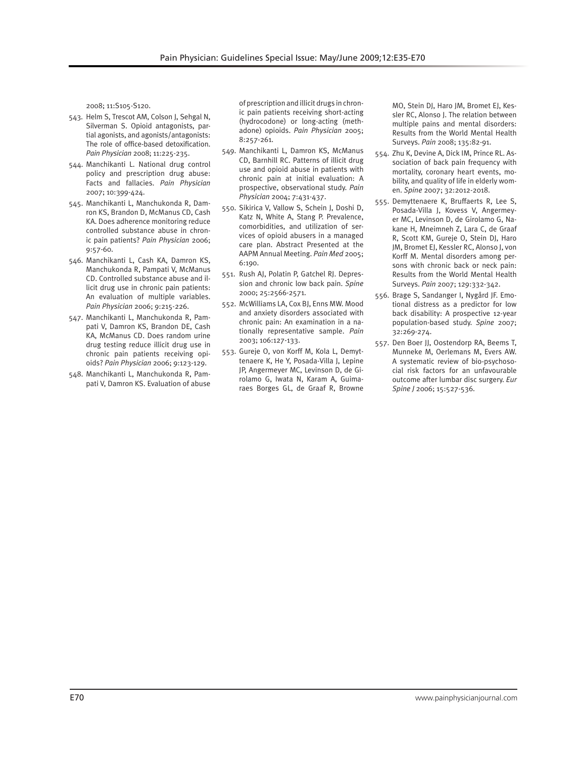2008; 11:S105-S120.

543. Helm S, Trescot AM, Colson J, Sehgal N, Silverman S. Opioid antagonists, partial agonists, and agonists/antagonists: The role of office-based detoxification. *Pain Physician* 2008; 11:225-235.
544. Manchikanti L. National drug control policy and prescription drug abuse: Facts and fallacies. *Pain Physician* 2007; 10:399-424.
545. Manchikanti L, Manchukonda R, Damron KS, Brandon D, McManus CD, Cash KA. Does adherence monitoring reduce controlled substance abuse in chronic pain patients? *Pain Physician* 2006; 9:57-60.
546. Manchikanti L, Cash KA, Damron KS, Manchukonda R, Pampati V, McManus CD. Controlled substance abuse and illicit drug use in chronic pain patients: An evaluation of multiple variables. *Pain Physician* 2006; 9:215-226.
547. Manchikanti L, Manchukonda R, Pampati V, Damron KS, Brandon DE, Cash KA, McManus CD. Does random urine drug testing reduce illicit drug use in chronic pain patients receiving opioids? *Pain Physician* 2006; 9:123-129.
548. Manchikanti L, Manchukonda R, Pampati V, Damron KS. Evaluation of abuse of prescription and illicit drugs in chronic pain patients receiving short-acting (hydrocodone) or long-acting (methadone) opioids. *Pain Physician* 2005; 8:257-261.
549. Manchikanti L, Damron KS, McManus CD, Barnhill RC. Patterns of illicit drug use and opioid abuse in patients with chronic pain at initial evaluation: A prospective, observational study. *Pain Physician* 2004; 7:431-437.
550. Sikirica V, Vallow S, Schein J, Doshi D, Katz N, White A, Stang P. Prevalence, comorbidities, and utilization of services of opioid abusers in a managed care plan. Abstract Presented at the AAPM Annual Meeting. *Pain Med* 2005; 6:190.
551. Rush AJ, Polatin P, Gatchel RJ. Depression and chronic low back pain. *Spine* 2000; 25:2566-2571.
552. McWilliams LA, Cox BJ, Enns MW. Mood and anxiety disorders associated with chronic pain: An examination in a nationally representative sample. *Pain* 2003; 106:127-133.
553. Gureje O, von Korff M, Kola L, Demyttenaere K, He Y, Posada-Villa J, Lepine JP, Angermeyer MC, Levinson D, de Girolamo G, Iwata N, Karam A, Guimaraes Borges GL, de Graaf R, Browne MO, Stein DJ, Haro JM, Bromet EJ, Kessler RC, Alonso J. The relation between multiple pains and mental disorders: Results from the World Mental Health Surveys. *Pain* 2008; 135:82-91.
554. Zhu K, Devine A, Dick IM, Prince RL. Association of back pain frequency with mortality, coronary heart events, mobility, and quality of life in elderly women. *Spine* 2007; 32:2012-2018.
555. Demyttenaere K, Bruffaerts R, Lee S, Posada-Villa J, Kovess V, Angermeyer MC, Levinson D, de Girolamo G, Nakane H, Mneimneh Z, Lara C, de Graaf R, Scott KM, Gureje O, Stein DJ, Haro JM, Bromet EJ, Kessler RC, Alonso J, von Korff M. Mental disorders among persons with chronic back or neck pain: Results from the World Mental Health Surveys. *Pain* 2007; 129:332-342.
556. Brage S, Sandanger I, Nygård JF. Emotional distress as a predictor for low back disability: A prospective 12-year population-based study. *Spine* 2007; 32:269-274.
557. Den Boer JJ, Oostendorp RA, Beems T, Munneke M, Oerlemans M, Evers AW. A systematic review of bio-psychosocial risk factors for an unfavourable outcome after lumbar disc surgery. *Eur Spine J* 2006; 15:527-536.